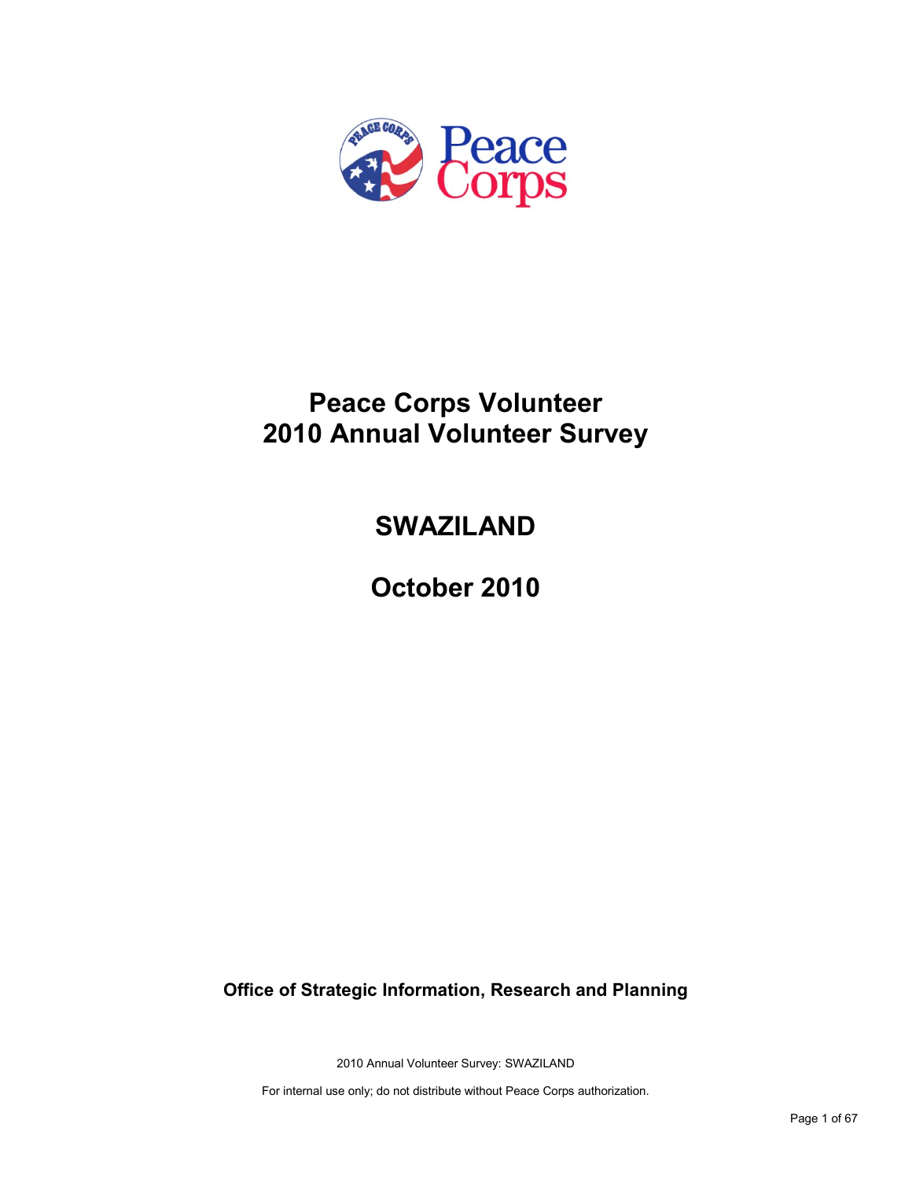# Peace Corps Volunteer
# 2010 Annual Volunteer Survey

## SWAZILAND

## October 2010

**Office of Strategic Information, Research and Planning**

2010 Annual Volunteer Survey: SWAZILAND

For internal use only; do not distribute without Peace Corps authorization.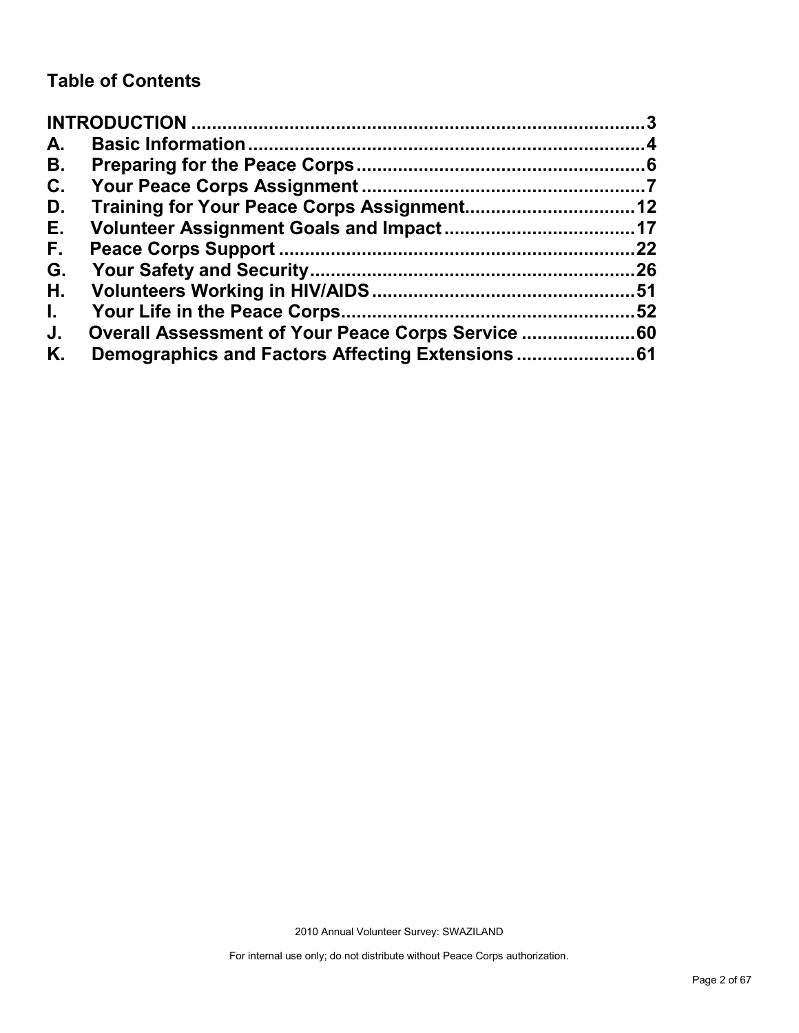## Table of Contents

**INTRODUCTION** .......................................................................................3
**A. Basic Information**............................................................................4
**B. Preparing for the Peace Corps**......................................................6
**C. Your Peace Corps Assignment**......................................................7
**D. Training for Your Peace Corps Assignment**................................12
**E. Volunteer Assignment Goals and Impact**....................................17
**F. Peace Corps Support**...................................................................22
**G. Your Safety and Security**.............................................................26
**H. Volunteers Working in HIV/AIDS**.................................................51
**I. Your Life in the Peace Corps**........................................................52
**J. Overall Assessment of Your Peace Corps Service**.....................60
**K. Demographics and Factors Affecting Extensions**......................61

2010 Annual Volunteer Survey: SWAZILAND

For internal use only; do not distribute without Peace Corps authorization.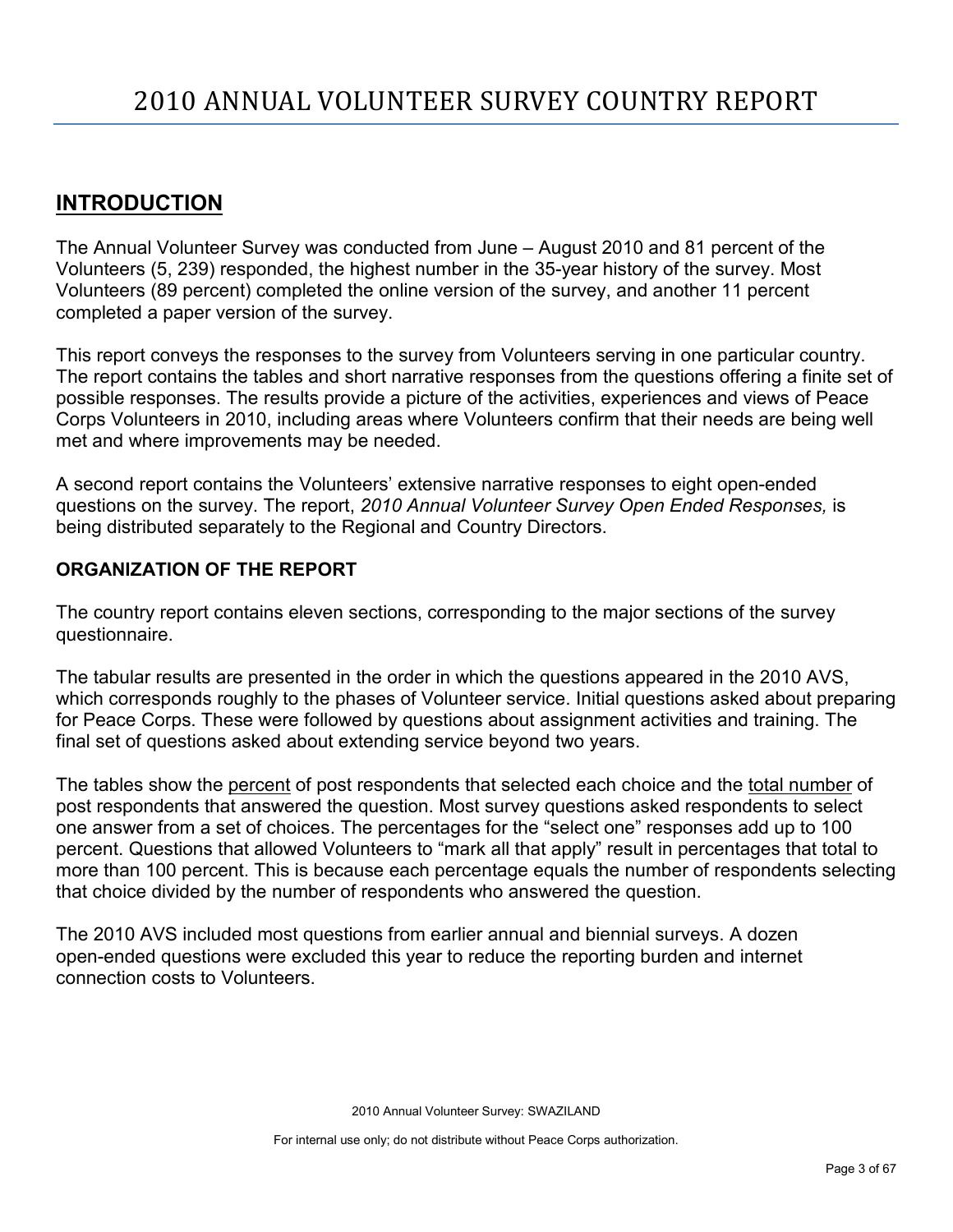# 2010 ANNUAL VOLUNTEER SURVEY COUNTRY REPORT

## INTRODUCTION

The Annual Volunteer Survey was conducted from June – August 2010 and 81 percent of the Volunteers (5, 239) responded, the highest number in the 35-year history of the survey. Most Volunteers (89 percent) completed the online version of the survey, and another 11 percent completed a paper version of the survey.

This report conveys the responses to the survey from Volunteers serving in one particular country. The report contains the tables and short narrative responses from the questions offering a finite set of possible responses. The results provide a picture of the activities, experiences and views of Peace Corps Volunteers in 2010, including areas where Volunteers confirm that their needs are being well met and where improvements may be needed.

A second report contains the Volunteers' extensive narrative responses to eight open-ended questions on the survey. The report, *2010 Annual Volunteer Survey Open Ended Responses,* is being distributed separately to the Regional and Country Directors.

### ORGANIZATION OF THE REPORT

The country report contains eleven sections, corresponding to the major sections of the survey questionnaire.

The tabular results are presented in the order in which the questions appeared in the 2010 AVS, which corresponds roughly to the phases of Volunteer service. Initial questions asked about preparing for Peace Corps. These were followed by questions about assignment activities and training. The final set of questions asked about extending service beyond two years.

The tables show the percent of post respondents that selected each choice and the total number of post respondents that answered the question. Most survey questions asked respondents to select one answer from a set of choices. The percentages for the "select one" responses add up to 100 percent. Questions that allowed Volunteers to "mark all that apply" result in percentages that total to more than 100 percent. This is because each percentage equals the number of respondents selecting that choice divided by the number of respondents who answered the question.

The 2010 AVS included most questions from earlier annual and biennial surveys. A dozen open-ended questions were excluded this year to reduce the reporting burden and internet connection costs to Volunteers.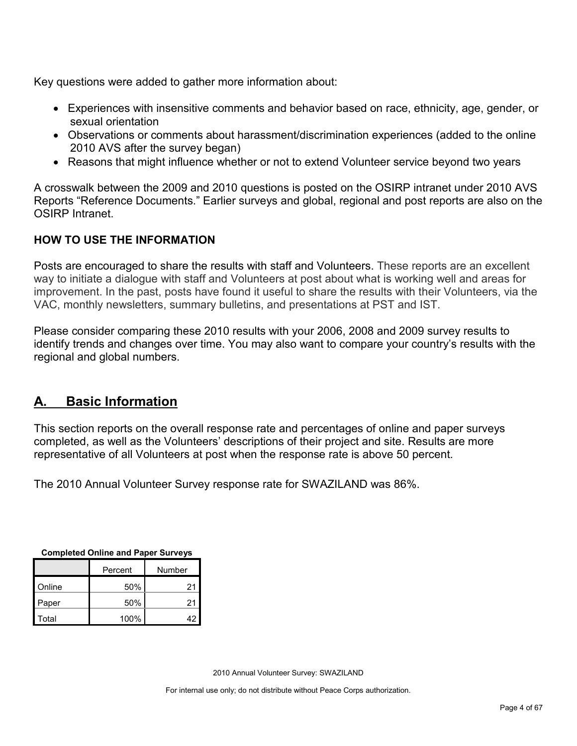Key questions were added to gather more information about:

- Experiences with insensitive comments and behavior based on race, ethnicity, age, gender, or sexual orientation
- Observations or comments about harassment/discrimination experiences (added to the online 2010 AVS after the survey began)
- Reasons that might influence whether or not to extend Volunteer service beyond two years

A crosswalk between the 2009 and 2010 questions is posted on the OSIRP intranet under 2010 AVS Reports "Reference Documents." Earlier surveys and global, regional and post reports are also on the OSIRP Intranet.

### HOW TO USE THE INFORMATION

Posts are encouraged to share the results with staff and Volunteers. These reports are an excellent way to initiate a dialogue with staff and Volunteers at post about what is working well and areas for improvement. In the past, posts have found it useful to share the results with their Volunteers, via the VAC, monthly newsletters, summary bulletins, and presentations at PST and IST.

Please consider comparing these 2010 results with your 2006, 2008 and 2009 survey results to identify trends and changes over time. You may also want to compare your country's results with the regional and global numbers.

## A. Basic Information

This section reports on the overall response rate and percentages of online and paper surveys completed, as well as the Volunteers' descriptions of their project and site. Results are more representative of all Volunteers at post when the response rate is above 50 percent.

The 2010 Annual Volunteer Survey response rate for SWAZILAND was 86%.

**Completed Online and Paper Surveys**

| | Percent | Number |
|---|---|---|
| Online | 50% | 21 |
| Paper | 50% | 21 |
| Total | 100% | 42 |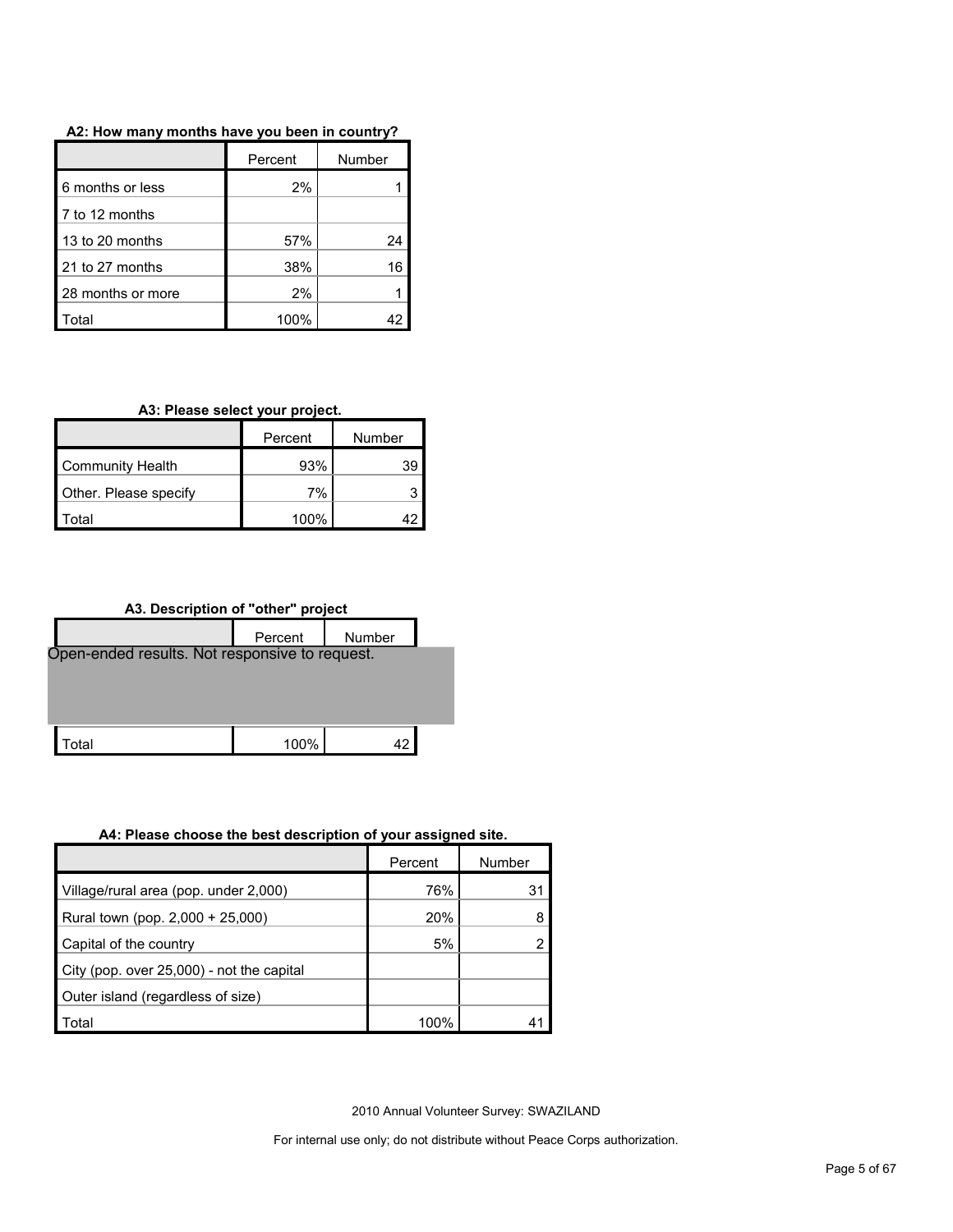**A2: How many months have you been in country?**

| | Percent | Number |
|---|---|---|
| 6 months or less | 2% | 1 |
| 7 to 12 months | | |
| 13 to 20 months | 57% | 24 |
| 21 to 27 months | 38% | 16 |
| 28 months or more | 2% | 1 |
| Total | 100% | 42 |

**A3: Please select your project.**

| | Percent | Number |
|---|---|---|
| Community Health | 93% | 39 |
| Other. Please specify | 7% | 3 |
| Total | 100% | 42 |

**A3. Description of "other" project**

| | Percent | Number |
|---|---|---|
| Open-ended results. Not responsive to request. | | |
| Total | 100% | 42 |

**A4: Please choose the best description of your assigned site.**

| | Percent | Number |
|---|---|---|
| Village/rural area (pop. under 2,000) | 76% | 31 |
| Rural town (pop. 2,000 + 25,000) | 20% | 8 |
| Capital of the country | 5% | 2 |
| City (pop. over 25,000) - not the capital | | |
| Outer island (regardless of size) | | |
| Total | 100% | 41 |

2010 Annual Volunteer Survey: SWAZILAND

For internal use only; do not distribute without Peace Corps authorization.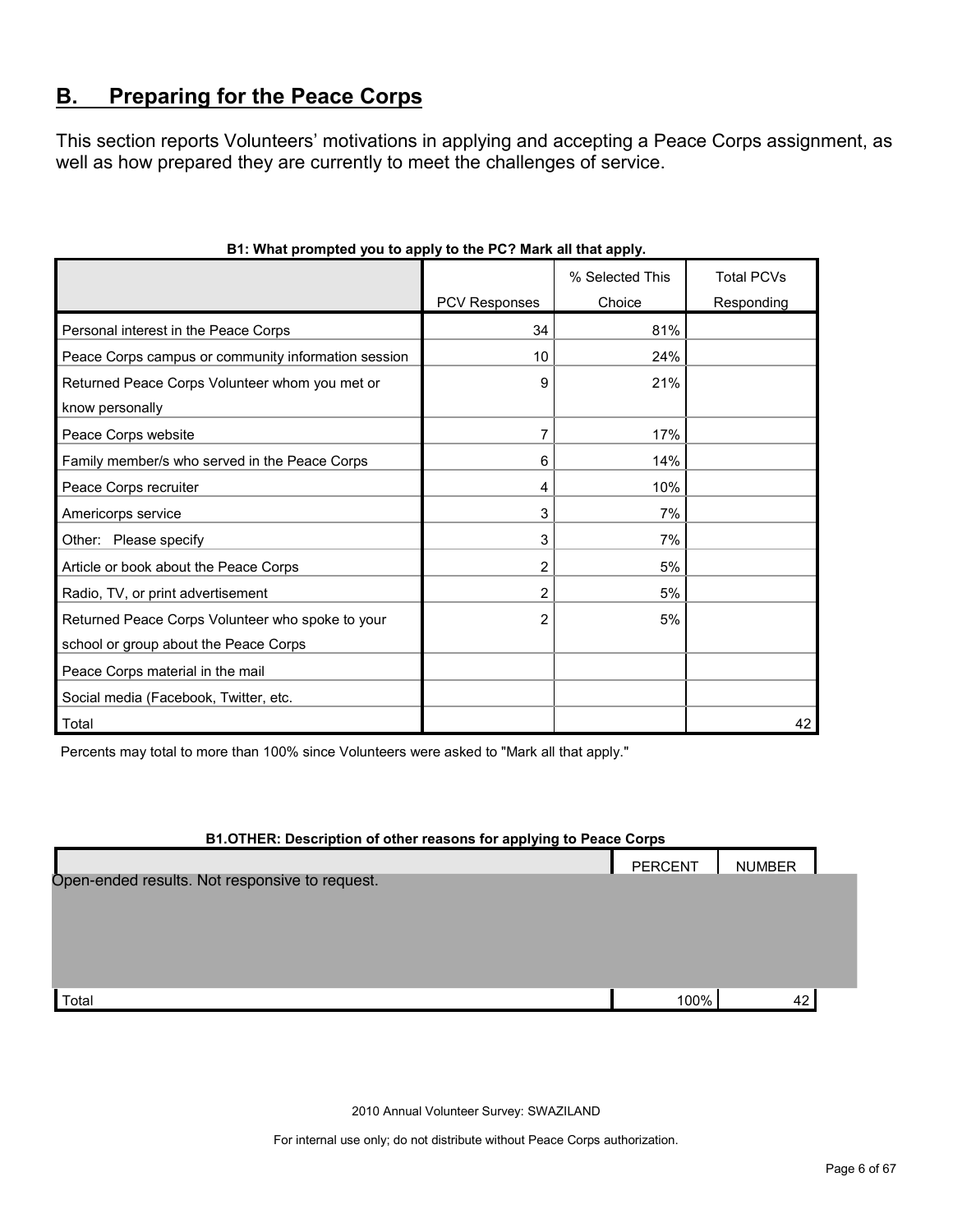## B. Preparing for the Peace Corps

This section reports Volunteers' motivations in applying and accepting a Peace Corps assignment, as well as how prepared they are currently to meet the challenges of service.

**B1: What prompted you to apply to the PC? Mark all that apply.**

| | PCV Responses | % Selected This Choice | Total PCVs Responding |
|---|---|---|---|
| Personal interest in the Peace Corps | 34 | 81% | |
| Peace Corps campus or community information session | 10 | 24% | |
| Returned Peace Corps Volunteer whom you met or know personally | 9 | 21% | |
| Peace Corps website | 7 | 17% | |
| Family member/s who served in the Peace Corps | 6 | 14% | |
| Peace Corps recruiter | 4 | 10% | |
| Americorps service | 3 | 7% | |
| Other: Please specify | 3 | 7% | |
| Article or book about the Peace Corps | 2 | 5% | |
| Radio, TV, or print advertisement | 2 | 5% | |
| Returned Peace Corps Volunteer who spoke to your school or group about the Peace Corps | 2 | 5% | |
| Peace Corps material in the mail | | | |
| Social media (Facebook, Twitter, etc. | | | |
| Total | | | 42 |

Percents may total to more than 100% since Volunteers were asked to "Mark all that apply."

**B1.OTHER: Description of other reasons for applying to Peace Corps**

| | PERCENT | NUMBER |
|---|---|---|
| Open-ended results. Not responsive to request. | | |
| Total | 100% | 42 |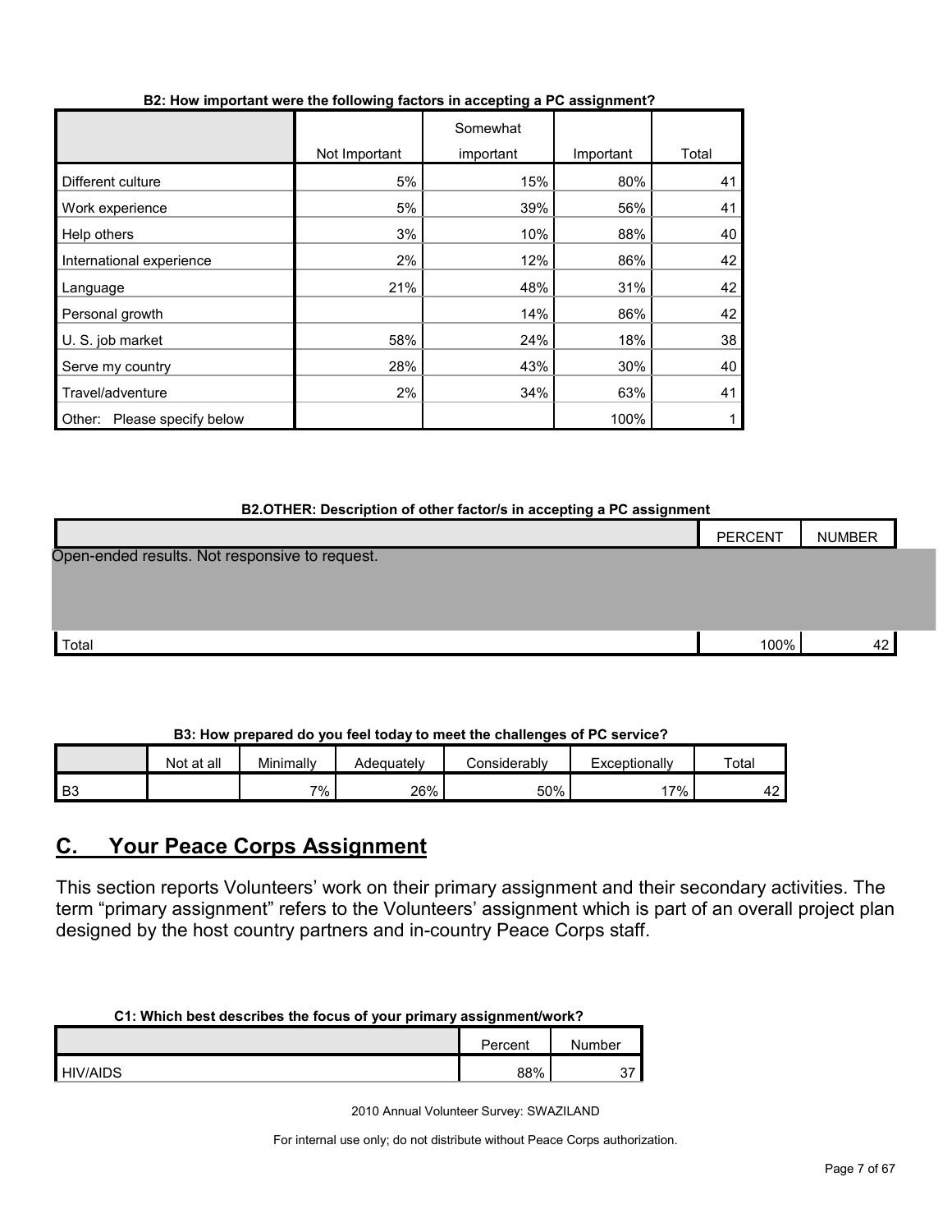**B2: How important were the following factors in accepting a PC assignment?**

| | Not Important | Somewhat important | Important | Total |
|---|---|---|---|---|
| Different culture | 5% | 15% | 80% | 41 |
| Work experience | 5% | 39% | 56% | 41 |
| Help others | 3% | 10% | 88% | 40 |
| International experience | 2% | 12% | 86% | 42 |
| Language | 21% | 48% | 31% | 42 |
| Personal growth | | 14% | 86% | 42 |
| U. S. job market | 58% | 24% | 18% | 38 |
| Serve my country | 28% | 43% | 30% | 40 |
| Travel/adventure | 2% | 34% | 63% | 41 |
| Other: Please specify below | | | 100% | 1 |

**B2.OTHER: Description of other factor/s in accepting a PC assignment**

| | PERCENT | NUMBER |
|---|---|---|
| Open-ended results. Not responsive to request. | | |
| Total | 100% | 42 |

**B3: How prepared do you feel today to meet the challenges of PC service?**

| | Not at all | Minimally | Adequately | Considerably | Exceptionally | Total |
|---|---|---|---|---|---|---|
| B3 | | 7% | 26% | 50% | 17% | 42 |

## C. Your Peace Corps Assignment

This section reports Volunteers' work on their primary assignment and their secondary activities. The term "primary assignment" refers to the Volunteers' assignment which is part of an overall project plan designed by the host country partners and in-country Peace Corps staff.

**C1: Which best describes the focus of your primary assignment/work?**

| | Percent | Number |
|---|---|---|
| HIV/AIDS | 88% | 37 |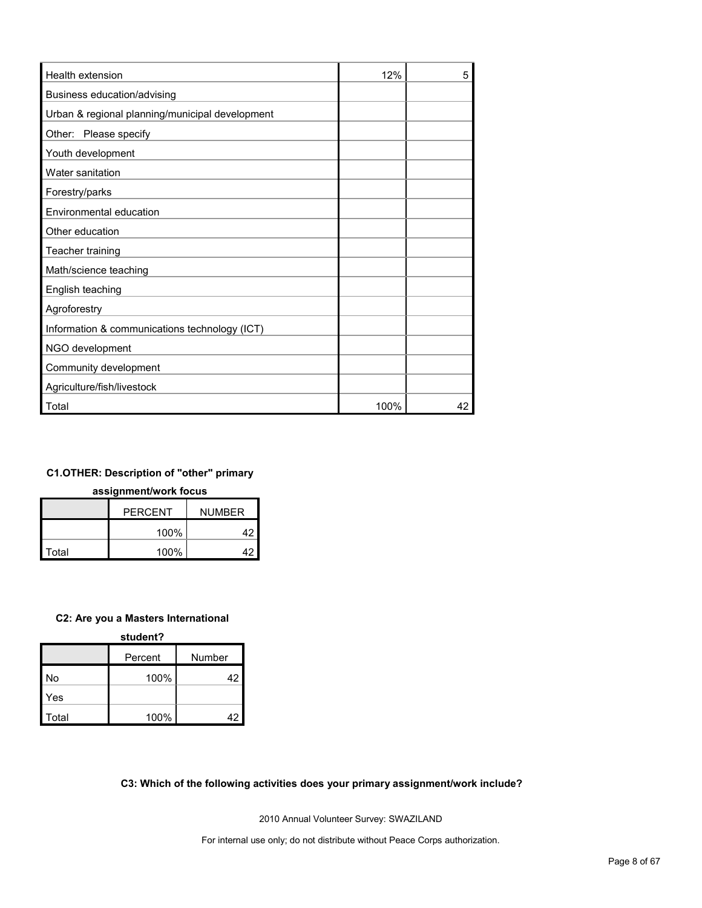| | | |
|---|---|---|
| Health extension | 12% | 5 |
| Business education/advising | | |
| Urban & regional planning/municipal development | | |
| Other: Please specify | | |
| Youth development | | |
| Water sanitation | | |
| Forestry/parks | | |
| Environmental education | | |
| Other education | | |
| Teacher training | | |
| Math/science teaching | | |
| English teaching | | |
| Agroforestry | | |
| Information & communications technology (ICT) | | |
| NGO development | | |
| Community development | | |
| Agriculture/fish/livestock | | |
| Total | 100% | 42 |

**C1.OTHER: Description of "other" primary assignment/work focus**

| | PERCENT | NUMBER |
|---|---|---|
| | 100% | 42 |
| Total | 100% | 42 |

**C2: Are you a Masters International student?**

| | Percent | Number |
|---|---|---|
| No | 100% | 42 |
| Yes | | |
| Total | 100% | 42 |

**C3: Which of the following activities does your primary assignment/work include?**

2010 Annual Volunteer Survey: SWAZILAND

For internal use only; do not distribute without Peace Corps authorization.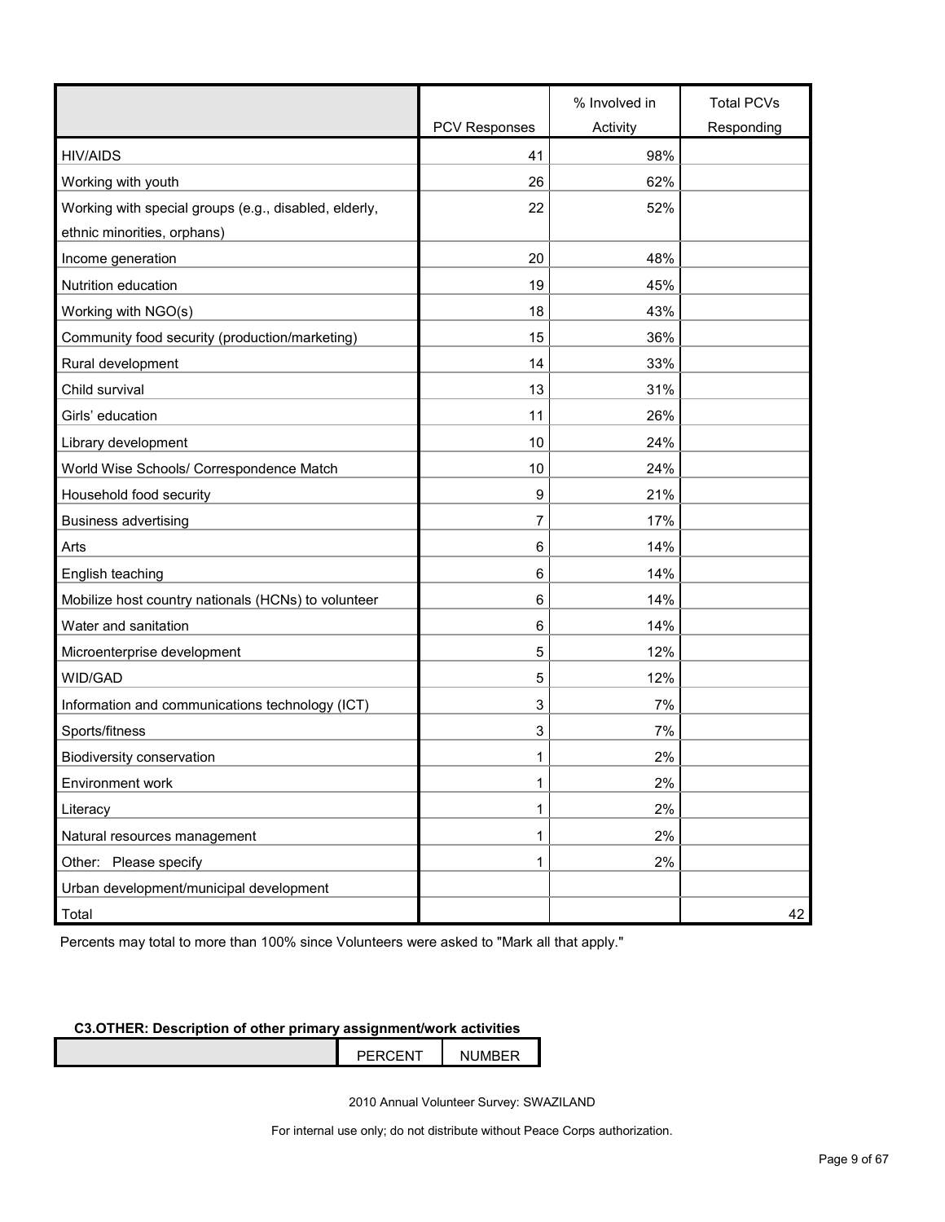| | PCV Responses | % Involved in Activity | Total PCVs Responding |
|---|---|---|---|
| HIV/AIDS | 41 | 98% | |
| Working with youth | 26 | 62% | |
| Working with special groups (e.g., disabled, elderly, ethnic minorities, orphans) | 22 | 52% | |
| Income generation | 20 | 48% | |
| Nutrition education | 19 | 45% | |
| Working with NGO(s) | 18 | 43% | |
| Community food security (production/marketing) | 15 | 36% | |
| Rural development | 14 | 33% | |
| Child survival | 13 | 31% | |
| Girls' education | 11 | 26% | |
| Library development | 10 | 24% | |
| World Wise Schools/ Correspondence Match | 10 | 24% | |
| Household food security | 9 | 21% | |
| Business advertising | 7 | 17% | |
| Arts | 6 | 14% | |
| English teaching | 6 | 14% | |
| Mobilize host country nationals (HCNs) to volunteer | 6 | 14% | |
| Water and sanitation | 6 | 14% | |
| Microenterprise development | 5 | 12% | |
| WID/GAD | 5 | 12% | |
| Information and communications technology (ICT) | 3 | 7% | |
| Sports/fitness | 3 | 7% | |
| Biodiversity conservation | 1 | 2% | |
| Environment work | 1 | 2% | |
| Literacy | 1 | 2% | |
| Natural resources management | 1 | 2% | |
| Other: Please specify | 1 | 2% | |
| Urban development/municipal development | | | |
| Total | | | 42 |

Percents may total to more than 100% since Volunteers were asked to "Mark all that apply."

**C3.OTHER: Description of other primary assignment/work activities**

| | PERCENT | NUMBER |
|---|---|---|

2010 Annual Volunteer Survey: SWAZILAND

For internal use only; do not distribute without Peace Corps authorization.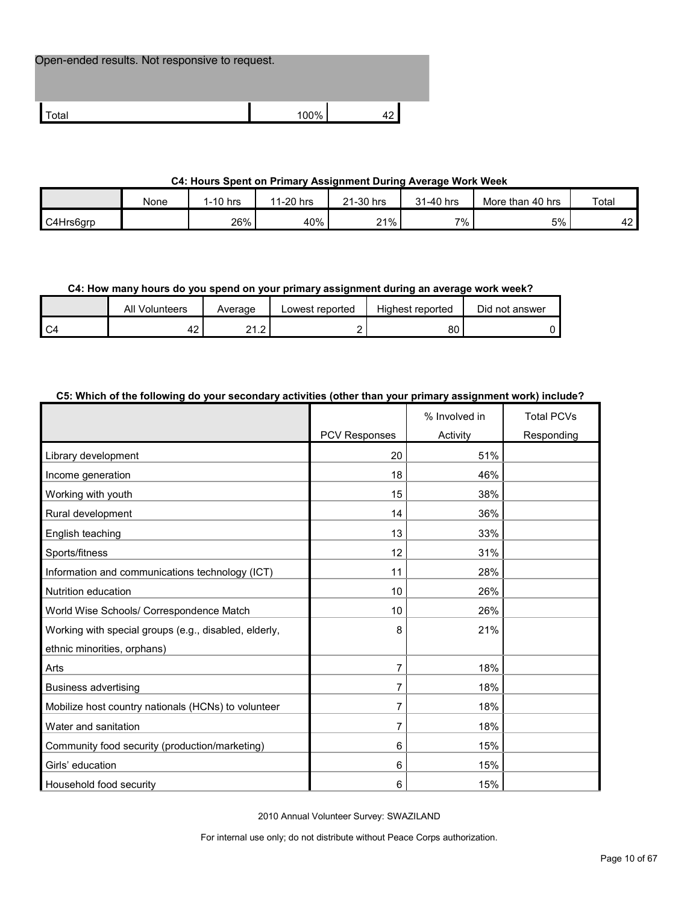| Open-ended results. Not responsive to request. | | |
|---|---|---|
| Total | 100% | 42 |

**C4: Hours Spent on Primary Assignment During Average Work Week**

| | None | 1-10 hrs | 11-20 hrs | 21-30 hrs | 31-40 hrs | More than 40 hrs | Total |
|---|---|---|---|---|---|---|---|
| C4Hrs6grp | | 26% | 40% | 21% | 7% | 5% | 42 |

**C4: How many hours do you spend on your primary assignment during an average work week?**

| | All Volunteers | Average | Lowest reported | Highest reported | Did not answer |
|---|---|---|---|---|---|
| C4 | 42 | 21.2 | 2 | 80 | 0 |

**C5: Which of the following do your secondary activities (other than your primary assignment work) include?**

| | PCV Responses | % Involved in Activity | Total PCVs Responding |
|---|---|---|---|
| Library development | 20 | 51% | |
| Income generation | 18 | 46% | |
| Working with youth | 15 | 38% | |
| Rural development | 14 | 36% | |
| English teaching | 13 | 33% | |
| Sports/fitness | 12 | 31% | |
| Information and communications technology (ICT) | 11 | 28% | |
| Nutrition education | 10 | 26% | |
| World Wise Schools/ Correspondence Match | 10 | 26% | |
| Working with special groups (e.g., disabled, elderly, ethnic minorities, orphans) | 8 | 21% | |
| Arts | 7 | 18% | |
| Business advertising | 7 | 18% | |
| Mobilize host country nationals (HCNs) to volunteer | 7 | 18% | |
| Water and sanitation | 7 | 18% | |
| Community food security (production/marketing) | 6 | 15% | |
| Girls' education | 6 | 15% | |
| Household food security | 6 | 15% | |

2010 Annual Volunteer Survey: SWAZILAND

For internal use only; do not distribute without Peace Corps authorization.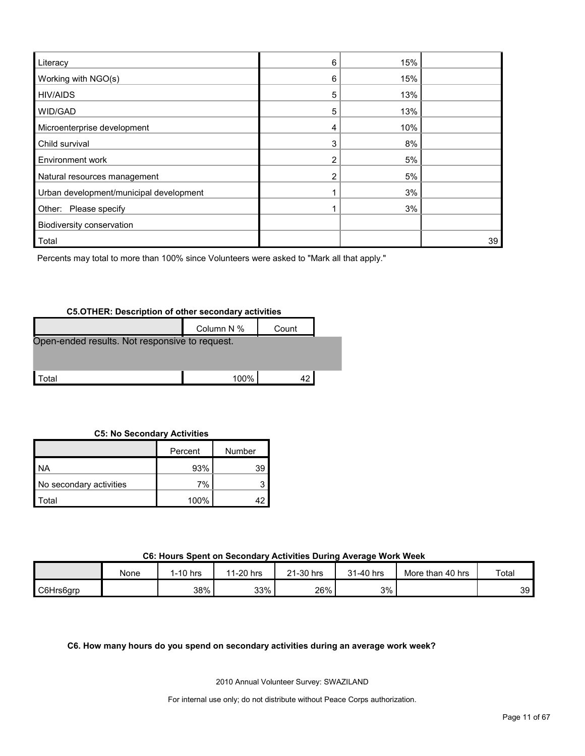| | | | |
|---|---|---|---|
| Literacy | 6 | 15% | |
| Working with NGO(s) | 6 | 15% | |
| HIV/AIDS | 5 | 13% | |
| WID/GAD | 5 | 13% | |
| Microenterprise development | 4 | 10% | |
| Child survival | 3 | 8% | |
| Environment work | 2 | 5% | |
| Natural resources management | 2 | 5% | |
| Urban development/municipal development | 1 | 3% | |
| Other: Please specify | 1 | 3% | |
| Biodiversity conservation | | | |
| Total | | | 39 |

Percents may total to more than 100% since Volunteers were asked to "Mark all that apply."

**C5.OTHER: Description of other secondary activities**

| | Column N % | Count |
|---|---|---|
| Open-ended results. Not responsive to request. | | |
| Total | 100% | 42 |

**C5: No Secondary Activities**

| | Percent | Number |
|---|---|---|
| NA | 93% | 39 |
| No secondary activities | 7% | 3 |
| Total | 100% | 42 |

**C6: Hours Spent on Secondary Activities During Average Work Week**

| | None | 1-10 hrs | 11-20 hrs | 21-30 hrs | 31-40 hrs | More than 40 hrs | Total |
|---|---|---|---|---|---|---|---|
| C6Hrs6grp | | 38% | 33% | 26% | 3% | | 39 |

**C6. How many hours do you spend on secondary activities during an average work week?**

2010 Annual Volunteer Survey: SWAZILAND

For internal use only; do not distribute without Peace Corps authorization.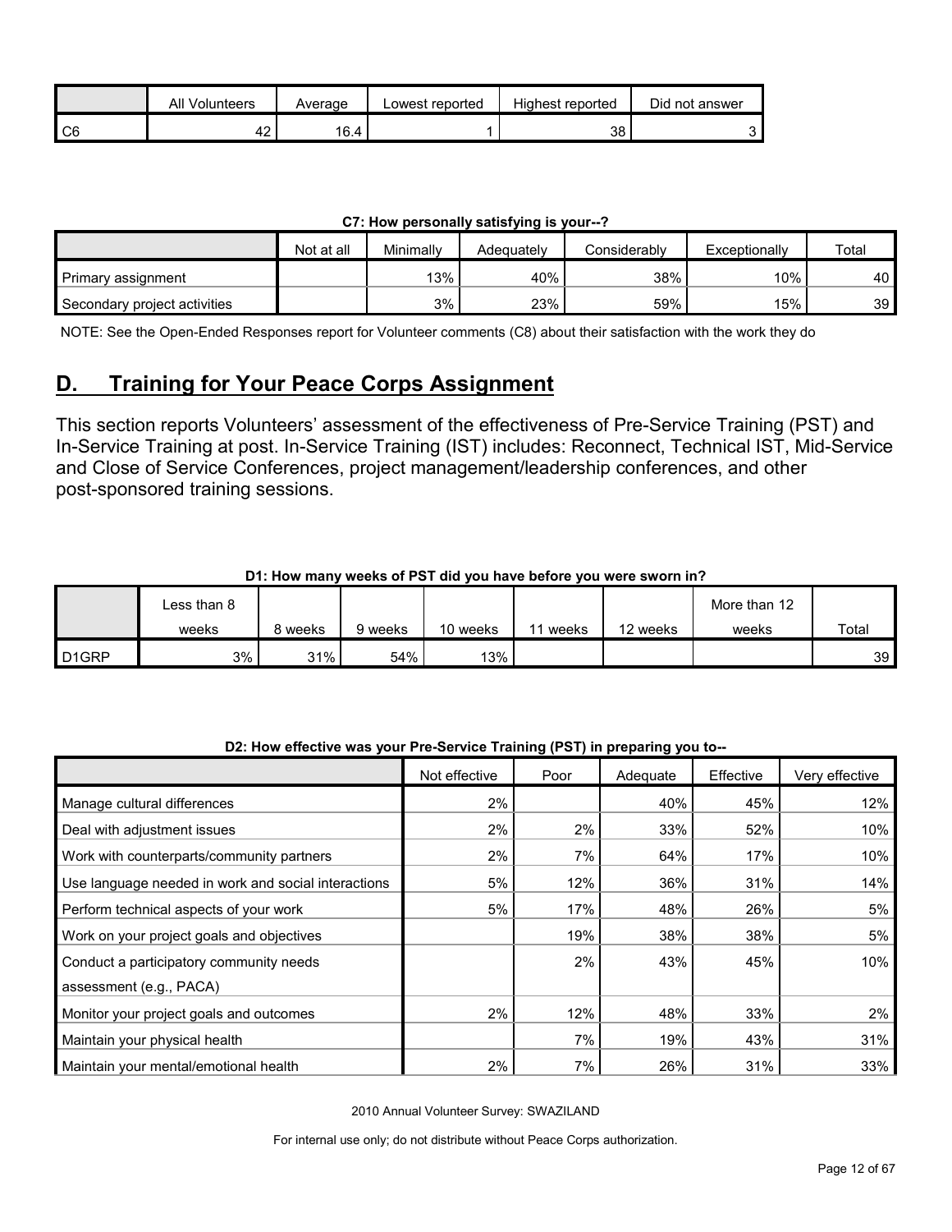| | All Volunteers | Average | Lowest reported | Highest reported | Did not answer |
|---|---|---|---|---|---|
| C6 | 42 | 16.4 | 1 | 38 | 3 |

**C7: How personally satisfying is your--?**

| | Not at all | Minimally | Adequately | Considerably | Exceptionally | Total |
|---|---|---|---|---|---|---|
| Primary assignment | | 13% | 40% | 38% | 10% | 40 |
| Secondary project activities | | 3% | 23% | 59% | 15% | 39 |

NOTE: See the Open-Ended Responses report for Volunteer comments (C8) about their satisfaction with the work they do

## D. Training for Your Peace Corps Assignment

This section reports Volunteers' assessment of the effectiveness of Pre-Service Training (PST) and In-Service Training at post. In-Service Training (IST) includes: Reconnect, Technical IST, Mid-Service and Close of Service Conferences, project management/leadership conferences, and other post-sponsored training sessions.

**D1: How many weeks of PST did you have before you were sworn in?**

| | Less than 8 weeks | 8 weeks | 9 weeks | 10 weeks | 11 weeks | 12 weeks | More than 12 weeks | Total |
|---|---|---|---|---|---|---|---|---|
| D1GRP | 3% | 31% | 54% | 13% | | | | 39 |

**D2: How effective was your Pre-Service Training (PST) in preparing you to--**

| | Not effective | Poor | Adequate | Effective | Very effective |
|---|---|---|---|---|---|
| Manage cultural differences | 2% | | 40% | 45% | 12% |
| Deal with adjustment issues | 2% | 2% | 33% | 52% | 10% |
| Work with counterparts/community partners | 2% | 7% | 64% | 17% | 10% |
| Use language needed in work and social interactions | 5% | 12% | 36% | 31% | 14% |
| Perform technical aspects of your work | 5% | 17% | 48% | 26% | 5% |
| Work on your project goals and objectives | | 19% | 38% | 38% | 5% |
| Conduct a participatory community needs assessment (e.g., PACA) | | 2% | 43% | 45% | 10% |
| Monitor your project goals and outcomes | 2% | 12% | 48% | 33% | 2% |
| Maintain your physical health | | 7% | 19% | 43% | 31% |
| Maintain your mental/emotional health | 2% | 7% | 26% | 31% | 33% |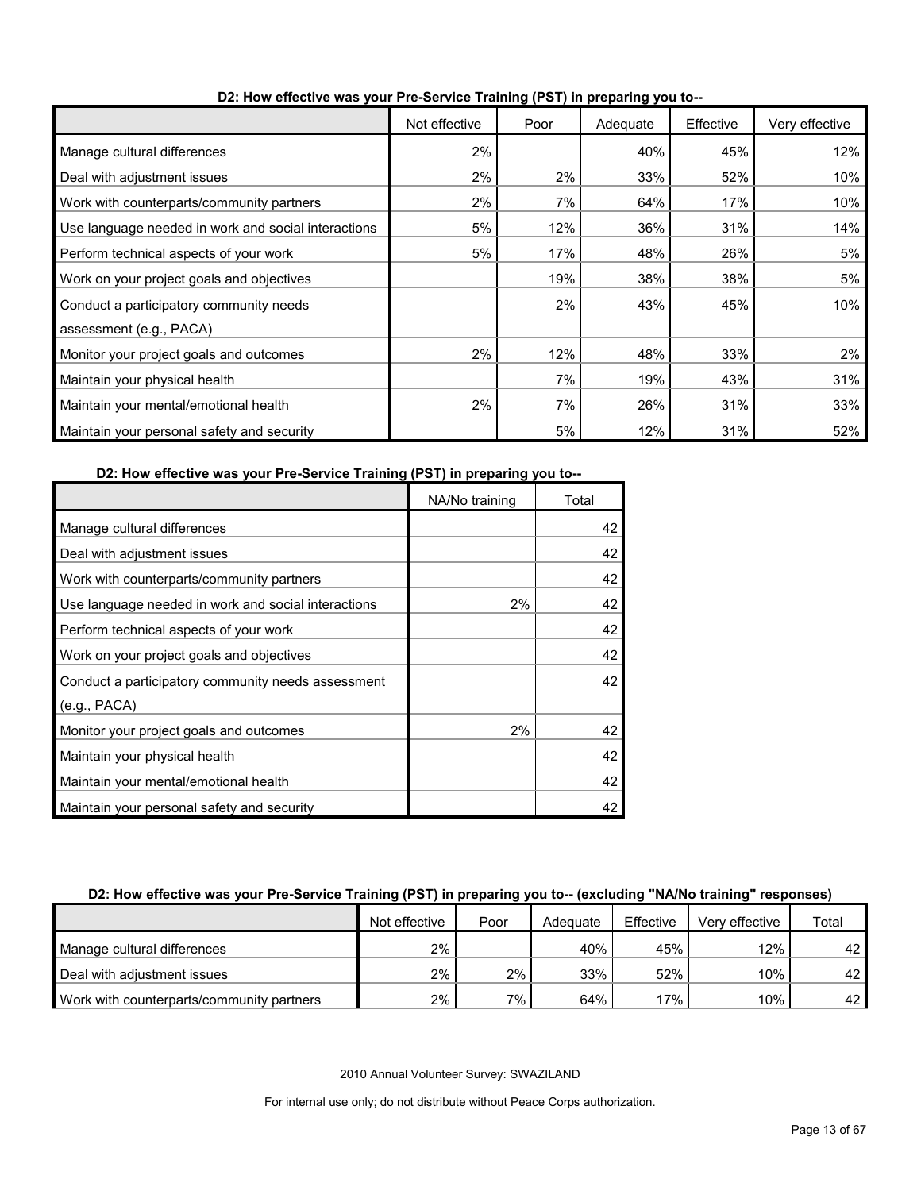**D2: How effective was your Pre-Service Training (PST) in preparing you to--**

| | Not effective | Poor | Adequate | Effective | Very effective |
|---|---|---|---|---|---|
| Manage cultural differences | 2% | | 40% | 45% | 12% |
| Deal with adjustment issues | 2% | 2% | 33% | 52% | 10% |
| Work with counterparts/community partners | 2% | 7% | 64% | 17% | 10% |
| Use language needed in work and social interactions | 5% | 12% | 36% | 31% | 14% |
| Perform technical aspects of your work | 5% | 17% | 48% | 26% | 5% |
| Work on your project goals and objectives | | 19% | 38% | 38% | 5% |
| Conduct a participatory community needs assessment (e.g., PACA) | | 2% | 43% | 45% | 10% |
| Monitor your project goals and outcomes | 2% | 12% | 48% | 33% | 2% |
| Maintain your physical health | | 7% | 19% | 43% | 31% |
| Maintain your mental/emotional health | 2% | 7% | 26% | 31% | 33% |
| Maintain your personal safety and security | | 5% | 12% | 31% | 52% |

**D2: How effective was your Pre-Service Training (PST) in preparing you to--**

| | NA/No training | Total |
|---|---|---|
| Manage cultural differences | | 42 |
| Deal with adjustment issues | | 42 |
| Work with counterparts/community partners | | 42 |
| Use language needed in work and social interactions | 2% | 42 |
| Perform technical aspects of your work | | 42 |
| Work on your project goals and objectives | | 42 |
| Conduct a participatory community needs assessment (e.g., PACA) | | 42 |
| Monitor your project goals and outcomes | 2% | 42 |
| Maintain your physical health | | 42 |
| Maintain your mental/emotional health | | 42 |
| Maintain your personal safety and security | | 42 |

**D2: How effective was your Pre-Service Training (PST) in preparing you to-- (excluding "NA/No training" responses)**

| | Not effective | Poor | Adequate | Effective | Very effective | Total |
|---|---|---|---|---|---|---|
| Manage cultural differences | 2% | | 40% | 45% | 12% | 42 |
| Deal with adjustment issues | 2% | 2% | 33% | 52% | 10% | 42 |
| Work with counterparts/community partners | 2% | 7% | 64% | 17% | 10% | 42 |

2010 Annual Volunteer Survey: SWAZILAND

For internal use only; do not distribute without Peace Corps authorization.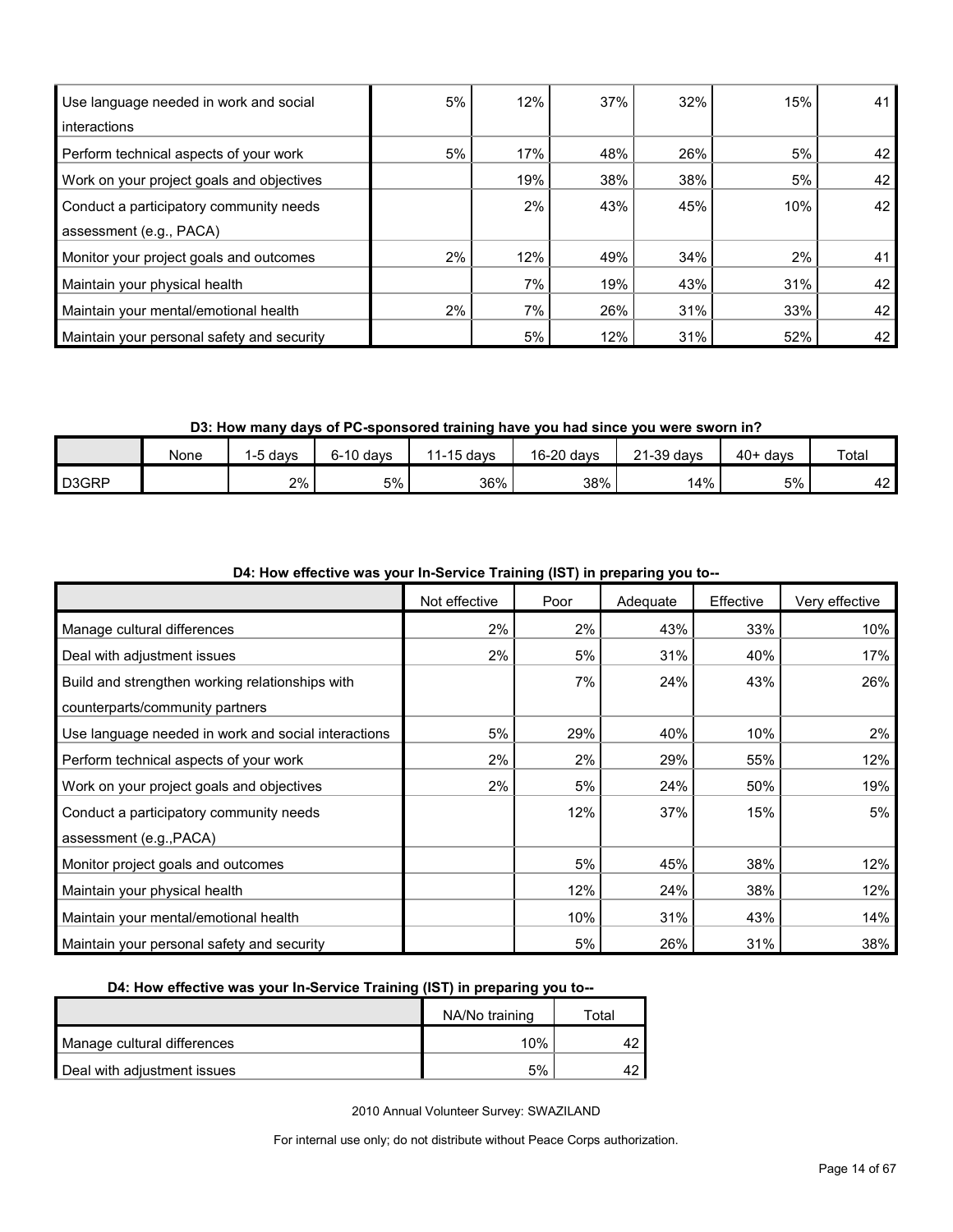| | | | | | | |
|---|---|---|---|---|---|---|
| Use language needed in work and social interactions | 5% | 12% | 37% | 32% | 15% | 41 |
| Perform technical aspects of your work | 5% | 17% | 48% | 26% | 5% | 42 |
| Work on your project goals and objectives | | 19% | 38% | 38% | 5% | 42 |
| Conduct a participatory community needs assessment (e.g., PACA) | | 2% | 43% | 45% | 10% | 42 |
| Monitor your project goals and outcomes | 2% | 12% | 49% | 34% | 2% | 41 |
| Maintain your physical health | | 7% | 19% | 43% | 31% | 42 |
| Maintain your mental/emotional health | 2% | 7% | 26% | 31% | 33% | 42 |
| Maintain your personal safety and security | | 5% | 12% | 31% | 52% | 42 |

**D3: How many days of PC-sponsored training have you had since you were sworn in?**

| | None | 1-5 days | 6-10 days | 11-15 days | 16-20 days | 21-39 days | 40+ days | Total |
|---|---|---|---|---|---|---|---|---|
| D3GRP | | 2% | 5% | 36% | 38% | 14% | 5% | 42 |

**D4: How effective was your In-Service Training (IST) in preparing you to--**

| | Not effective | Poor | Adequate | Effective | Very effective |
|---|---|---|---|---|---|
| Manage cultural differences | 2% | 2% | 43% | 33% | 10% |
| Deal with adjustment issues | 2% | 5% | 31% | 40% | 17% |
| Build and strengthen working relationships with counterparts/community partners | | 7% | 24% | 43% | 26% |
| Use language needed in work and social interactions | 5% | 29% | 40% | 10% | 2% |
| Perform technical aspects of your work | 2% | 2% | 29% | 55% | 12% |
| Work on your project goals and objectives | 2% | 5% | 24% | 50% | 19% |
| Conduct a participatory community needs assessment (e.g.,PACA) | | 12% | 37% | 15% | 5% |
| Monitor project goals and outcomes | | 5% | 45% | 38% | 12% |
| Maintain your physical health | | 12% | 24% | 38% | 12% |
| Maintain your mental/emotional health | | 10% | 31% | 43% | 14% |
| Maintain your personal safety and security | | 5% | 26% | 31% | 38% |

**D4: How effective was your In-Service Training (IST) in preparing you to--**

| | NA/No training | Total |
|---|---|---|
| Manage cultural differences | 10% | 42 |
| Deal with adjustment issues | 5% | 42 |

2010 Annual Volunteer Survey: SWAZILAND

For internal use only; do not distribute without Peace Corps authorization.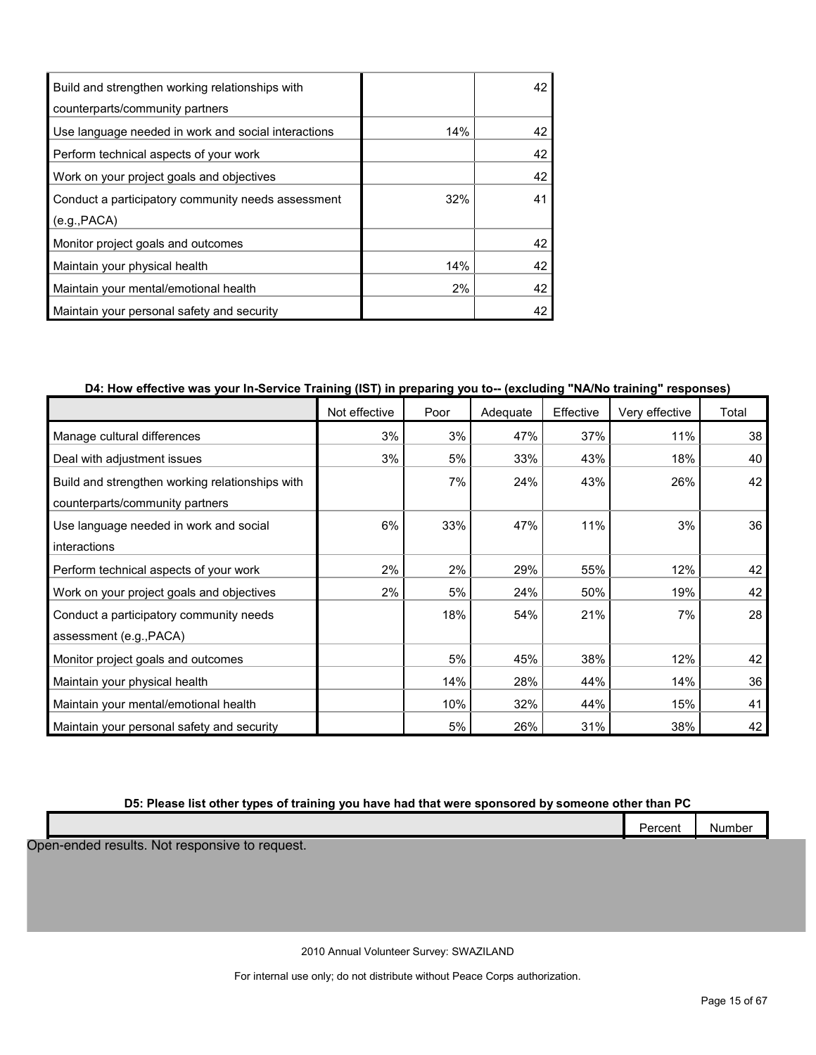| | | |
|---|---|---|
| Build and strengthen working relationships with counterparts/community partners | | 42 |
| Use language needed in work and social interactions | 14% | 42 |
| Perform technical aspects of your work | | 42 |
| Work on your project goals and objectives | | 42 |
| Conduct a participatory community needs assessment (e.g.,PACA) | 32% | 41 |
| Monitor project goals and outcomes | | 42 |
| Maintain your physical health | 14% | 42 |
| Maintain your mental/emotional health | 2% | 42 |
| Maintain your personal safety and security | | 42 |

**D4: How effective was your In-Service Training (IST) in preparing you to-- (excluding "NA/No training" responses)**

| | Not effective | Poor | Adequate | Effective | Very effective | Total |
|---|---|---|---|---|---|---|
| Manage cultural differences | 3% | 3% | 47% | 37% | 11% | 38 |
| Deal with adjustment issues | 3% | 5% | 33% | 43% | 18% | 40 |
| Build and strengthen working relationships with counterparts/community partners | | 7% | 24% | 43% | 26% | 42 |
| Use language needed in work and social interactions | 6% | 33% | 47% | 11% | 3% | 36 |
| Perform technical aspects of your work | 2% | 2% | 29% | 55% | 12% | 42 |
| Work on your project goals and objectives | 2% | 5% | 24% | 50% | 19% | 42 |
| Conduct a participatory community needs assessment (e.g.,PACA) | | 18% | 54% | 21% | 7% | 28 |
| Monitor project goals and outcomes | | 5% | 45% | 38% | 12% | 42 |
| Maintain your physical health | | 14% | 28% | 44% | 14% | 36 |
| Maintain your mental/emotional health | | 10% | 32% | 44% | 15% | 41 |
| Maintain your personal safety and security | | 5% | 26% | 31% | 38% | 42 |

**D5: Please list other types of training you have had that were sponsored by someone other than PC**

| | Percent | Number |
|---|---|---|

Open-ended results. Not responsive to request.

2010 Annual Volunteer Survey: SWAZILAND

For internal use only; do not distribute without Peace Corps authorization.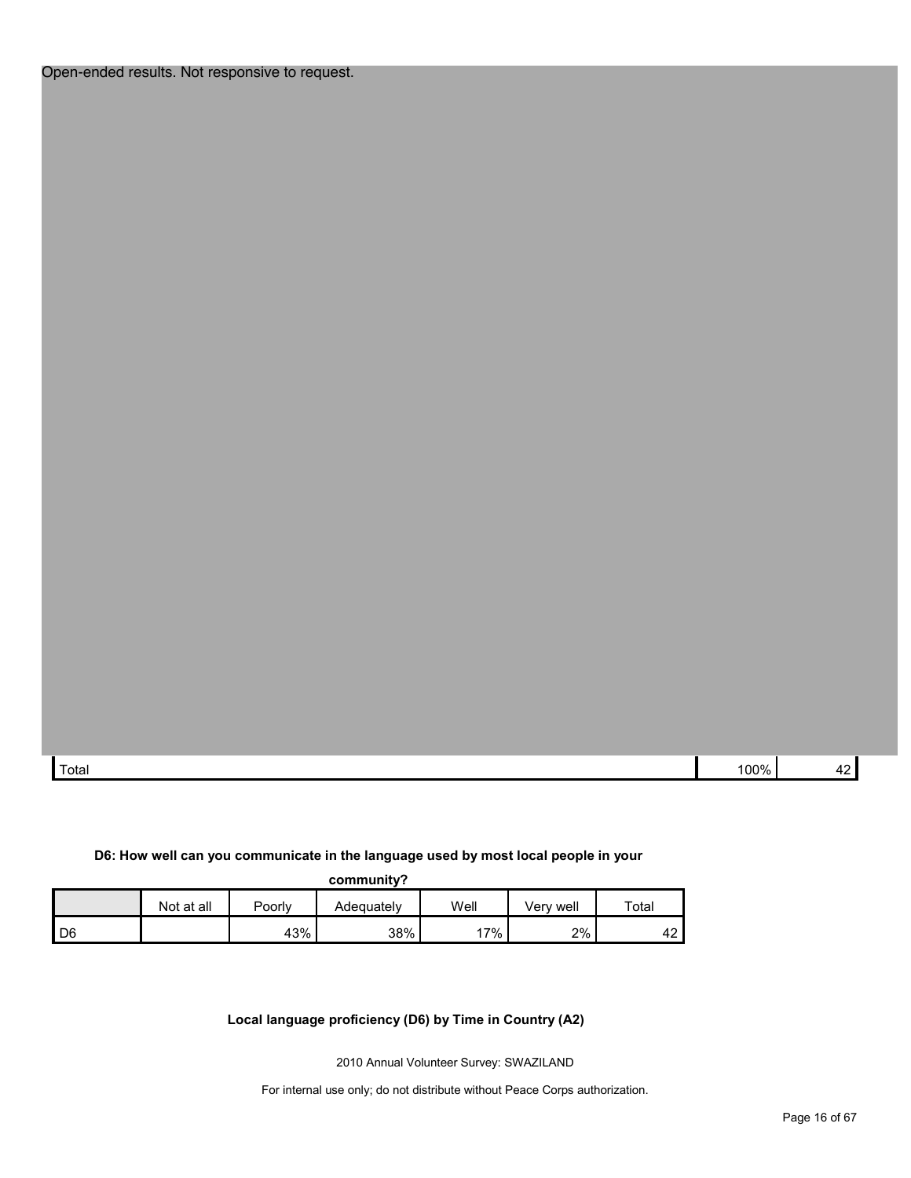Open-ended results. Not responsive to request.

| | | |
|---|---|---|
| Total | 100% | 42 |

**D6: How well can you communicate in the language used by most local people in your community?**

| | Not at all | Poorly | Adequately | Well | Very well | Total |
|---|---|---|---|---|---|---|
| D6 | | 43% | 38% | 17% | 2% | 42 |

**Local language proficiency (D6) by Time in Country (A2)**

2010 Annual Volunteer Survey: SWAZILAND

For internal use only; do not distribute without Peace Corps authorization.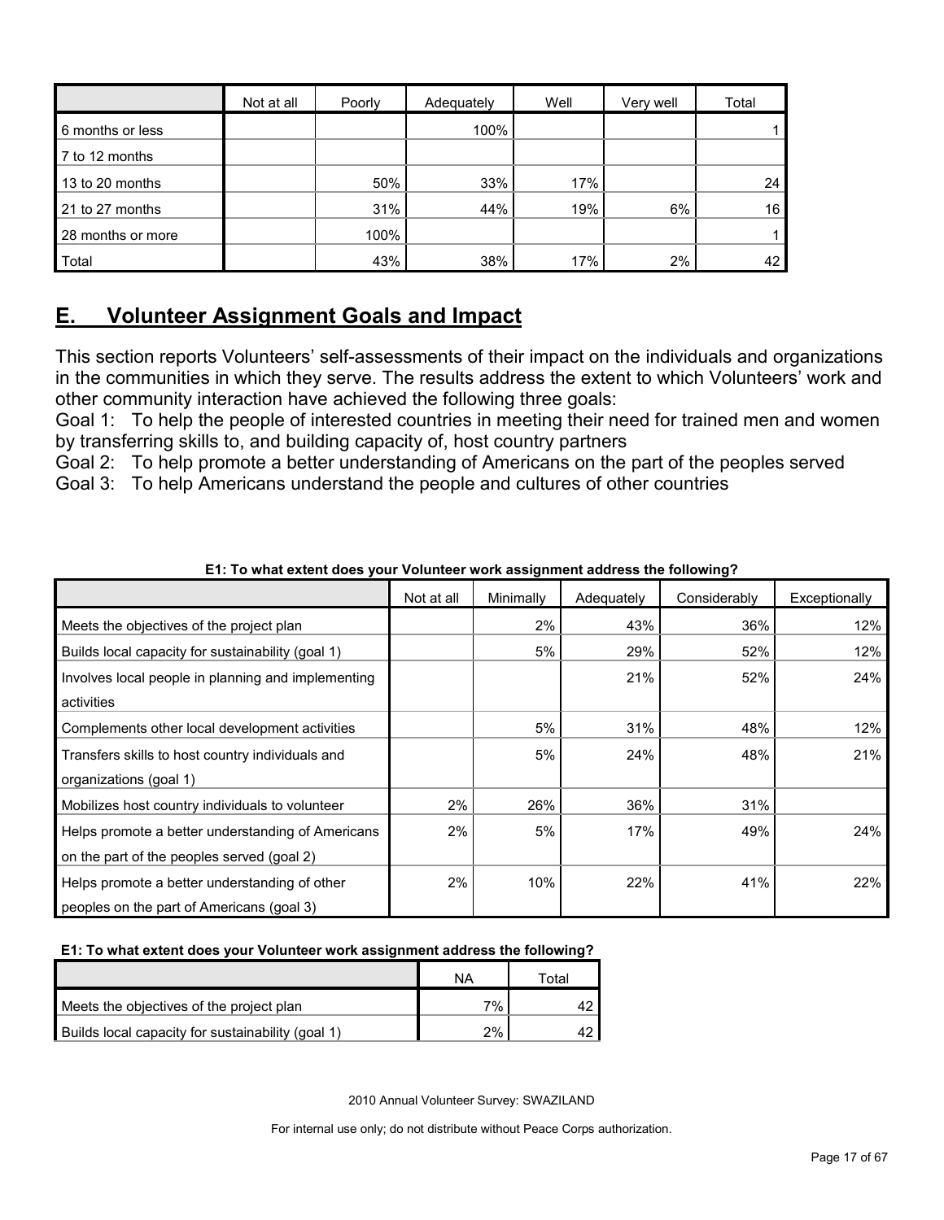| | Not at all | Poorly | Adequately | Well | Very well | Total |
|---|---|---|---|---|---|---|
| 6 months or less | | | 100% | | | 1 |
| 7 to 12 months | | | | | | |
| 13 to 20 months | | 50% | 33% | 17% | | 24 |
| 21 to 27 months | | 31% | 44% | 19% | 6% | 16 |
| 28 months or more | | 100% | | | | 1 |
| Total | | 43% | 38% | 17% | 2% | 42 |

## E. Volunteer Assignment Goals and Impact

This section reports Volunteers' self-assessments of their impact on the individuals and organizations in the communities in which they serve. The results address the extent to which Volunteers' work and other community interaction have achieved the following three goals:

Goal 1: To help the people of interested countries in meeting their need for trained men and women by transferring skills to, and building capacity of, host country partners

Goal 2: To help promote a better understanding of Americans on the part of the peoples served

Goal 3: To help Americans understand the people and cultures of other countries

**E1: To what extent does your Volunteer work assignment address the following?**

| | Not at all | Minimally | Adequately | Considerably | Exceptionally |
|---|---|---|---|---|---|
| Meets the objectives of the project plan | | 2% | 43% | 36% | 12% |
| Builds local capacity for sustainability (goal 1) | | 5% | 29% | 52% | 12% |
| Involves local people in planning and implementing activities | | | 21% | 52% | 24% |
| Complements other local development activities | | 5% | 31% | 48% | 12% |
| Transfers skills to host country individuals and organizations (goal 1) | | 5% | 24% | 48% | 21% |
| Mobilizes host country individuals to volunteer | 2% | 26% | 36% | 31% | |
| Helps promote a better understanding of Americans on the part of the peoples served (goal 2) | 2% | 5% | 17% | 49% | 24% |
| Helps promote a better understanding of other peoples on the part of Americans (goal 3) | 2% | 10% | 22% | 41% | 22% |

**E1: To what extent does your Volunteer work assignment address the following?**

| | NA | Total |
|---|---|---|
| Meets the objectives of the project plan | 7% | 42 |
| Builds local capacity for sustainability (goal 1) | 2% | 42 |

2010 Annual Volunteer Survey: SWAZILAND

For internal use only; do not distribute without Peace Corps authorization.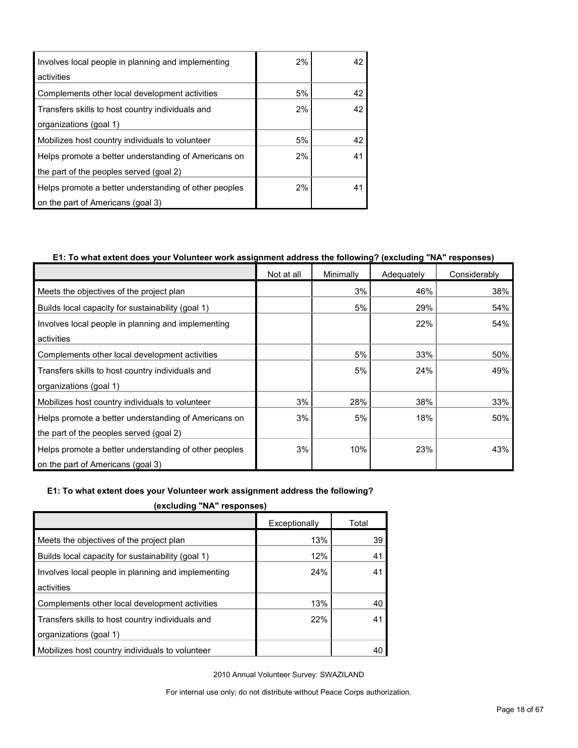| | | |
|---|---|---|
| Involves local people in planning and implementing activities | 2% | 42 |
| Complements other local development activities | 5% | 42 |
| Transfers skills to host country individuals and organizations (goal 1) | 2% | 42 |
| Mobilizes host country individuals to volunteer | 5% | 42 |
| Helps promote a better understanding of Americans on the part of the peoples served (goal 2) | 2% | 41 |
| Helps promote a better understanding of other peoples on the part of Americans (goal 3) | 2% | 41 |

**E1: To what extent does your Volunteer work assignment address the following? (excluding "NA" responses)**

| | Not at all | Minimally | Adequately | Considerably |
|---|---|---|---|---|
| Meets the objectives of the project plan | | 3% | 46% | 38% |
| Builds local capacity for sustainability (goal 1) | | 5% | 29% | 54% |
| Involves local people in planning and implementing activities | | | 22% | 54% |
| Complements other local development activities | | 5% | 33% | 50% |
| Transfers skills to host country individuals and organizations (goal 1) | | 5% | 24% | 49% |
| Mobilizes host country individuals to volunteer | 3% | 28% | 38% | 33% |
| Helps promote a better understanding of Americans on the part of the peoples served (goal 2) | 3% | 5% | 18% | 50% |
| Helps promote a better understanding of other peoples on the part of Americans (goal 3) | 3% | 10% | 23% | 43% |

**E1: To what extent does your Volunteer work assignment address the following? (excluding "NA" responses)**

| | Exceptionally | Total |
|---|---|---|
| Meets the objectives of the project plan | 13% | 39 |
| Builds local capacity for sustainability (goal 1) | 12% | 41 |
| Involves local people in planning and implementing activities | 24% | 41 |
| Complements other local development activities | 13% | 40 |
| Transfers skills to host country individuals and organizations (goal 1) | 22% | 41 |
| Mobilizes host country individuals to volunteer | | 40 |

2010 Annual Volunteer Survey: SWAZILAND

For internal use only; do not distribute without Peace Corps authorization.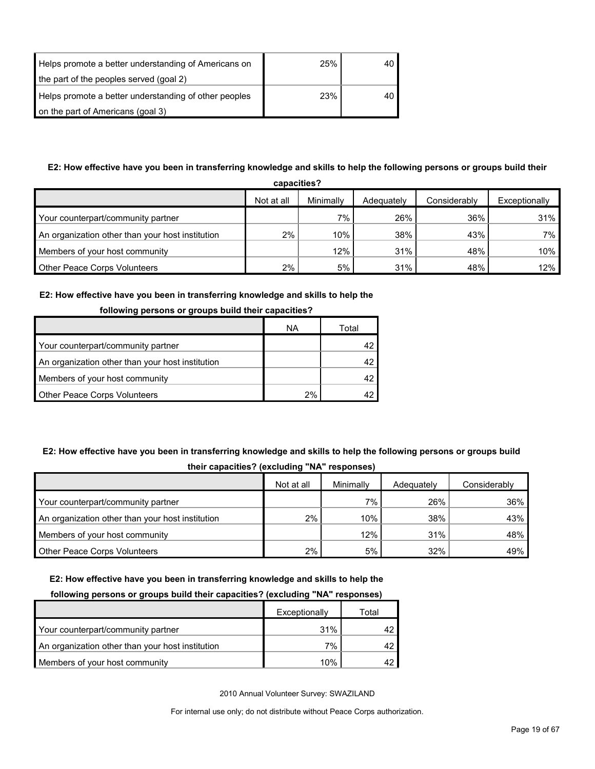| | | |
|---|---|---|
| Helps promote a better understanding of Americans on the part of the peoples served (goal 2) | 25% | 40 |
| Helps promote a better understanding of other peoples on the part of Americans (goal 3) | 23% | 40 |

**E2: How effective have you been in transferring knowledge and skills to help the following persons or groups build their capacities?**

| | Not at all | Minimally | Adequately | Considerably | Exceptionally |
|---|---|---|---|---|---|
| Your counterpart/community partner | | 7% | 26% | 36% | 31% |
| An organization other than your host institution | 2% | 10% | 38% | 43% | 7% |
| Members of your host community | | 12% | 31% | 48% | 10% |
| Other Peace Corps Volunteers | 2% | 5% | 31% | 48% | 12% |

**E2: How effective have you been in transferring knowledge and skills to help the following persons or groups build their capacities?**

| | NA | Total |
|---|---|---|
| Your counterpart/community partner | | 42 |
| An organization other than your host institution | | 42 |
| Members of your host community | | 42 |
| Other Peace Corps Volunteers | 2% | 42 |

**E2: How effective have you been in transferring knowledge and skills to help the following persons or groups build their capacities? (excluding "NA" responses)**

| | Not at all | Minimally | Adequately | Considerably |
|---|---|---|---|---|
| Your counterpart/community partner | | 7% | 26% | 36% |
| An organization other than your host institution | 2% | 10% | 38% | 43% |
| Members of your host community | | 12% | 31% | 48% |
| Other Peace Corps Volunteers | 2% | 5% | 32% | 49% |

**E2: How effective have you been in transferring knowledge and skills to help the following persons or groups build their capacities? (excluding "NA" responses)**

| | Exceptionally | Total |
|---|---|---|
| Your counterpart/community partner | 31% | 42 |
| An organization other than your host institution | 7% | 42 |
| Members of your host community | 10% | 42 |

2010 Annual Volunteer Survey: SWAZILAND

For internal use only; do not distribute without Peace Corps authorization.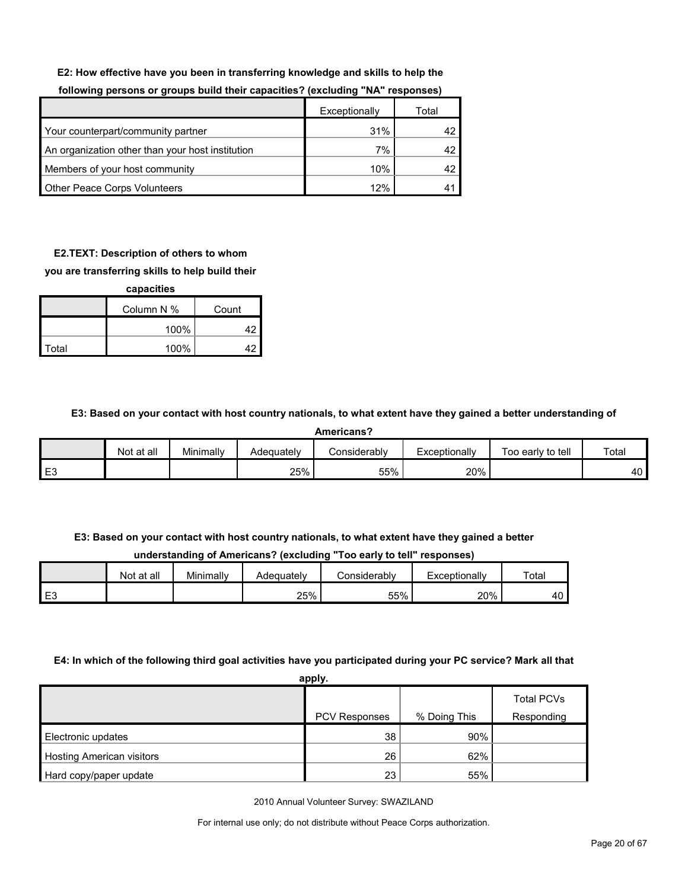**E2: How effective have you been in transferring knowledge and skills to help the following persons or groups build their capacities? (excluding "NA" responses)**

| | Exceptionally | Total |
|---|---|---|
| Your counterpart/community partner | 31% | 42 |
| An organization other than your host institution | 7% | 42 |
| Members of your host community | 10% | 42 |
| Other Peace Corps Volunteers | 12% | 41 |

**E2.TEXT: Description of others to whom you are transferring skills to help build their capacities**

| | Column N % | Count |
|---|---|---|
| | 100% | 42 |
| Total | 100% | 42 |

**E3: Based on your contact with host country nationals, to what extent have they gained a better understanding of Americans?**

| | Not at all | Minimally | Adequately | Considerably | Exceptionally | Too early to tell | Total |
|---|---|---|---|---|---|---|---|
| E3 | | | 25% | 55% | 20% | | 40 |

**E3: Based on your contact with host country nationals, to what extent have they gained a better understanding of Americans? (excluding "Too early to tell" responses)**

| | Not at all | Minimally | Adequately | Considerably | Exceptionally | Total |
|---|---|---|---|---|---|---|
| E3 | | | 25% | 55% | 20% | 40 |

**E4: In which of the following third goal activities have you participated during your PC service? Mark all that apply.**

| | PCV Responses | % Doing This | Total PCVs Responding |
|---|---|---|---|
| Electronic updates | 38 | 90% | |
| Hosting American visitors | 26 | 62% | |
| Hard copy/paper update | 23 | 55% | |

2010 Annual Volunteer Survey: SWAZILAND

For internal use only; do not distribute without Peace Corps authorization.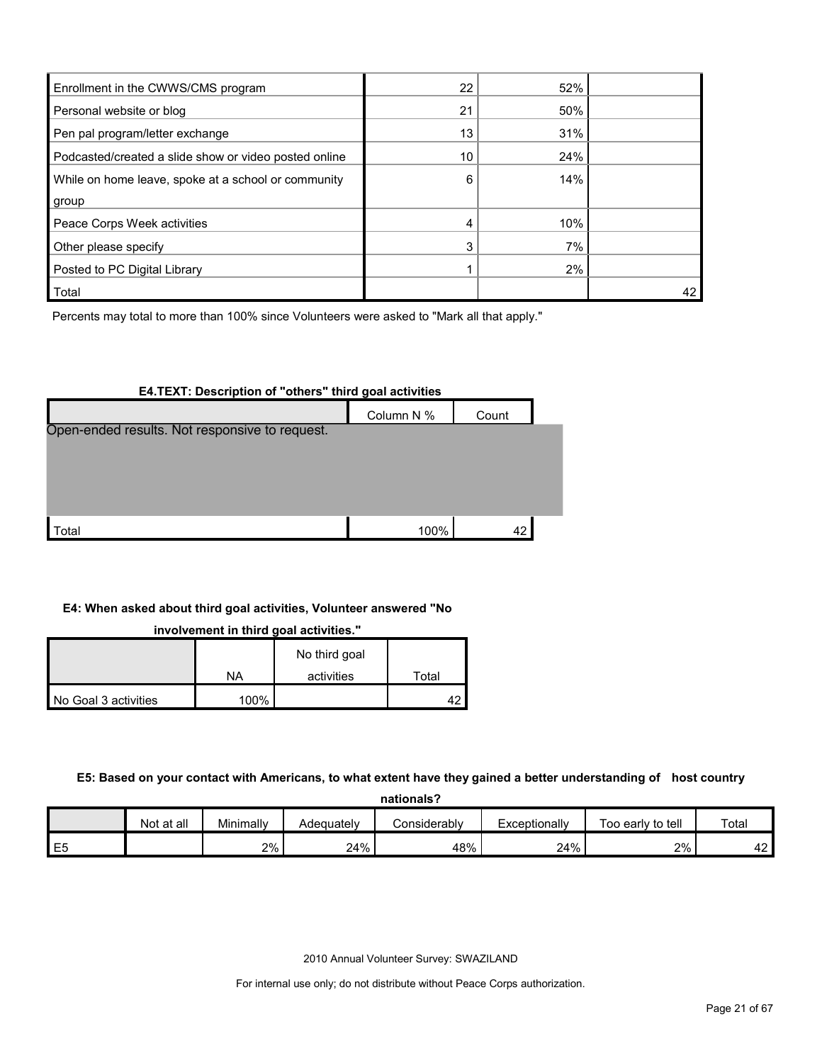| | | | |
|---|---|---|---|
| Enrollment in the CWWS/CMS program | 22 | 52% | |
| Personal website or blog | 21 | 50% | |
| Pen pal program/letter exchange | 13 | 31% | |
| Podcasted/created a slide show or video posted online | 10 | 24% | |
| While on home leave, spoke at a school or community group | 6 | 14% | |
| Peace Corps Week activities | 4 | 10% | |
| Other please specify | 3 | 7% | |
| Posted to PC Digital Library | 1 | 2% | |
| Total | | | 42 |

Percents may total to more than 100% since Volunteers were asked to "Mark all that apply."

**E4.TEXT: Description of "others" third goal activities**

| | Column N % | Count |
|---|---|---|
| Open-ended results. Not responsive to request. | | |
| Total | 100% | 42 |

**E4: When asked about third goal activities, Volunteer answered "No involvement in third goal activities."**

| | NA | No third goal activities | Total |
|---|---|---|---|
| No Goal 3 activities | 100% | | 42 |

**E5: Based on your contact with Americans, to what extent have they gained a better understanding of host country nationals?**

| | Not at all | Minimally | Adequately | Considerably | Exceptionally | Too early to tell | Total |
|---|---|---|---|---|---|---|---|
| E5 | | 2% | 24% | 48% | 24% | 2% | 42 |

2010 Annual Volunteer Survey: SWAZILAND

For internal use only; do not distribute without Peace Corps authorization.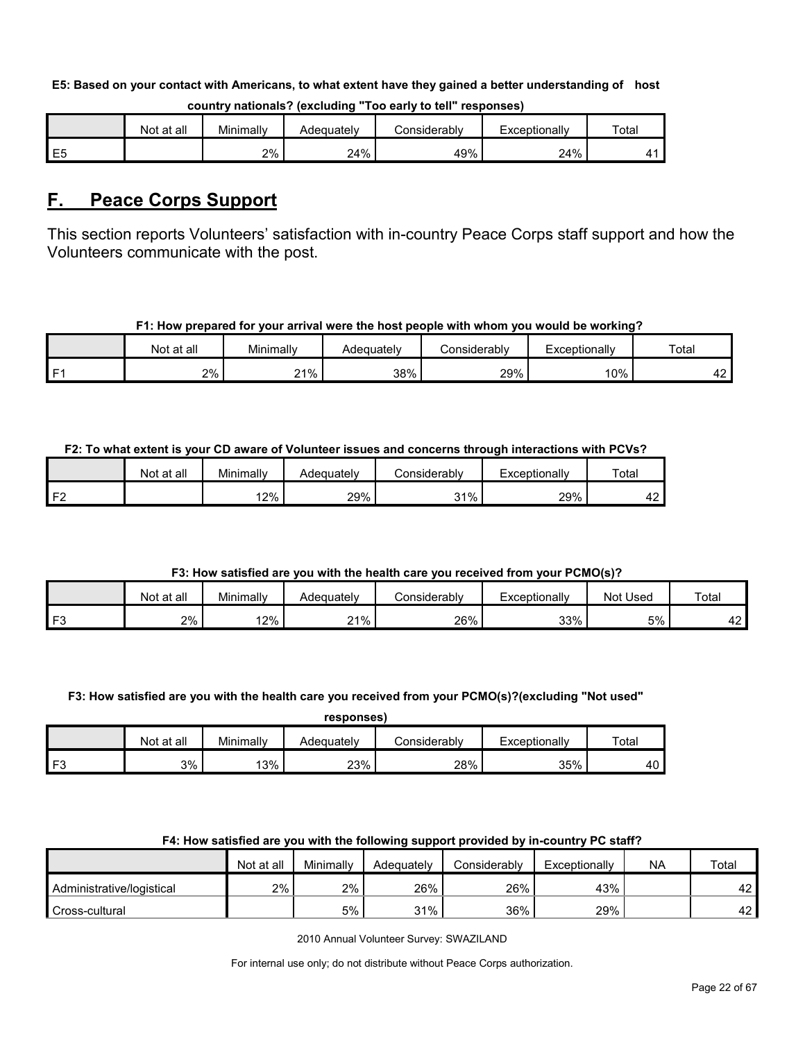**E5: Based on your contact with Americans, to what extent have they gained a better understanding of host country nationals? (excluding "Too early to tell" responses)**

| | Not at all | Minimally | Adequately | Considerably | Exceptionally | Total |
|---|---|---|---|---|---|---|
| E5 | | 2% | 24% | 49% | 24% | 41 |

## F. Peace Corps Support

This section reports Volunteers' satisfaction with in-country Peace Corps staff support and how the Volunteers communicate with the post.

**F1: How prepared for your arrival were the host people with whom you would be working?**

| | Not at all | Minimally | Adequately | Considerably | Exceptionally | Total |
|---|---|---|---|---|---|---|
| F1 | 2% | 21% | 38% | 29% | 10% | 42 |

**F2: To what extent is your CD aware of Volunteer issues and concerns through interactions with PCVs?**

| | Not at all | Minimally | Adequately | Considerably | Exceptionally | Total |
|---|---|---|---|---|---|---|
| F2 | | 12% | 29% | 31% | 29% | 42 |

**F3: How satisfied are you with the health care you received from your PCMO(s)?**

| | Not at all | Minimally | Adequately | Considerably | Exceptionally | Not Used | Total |
|---|---|---|---|---|---|---|---|
| F3 | 2% | 12% | 21% | 26% | 33% | 5% | 42 |

**F3: How satisfied are you with the health care you received from your PCMO(s)?(excluding "Not used" responses)**

| | Not at all | Minimally | Adequately | Considerably | Exceptionally | Total |
|---|---|---|---|---|---|---|
| F3 | 3% | 13% | 23% | 28% | 35% | 40 |

**F4: How satisfied are you with the following support provided by in-country PC staff?**

| | Not at all | Minimally | Adequately | Considerably | Exceptionally | NA | Total |
|---|---|---|---|---|---|---|---|
| Administrative/logistical | 2% | 2% | 26% | 26% | 43% | | 42 |
| Cross-cultural | | 5% | 31% | 36% | 29% | | 42 |

2010 Annual Volunteer Survey: SWAZILAND

For internal use only; do not distribute without Peace Corps authorization.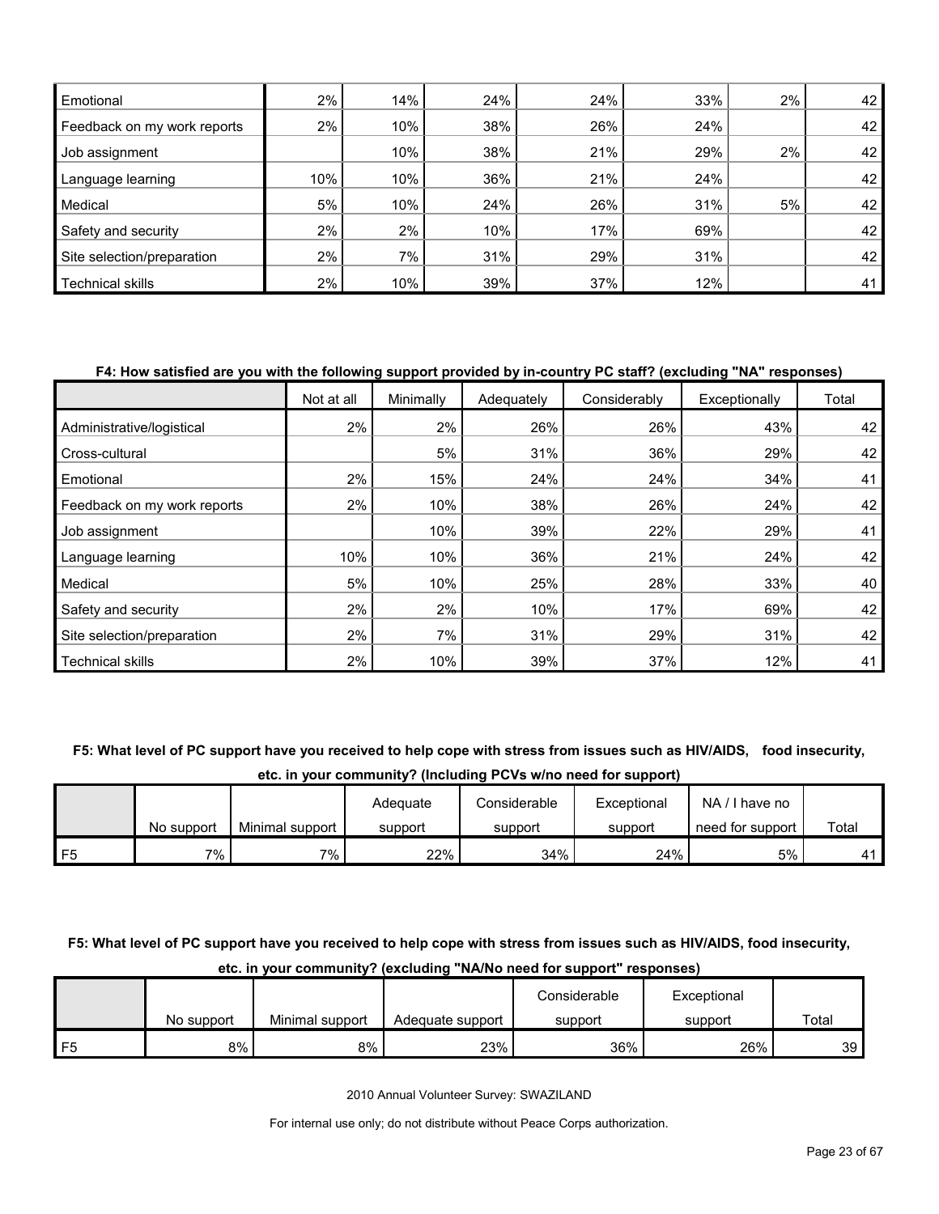| | | | | | | | |
|---|---|---|---|---|---|---|---|
| Emotional | 2% | 14% | 24% | 24% | 33% | 2% | 42 |
| Feedback on my work reports | 2% | 10% | 38% | 26% | 24% | | 42 |
| Job assignment | | 10% | 38% | 21% | 29% | 2% | 42 |
| Language learning | 10% | 10% | 36% | 21% | 24% | | 42 |
| Medical | 5% | 10% | 24% | 26% | 31% | 5% | 42 |
| Safety and security | 2% | 2% | 10% | 17% | 69% | | 42 |
| Site selection/preparation | 2% | 7% | 31% | 29% | 31% | | 42 |
| Technical skills | 2% | 10% | 39% | 37% | 12% | | 41 |

**F4: How satisfied are you with the following support provided by in-country PC staff? (excluding "NA" responses)**

| | Not at all | Minimally | Adequately | Considerably | Exceptionally | Total |
|---|---|---|---|---|---|---|
| Administrative/logistical | 2% | 2% | 26% | 26% | 43% | 42 |
| Cross-cultural | | 5% | 31% | 36% | 29% | 42 |
| Emotional | 2% | 15% | 24% | 24% | 34% | 41 |
| Feedback on my work reports | 2% | 10% | 38% | 26% | 24% | 42 |
| Job assignment | | 10% | 39% | 22% | 29% | 41 |
| Language learning | 10% | 10% | 36% | 21% | 24% | 42 |
| Medical | 5% | 10% | 25% | 28% | 33% | 40 |
| Safety and security | 2% | 2% | 10% | 17% | 69% | 42 |
| Site selection/preparation | 2% | 7% | 31% | 29% | 31% | 42 |
| Technical skills | 2% | 10% | 39% | 37% | 12% | 41 |

**F5: What level of PC support have you received to help cope with stress from issues such as HIV/AIDS, food insecurity, etc. in your community? (Including PCVs w/no need for support)**

| | No support | Minimal support | Adequate support | Considerable support | Exceptional support | NA / I have no need for support | Total |
|---|---|---|---|---|---|---|---|
| F5 | 7% | 7% | 22% | 34% | 24% | 5% | 41 |

**F5: What level of PC support have you received to help cope with stress from issues such as HIV/AIDS, food insecurity, etc. in your community? (excluding "NA/No need for support" responses)**

| | No support | Minimal support | Adequate support | Considerable support | Exceptional support | Total |
|---|---|---|---|---|---|---|
| F5 | 8% | 8% | 23% | 36% | 26% | 39 |

2010 Annual Volunteer Survey: SWAZILAND

For internal use only; do not distribute without Peace Corps authorization.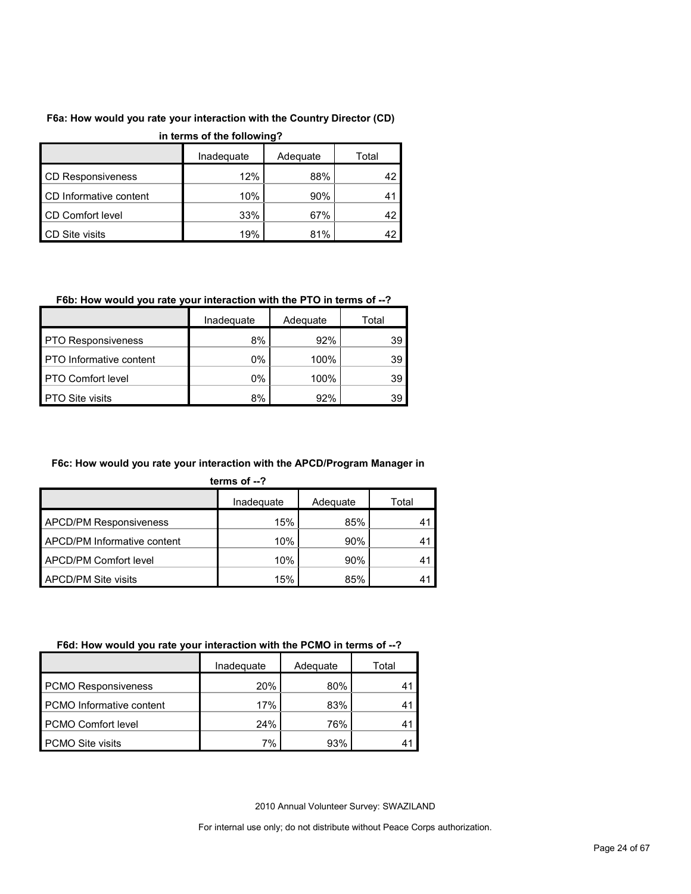**F6a: How would you rate your interaction with the Country Director (CD) in terms of the following?**

| | Inadequate | Adequate | Total |
|---|---|---|---|
| CD Responsiveness | 12% | 88% | 42 |
| CD Informative content | 10% | 90% | 41 |
| CD Comfort level | 33% | 67% | 42 |
| CD Site visits | 19% | 81% | 42 |

**F6b: How would you rate your interaction with the PTO in terms of --?**

| | Inadequate | Adequate | Total |
|---|---|---|---|
| PTO Responsiveness | 8% | 92% | 39 |
| PTO Informative content | 0% | 100% | 39 |
| PTO Comfort level | 0% | 100% | 39 |
| PTO Site visits | 8% | 92% | 39 |

**F6c: How would you rate your interaction with the APCD/Program Manager in terms of --?**

| | Inadequate | Adequate | Total |
|---|---|---|---|
| APCD/PM Responsiveness | 15% | 85% | 41 |
| APCD/PM Informative content | 10% | 90% | 41 |
| APCD/PM Comfort level | 10% | 90% | 41 |
| APCD/PM Site visits | 15% | 85% | 41 |

**F6d: How would you rate your interaction with the PCMO in terms of --?**

| | Inadequate | Adequate | Total |
|---|---|---|---|
| PCMO Responsiveness | 20% | 80% | 41 |
| PCMO Informative content | 17% | 83% | 41 |
| PCMO Comfort level | 24% | 76% | 41 |
| PCMO Site visits | 7% | 93% | 41 |

2010 Annual Volunteer Survey: SWAZILAND

For internal use only; do not distribute without Peace Corps authorization.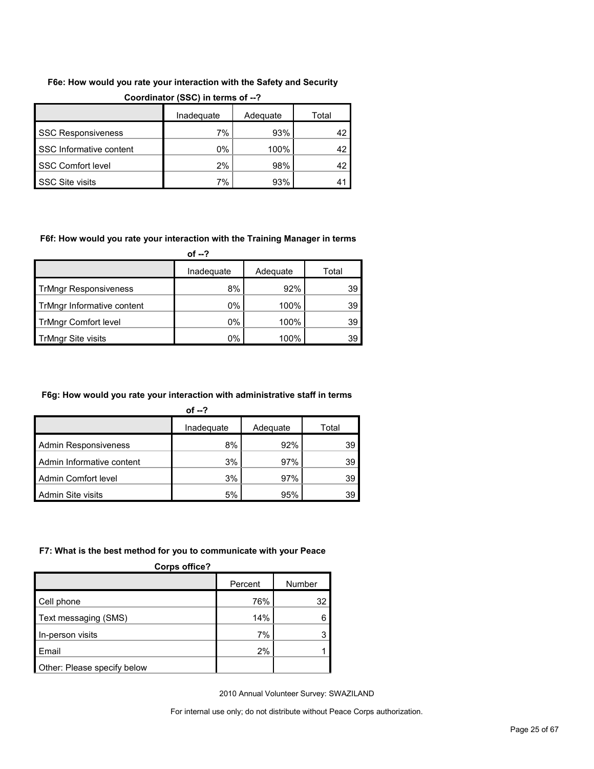**F6e: How would you rate your interaction with the Safety and Security Coordinator (SSC) in terms of --?**

| | Inadequate | Adequate | Total |
| --- | --- | --- | --- |
| SSC Responsiveness | 7% | 93% | 42 |
| SSC Informative content | 0% | 100% | 42 |
| SSC Comfort level | 2% | 98% | 42 |
| SSC Site visits | 7% | 93% | 41 |

**F6f: How would you rate your interaction with the Training Manager in terms of --?**

| | Inadequate | Adequate | Total |
| --- | --- | --- | --- |
| TrMngr Responsiveness | 8% | 92% | 39 |
| TrMngr Informative content | 0% | 100% | 39 |
| TrMngr Comfort level | 0% | 100% | 39 |
| TrMngr Site visits | 0% | 100% | 39 |

**F6g: How would you rate your interaction with administrative staff in terms of --?**

| | Inadequate | Adequate | Total |
| --- | --- | --- | --- |
| Admin Responsiveness | 8% | 92% | 39 |
| Admin Informative content | 3% | 97% | 39 |
| Admin Comfort level | 3% | 97% | 39 |
| Admin Site visits | 5% | 95% | 39 |

**F7: What is the best method for you to communicate with your Peace Corps office?**

| | Percent | Number |
| --- | --- | --- |
| Cell phone | 76% | 32 |
| Text messaging (SMS) | 14% | 6 |
| In-person visits | 7% | 3 |
| Email | 2% | 1 |
| Other: Please specify below | | |

2010 Annual Volunteer Survey: SWAZILAND

For internal use only; do not distribute without Peace Corps authorization.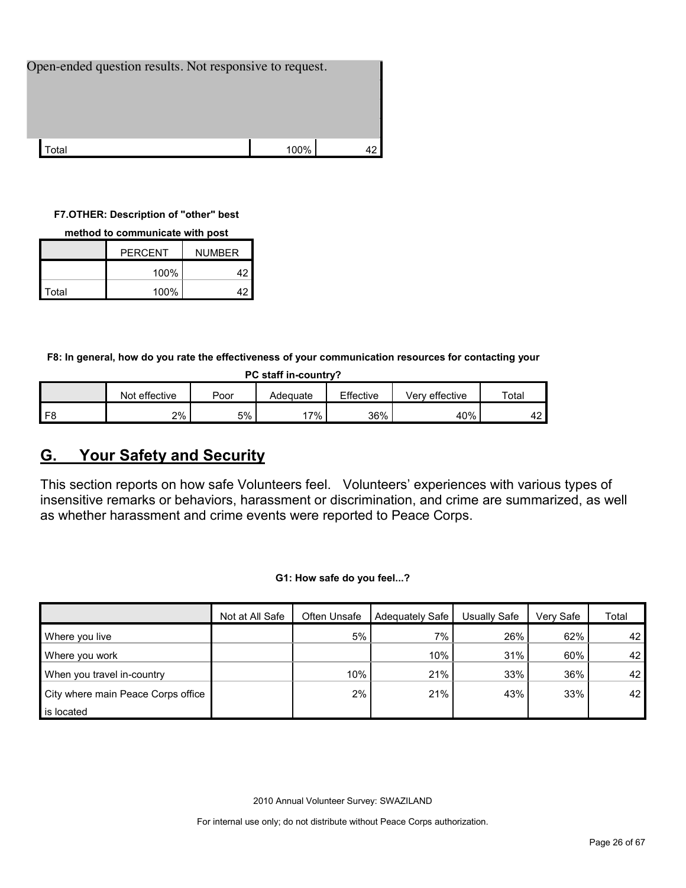Open-ended question results. Not responsive to request.

| | | |
|---|---|---|
| Total | 100% | 42 |

**F7.OTHER: Description of "other" best method to communicate with post**

| | PERCENT | NUMBER |
|---|---|---|
| | 100% | 42 |
| Total | 100% | 42 |

**F8: In general, how do you rate the effectiveness of your communication resources for contacting your PC staff in-country?**

| | Not effective | Poor | Adequate | Effective | Very effective | Total |
|---|---|---|---|---|---|---|
| F8 | 2% | 5% | 17% | 36% | 40% | 42 |

## G. Your Safety and Security

This section reports on how safe Volunteers feel. Volunteers' experiences with various types of insensitive remarks or behaviors, harassment or discrimination, and crime are summarized, as well as whether harassment and crime events were reported to Peace Corps.

**G1: How safe do you feel...?**

| | Not at All Safe | Often Unsafe | Adequately Safe | Usually Safe | Very Safe | Total |
|---|---|---|---|---|---|---|
| Where you live | | 5% | 7% | 26% | 62% | 42 |
| Where you work | | | 10% | 31% | 60% | 42 |
| When you travel in-country | | 10% | 21% | 33% | 36% | 42 |
| City where main Peace Corps office is located | | 2% | 21% | 43% | 33% | 42 |

2010 Annual Volunteer Survey: SWAZILAND

For internal use only; do not distribute without Peace Corps authorization.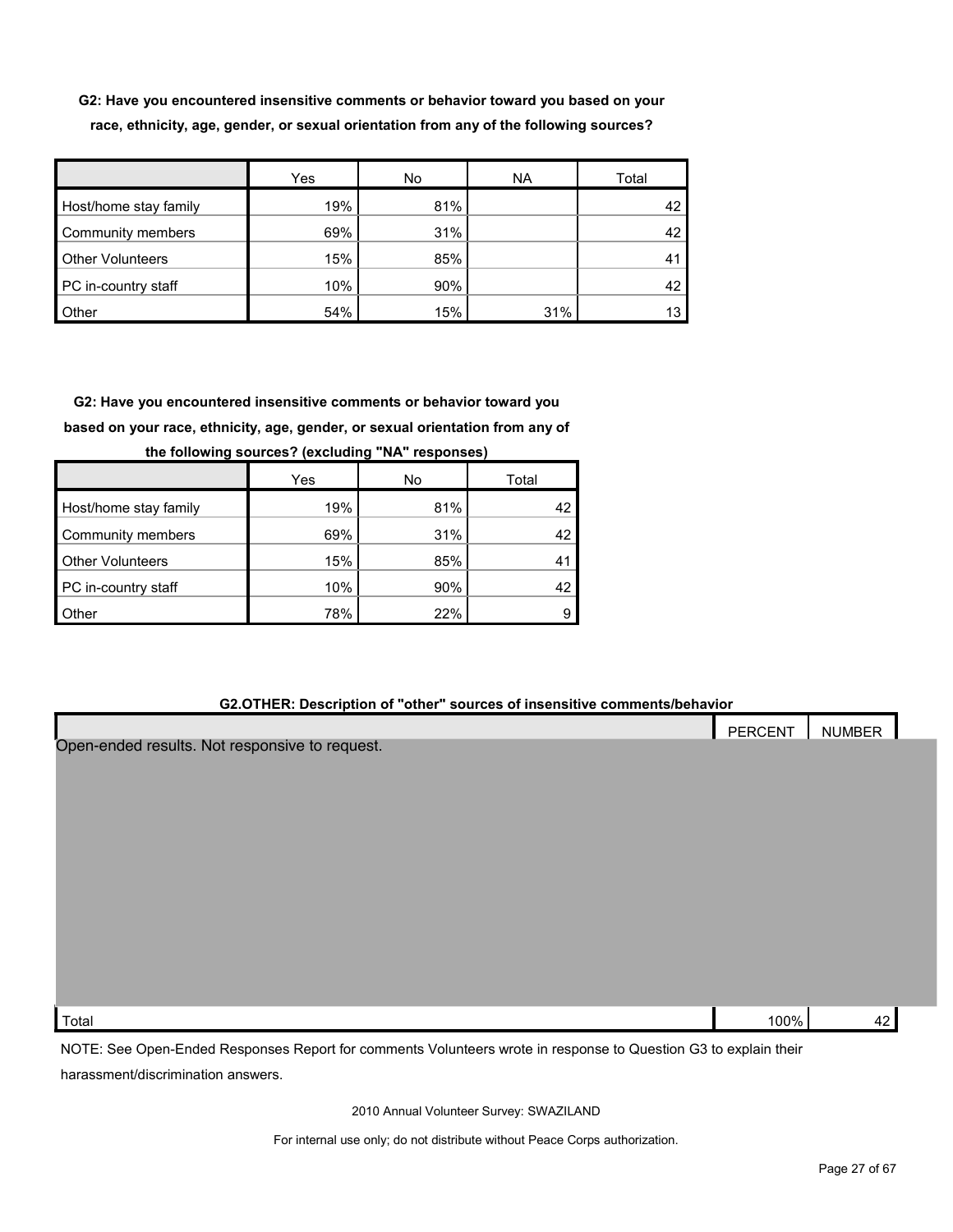**G2: Have you encountered insensitive comments or behavior toward you based on your race, ethnicity, age, gender, or sexual orientation from any of the following sources?**

| | Yes | No | NA | Total |
|---|---|---|---|---|
| Host/home stay family | 19% | 81% | | 42 |
| Community members | 69% | 31% | | 42 |
| Other Volunteers | 15% | 85% | | 41 |
| PC in-country staff | 10% | 90% | | 42 |
| Other | 54% | 15% | 31% | 13 |

**G2: Have you encountered insensitive comments or behavior toward you based on your race, ethnicity, age, gender, or sexual orientation from any of the following sources? (excluding "NA" responses)**

| | Yes | No | Total |
|---|---|---|---|
| Host/home stay family | 19% | 81% | 42 |
| Community members | 69% | 31% | 42 |
| Other Volunteers | 15% | 85% | 41 |
| PC in-country staff | 10% | 90% | 42 |
| Other | 78% | 22% | 9 |

**G2.OTHER: Description of "other" sources of insensitive comments/behavior**

| | PERCENT | NUMBER |
|---|---|---|
| Open-ended results. Not responsive to request. | | |
| Total | 100% | 42 |

NOTE: See Open-Ended Responses Report for comments Volunteers wrote in response to Question G3 to explain their harassment/discrimination answers.

2010 Annual Volunteer Survey: SWAZILAND

For internal use only; do not distribute without Peace Corps authorization.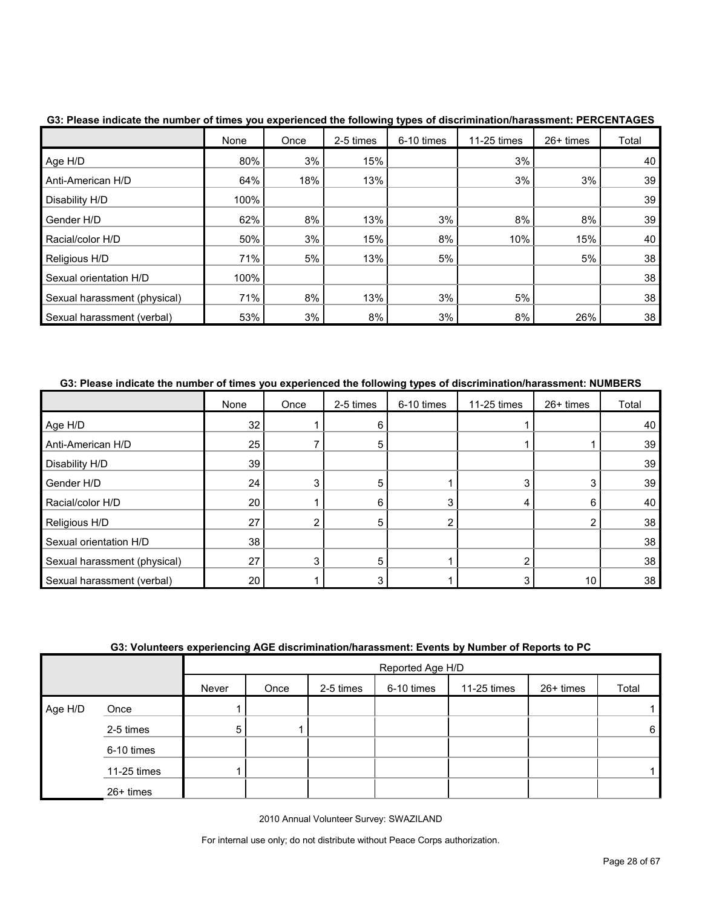**G3: Please indicate the number of times you experienced the following types of discrimination/harassment: PERCENTAGES**

| | None | Once | 2-5 times | 6-10 times | 11-25 times | 26+ times | Total |
|---|---|---|---|---|---|---|---|
| Age H/D | 80% | 3% | 15% | | 3% | | 40 |
| Anti-American H/D | 64% | 18% | 13% | | 3% | 3% | 39 |
| Disability H/D | 100% | | | | | | 39 |
| Gender H/D | 62% | 8% | 13% | 3% | 8% | 8% | 39 |
| Racial/color H/D | 50% | 3% | 15% | 8% | 10% | 15% | 40 |
| Religious H/D | 71% | 5% | 13% | 5% | | 5% | 38 |
| Sexual orientation H/D | 100% | | | | | | 38 |
| Sexual harassment (physical) | 71% | 8% | 13% | 3% | 5% | | 38 |
| Sexual harassment (verbal) | 53% | 3% | 8% | 3% | 8% | 26% | 38 |

**G3: Please indicate the number of times you experienced the following types of discrimination/harassment: NUMBERS**

| | None | Once | 2-5 times | 6-10 times | 11-25 times | 26+ times | Total |
|---|---|---|---|---|---|---|---|
| Age H/D | 32 | 1 | 6 | | 1 | | 40 |
| Anti-American H/D | 25 | 7 | 5 | | 1 | 1 | 39 |
| Disability H/D | 39 | | | | | | 39 |
| Gender H/D | 24 | 3 | 5 | 1 | 3 | 3 | 39 |
| Racial/color H/D | 20 | 1 | 6 | 3 | 4 | 6 | 40 |
| Religious H/D | 27 | 2 | 5 | 2 | | 2 | 38 |
| Sexual orientation H/D | 38 | | | | | | 38 |
| Sexual harassment (physical) | 27 | 3 | 5 | 1 | 2 | | 38 |
| Sexual harassment (verbal) | 20 | 1 | 3 | 1 | 3 | 10 | 38 |

**G3: Volunteers experiencing AGE discrimination/harassment: Events by Number of Reports to PC**

| | | Reported Age H/D | | | | | | |
|---|---|---|---|---|---|---|---|---|
| | | Never | Once | 2-5 times | 6-10 times | 11-25 times | 26+ times | Total |
| Age H/D | Once | 1 | | | | | | 1 |
| | 2-5 times | 5 | 1 | | | | | 6 |
| | 6-10 times | | | | | | | |
| | 11-25 times | 1 | | | | | | 1 |
| | 26+ times | | | | | | | |

2010 Annual Volunteer Survey: SWAZILAND

For internal use only; do not distribute without Peace Corps authorization.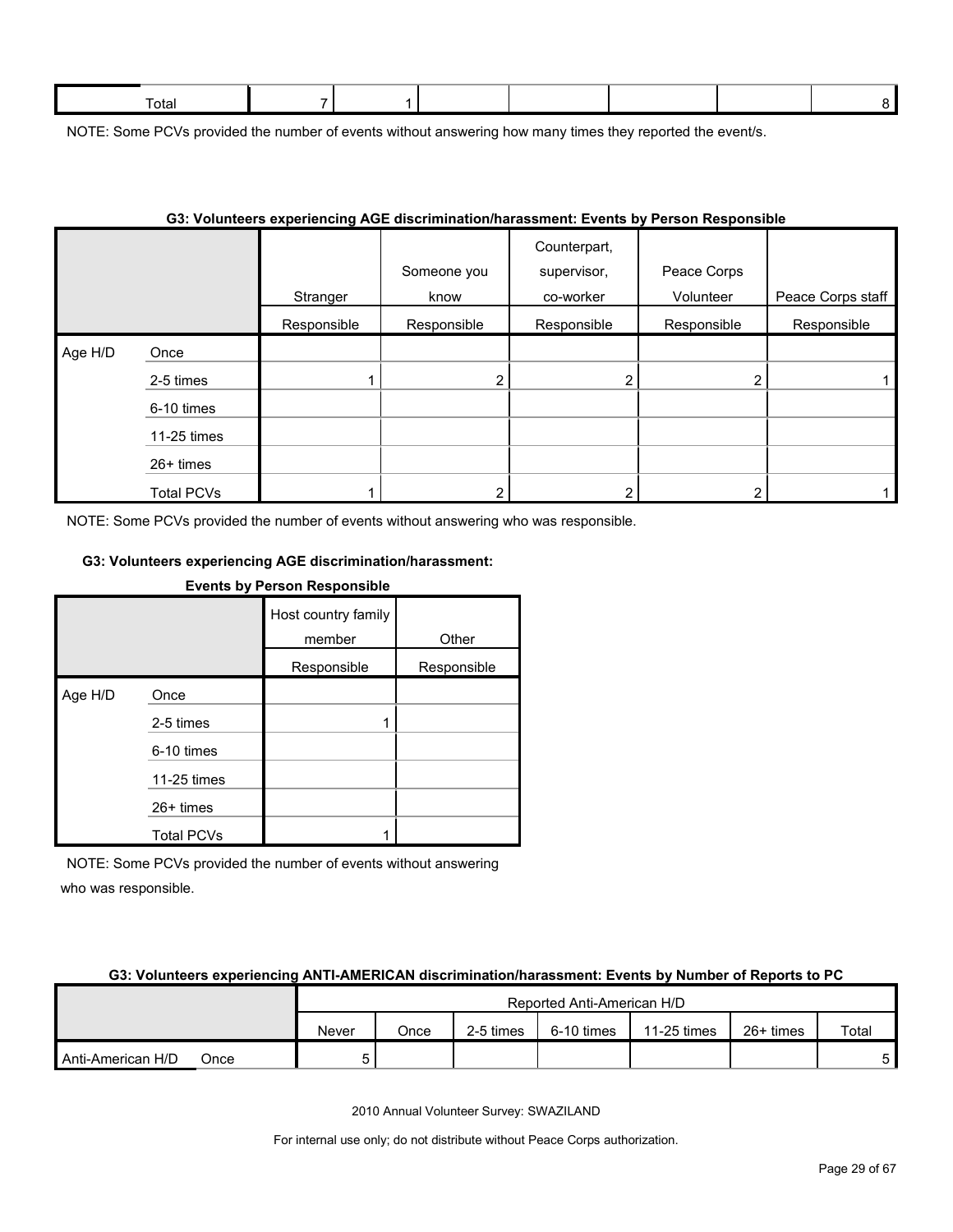| Total | 7 | 1 | | | | | 8 |
|---|---|---|---|---|---|---|---|

NOTE: Some PCVs provided the number of events without answering how many times they reported the event/s.

**G3: Volunteers experiencing AGE discrimination/harassment: Events by Person Responsible**

| | | Stranger | Someone you know | Counterpart, supervisor, co-worker | Peace Corps Volunteer | Peace Corps staff |
|---|---|---|---|---|---|---|
| | | Responsible | Responsible | Responsible | Responsible | Responsible |
| Age H/D | Once | | | | | |
| | 2-5 times | 1 | 2 | 2 | 2 | 1 |
| | 6-10 times | | | | | |
| | 11-25 times | | | | | |
| | 26+ times | | | | | |
| | Total PCVs | 1 | 2 | 2 | 2 | 1 |

NOTE: Some PCVs provided the number of events without answering who was responsible.

**G3: Volunteers experiencing AGE discrimination/harassment: Events by Person Responsible**

| | | Host country family member | Other |
|---|---|---|---|
| | | Responsible | Responsible |
| Age H/D | Once | | |
| | 2-5 times | 1 | |
| | 6-10 times | | |
| | 11-25 times | | |
| | 26+ times | | |
| | Total PCVs | 1 | |

NOTE: Some PCVs provided the number of events without answering who was responsible.

**G3: Volunteers experiencing ANTI-AMERICAN discrimination/harassment: Events by Number of Reports to PC**

| | | Reported Anti-American H/D | | | | | | |
|---|---|---|---|---|---|---|---|---|
| | | Never | Once | 2-5 times | 6-10 times | 11-25 times | 26+ times | Total |
| Anti-American H/D | Once | 5 | | | | | | 5 |

2010 Annual Volunteer Survey: SWAZILAND

For internal use only; do not distribute without Peace Corps authorization.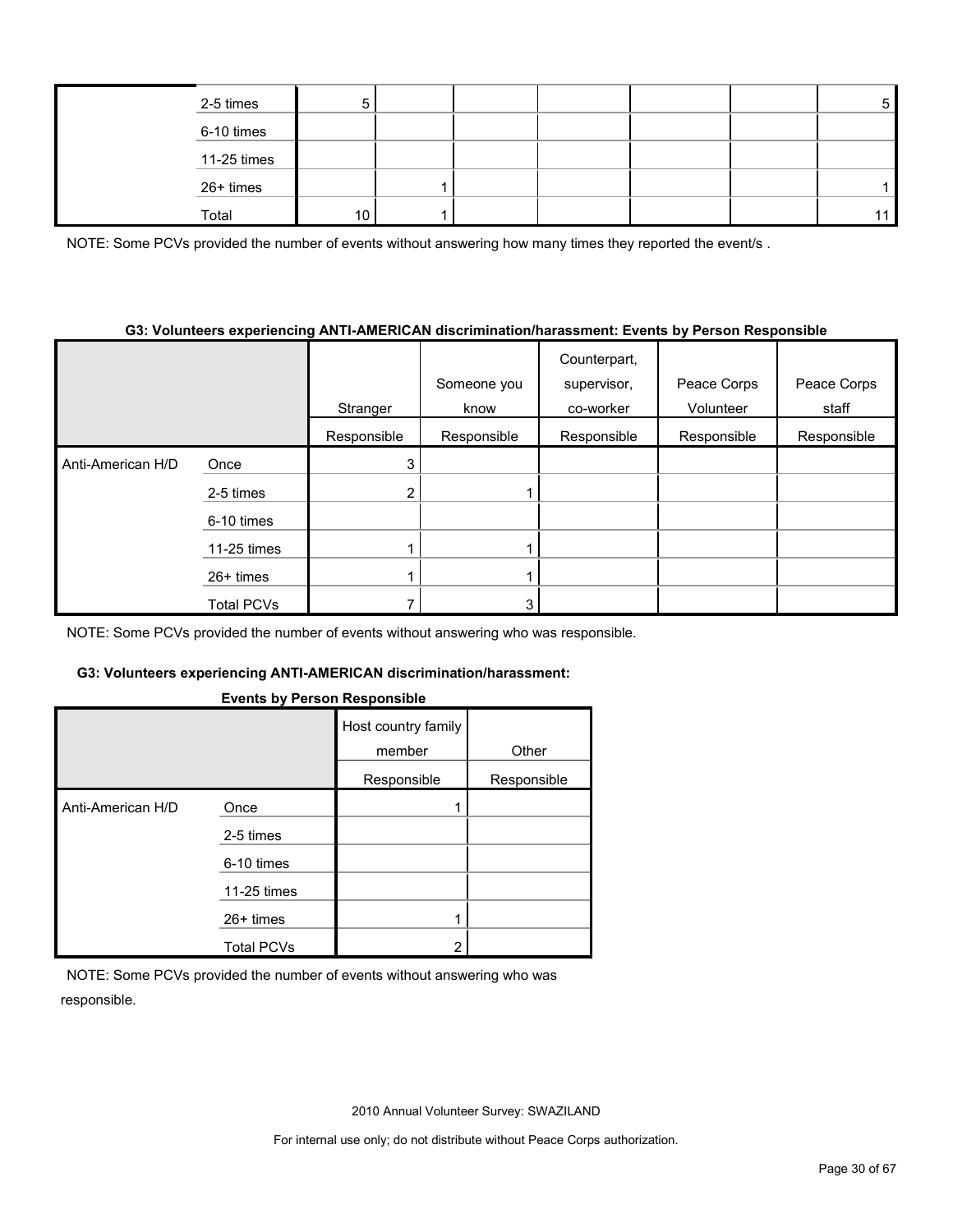| | | | | | | | | |
|---|---|---|---|---|---|---|---|---|
| | 2-5 times | 5 | | | | | | 5 |
| | 6-10 times | | | | | | | |
| | 11-25 times | | | | | | | |
| | 26+ times | | 1 | | | | | 1 |
| | Total | 10 | 1 | | | | | 11 |

NOTE: Some PCVs provided the number of events without answering how many times they reported the event/s .

**G3: Volunteers experiencing ANTI-AMERICAN discrimination/harassment: Events by Person Responsible**

| | | Stranger | Someone you know | Counterpart, supervisor, co-worker | Peace Corps Volunteer | Peace Corps staff |
|---|---|---|---|---|---|---|
| | | Responsible | Responsible | Responsible | Responsible | Responsible |
| Anti-American H/D | Once | 3 | | | | |
| | 2-5 times | 2 | 1 | | | |
| | 6-10 times | | | | | |
| | 11-25 times | 1 | 1 | | | |
| | 26+ times | 1 | 1 | | | |
| | Total PCVs | 7 | 3 | | | |

NOTE: Some PCVs provided the number of events without answering who was responsible.

**G3: Volunteers experiencing ANTI-AMERICAN discrimination/harassment: Events by Person Responsible**

| | | Host country family member | Other |
|---|---|---|---|
| | | Responsible | Responsible |
| Anti-American H/D | Once | 1 | |
| | 2-5 times | | |
| | 6-10 times | | |
| | 11-25 times | | |
| | 26+ times | 1 | |
| | Total PCVs | 2 | |

NOTE: Some PCVs provided the number of events without answering who was responsible.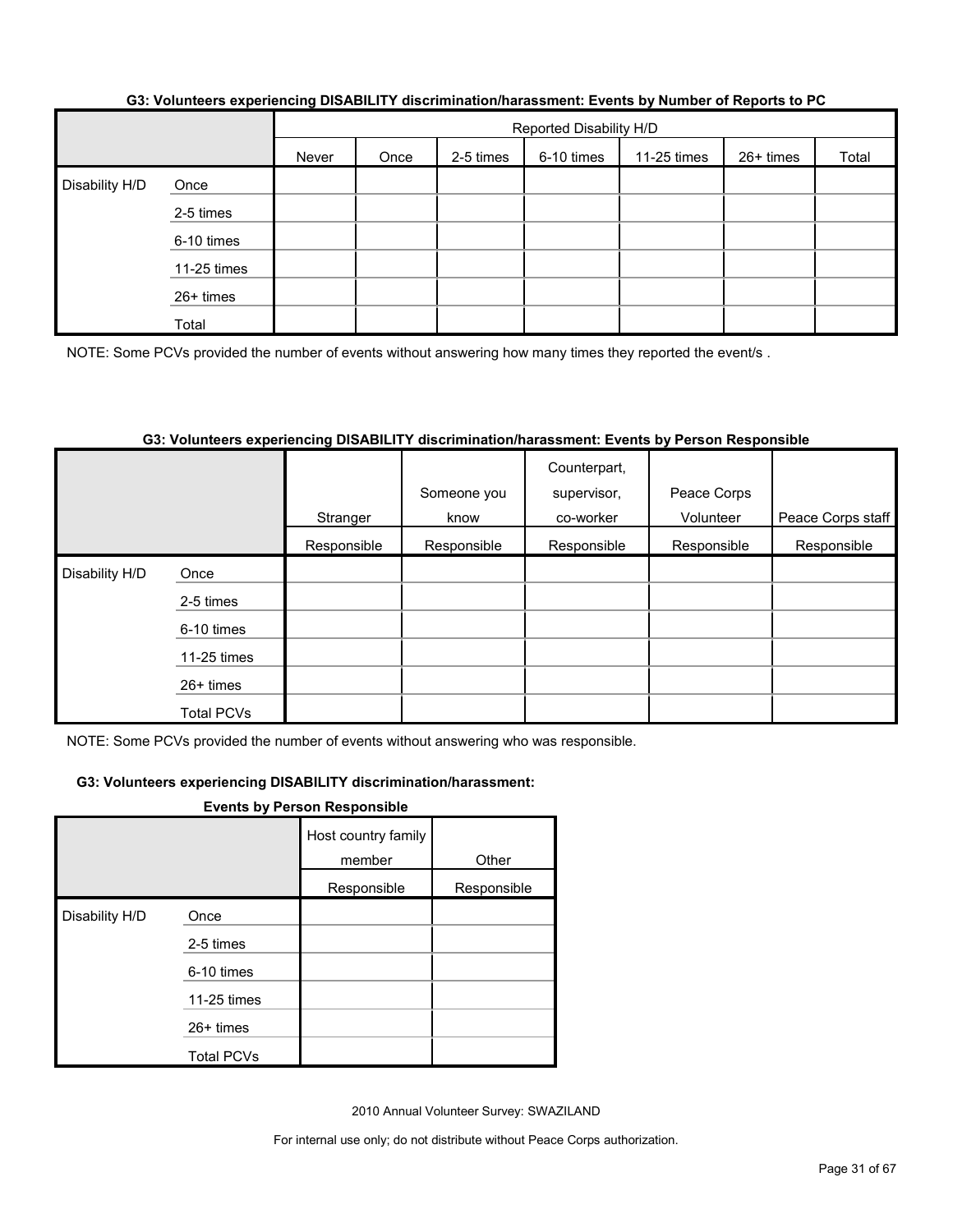### G3: Volunteers experiencing DISABILITY discrimination/harassment: Events by Number of Reports to PC

| | | Reported Disability H/D | | | | | | |
|---|---|---|---|---|---|---|---|---|
| | | Never | Once | 2-5 times | 6-10 times | 11-25 times | 26+ times | Total |
| Disability H/D | Once | | | | | | | |
| | 2-5 times | | | | | | | |
| | 6-10 times | | | | | | | |
| | 11-25 times | | | | | | | |
| | 26+ times | | | | | | | |
| | Total | | | | | | | |

NOTE: Some PCVs provided the number of events without answering how many times they reported the event/s .

### G3: Volunteers experiencing DISABILITY discrimination/harassment: Events by Person Responsible

| | | Stranger | Someone you know | Counterpart, supervisor, co-worker | Peace Corps Volunteer | Peace Corps staff |
|---|---|---|---|---|---|---|
| | | Responsible | Responsible | Responsible | Responsible | Responsible |
| Disability H/D | Once | | | | | |
| | 2-5 times | | | | | |
| | 6-10 times | | | | | |
| | 11-25 times | | | | | |
| | 26+ times | | | | | |
| | Total PCVs | | | | | |

NOTE: Some PCVs provided the number of events without answering who was responsible.

### G3: Volunteers experiencing DISABILITY discrimination/harassment: Events by Person Responsible

| | | Host country family member | Other |
|---|---|---|---|
| | | Responsible | Responsible |
| Disability H/D | Once | | |
| | 2-5 times | | |
| | 6-10 times | | |
| | 11-25 times | | |
| | 26+ times | | |
| | Total PCVs | | |

2010 Annual Volunteer Survey: SWAZILAND

For internal use only; do not distribute without Peace Corps authorization.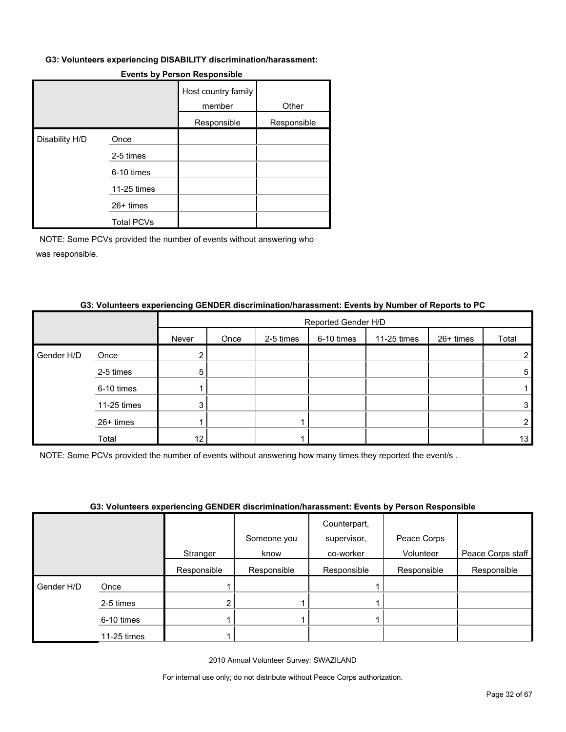**G3: Volunteers experiencing DISABILITY discrimination/harassment: Events by Person Responsible**

| | | Host country family member | Other |
|---|---|---|---|
| | | Responsible | Responsible |
| Disability H/D | Once | | |
| | 2-5 times | | |
| | 6-10 times | | |
| | 11-25 times | | |
| | 26+ times | | |
| | Total PCVs | | |

NOTE: Some PCVs provided the number of events without answering who was responsible.

**G3: Volunteers experiencing GENDER discrimination/harassment: Events by Number of Reports to PC**

| | | Reported Gender H/D | | | | | | |
|---|---|---|---|---|---|---|---|---|
| | | Never | Once | 2-5 times | 6-10 times | 11-25 times | 26+ times | Total |
| Gender H/D | Once | 2 | | | | | | 2 |
| | 2-5 times | 5 | | | | | | 5 |
| | 6-10 times | 1 | | | | | | 1 |
| | 11-25 times | 3 | | | | | | 3 |
| | 26+ times | 1 | | 1 | | | | 2 |
| | Total | 12 | | 1 | | | | 13 |

NOTE: Some PCVs provided the number of events without answering how many times they reported the event/s .

**G3: Volunteers experiencing GENDER discrimination/harassment: Events by Person Responsible**

| | | Stranger | Someone you know | Counterpart, supervisor, co-worker | Peace Corps Volunteer | Peace Corps staff |
|---|---|---|---|---|---|---|
| | | Responsible | Responsible | Responsible | Responsible | Responsible |
| Gender H/D | Once | 1 | | 1 | | |
| | 2-5 times | 2 | 1 | 1 | | |
| | 6-10 times | 1 | 1 | 1 | | |
| | 11-25 times | 1 | | | | |

2010 Annual Volunteer Survey: SWAZILAND

For internal use only; do not distribute without Peace Corps authorization.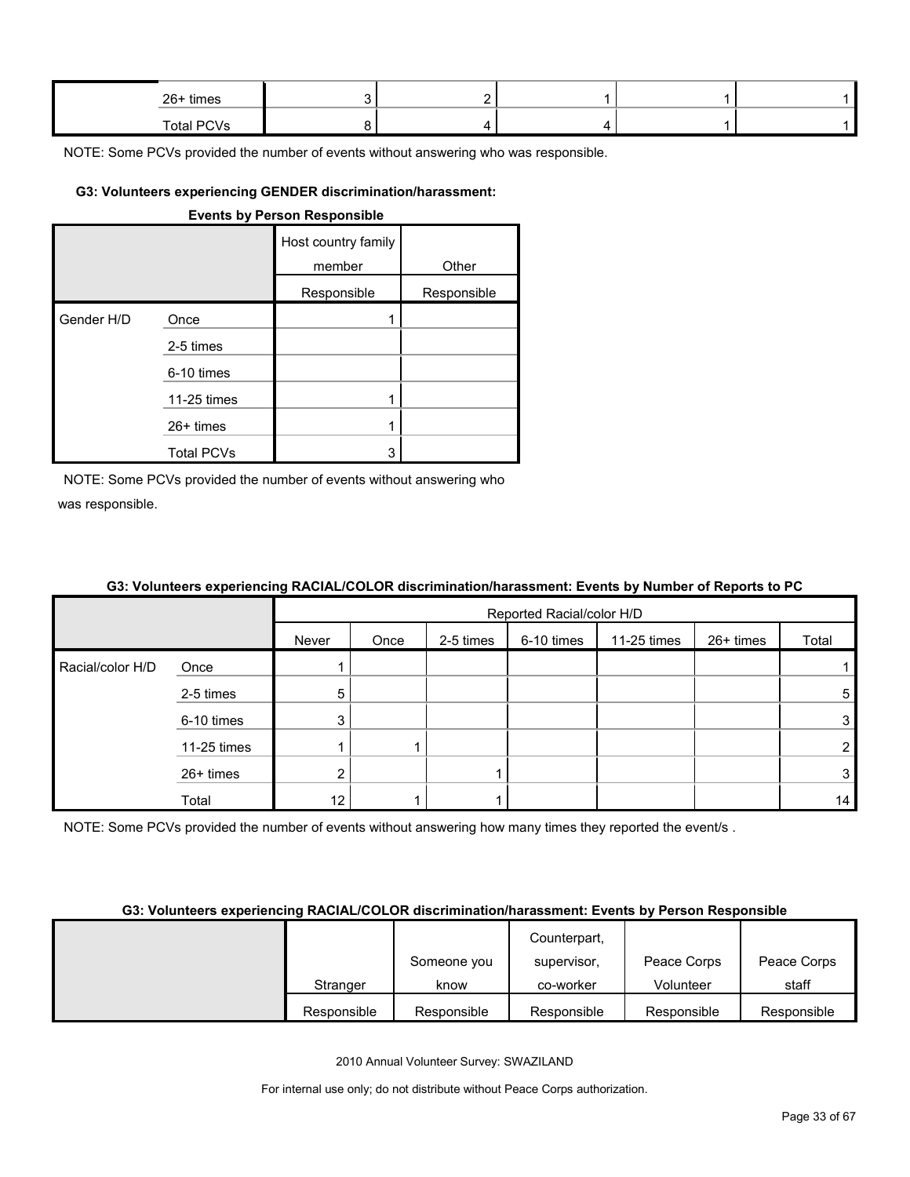| | | | | | | |
|---|---|---|---|---|---|---|
| | 26+ times | 3 | 2 | 1 | 1 | 1 |
| | Total PCVs | 8 | 4 | 4 | 1 | 1 |

NOTE: Some PCVs provided the number of events without answering who was responsible.

#### G3: Volunteers experiencing GENDER discrimination/harassment: Events by Person Responsible

| | | Host country family member | Other |
|---|---|---|---|
| | | Responsible | Responsible |
| Gender H/D | Once | 1 | |
| | 2-5 times | | |
| | 6-10 times | | |
| | 11-25 times | 1 | |
| | 26+ times | 1 | |
| | Total PCVs | 3 | |

NOTE: Some PCVs provided the number of events without answering who was responsible.

#### G3: Volunteers experiencing RACIAL/COLOR discrimination/harassment: Events by Number of Reports to PC

| | | Reported Racial/color H/D | | | | | | |
|---|---|---|---|---|---|---|---|---|
| | | Never | Once | 2-5 times | 6-10 times | 11-25 times | 26+ times | Total |
| Racial/color H/D | Once | 1 | | | | | | 1 |
| | 2-5 times | 5 | | | | | | 5 |
| | 6-10 times | 3 | | | | | | 3 |
| | 11-25 times | 1 | 1 | | | | | 2 |
| | 26+ times | 2 | | 1 | | | | 3 |
| | Total | 12 | 1 | 1 | | | | 14 |

NOTE: Some PCVs provided the number of events without answering how many times they reported the event/s .

#### G3: Volunteers experiencing RACIAL/COLOR discrimination/harassment: Events by Person Responsible

| | Stranger | Someone you know | Counterpart, supervisor, co-worker | Peace Corps Volunteer | Peace Corps staff |
|---|---|---|---|---|---|
| | Responsible | Responsible | Responsible | Responsible | Responsible |

2010 Annual Volunteer Survey: SWAZILAND

For internal use only; do not distribute without Peace Corps authorization.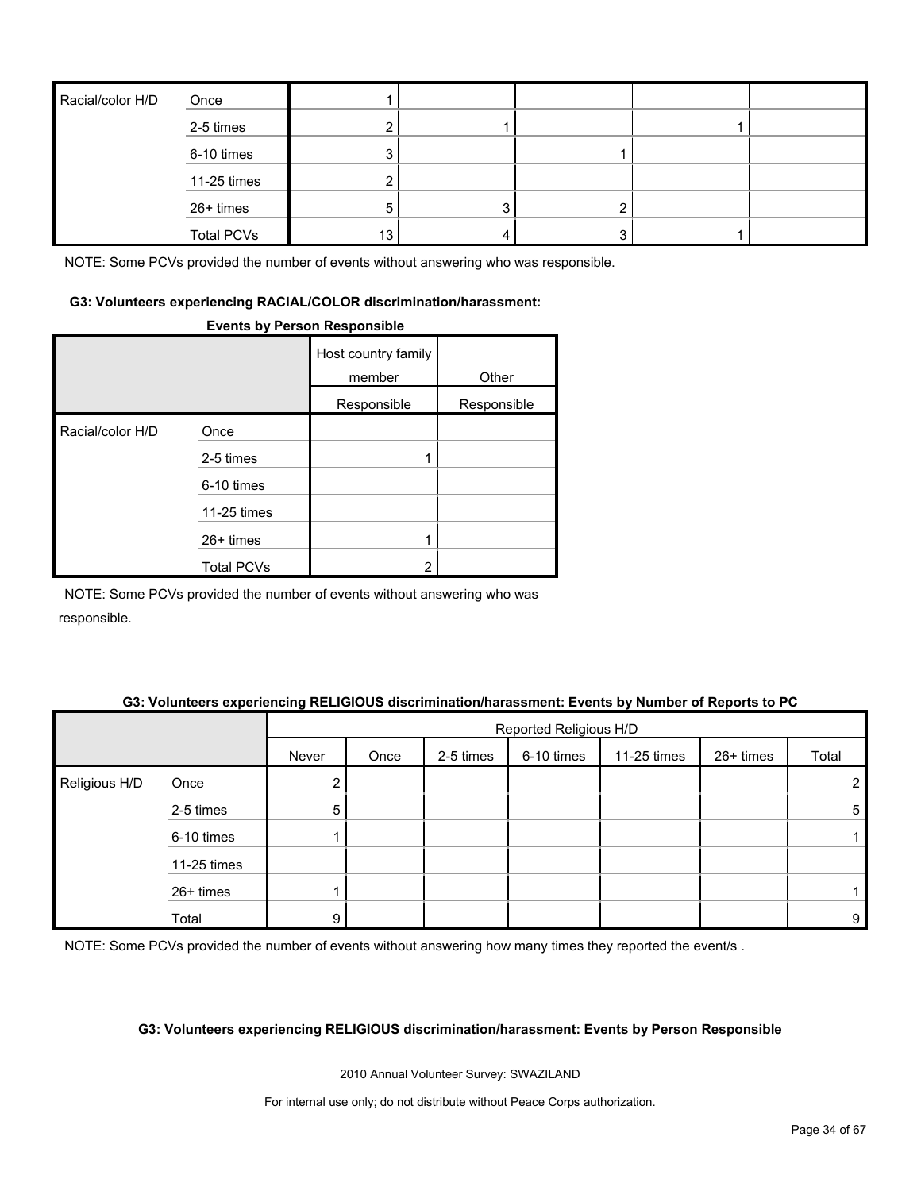| Racial/color H/D | | | | | | |
|---|---|---|---|---|---|---|
| | Once | 1 | | | | |
| | 2-5 times | 2 | 1 | | 1 | |
| | 6-10 times | 3 | | 1 | | |
| | 11-25 times | 2 | | | | |
| | 26+ times | 5 | 3 | 2 | | |
| | Total PCVs | 13 | 4 | 3 | 1 | |

NOTE: Some PCVs provided the number of events without answering who was responsible.

**G3: Volunteers experiencing RACIAL/COLOR discrimination/harassment: Events by Person Responsible**

| | | Host country family member | Other |
|---|---|---|---|
| | | Responsible | Responsible |
| Racial/color H/D | Once | | |
| | 2-5 times | 1 | |
| | 6-10 times | | |
| | 11-25 times | | |
| | 26+ times | 1 | |
| | Total PCVs | 2 | |

NOTE: Some PCVs provided the number of events without answering who was responsible.

**G3: Volunteers experiencing RELIGIOUS discrimination/harassment: Events by Number of Reports to PC**

| | | Reported Religious H/D | | | | | | |
|---|---|---|---|---|---|---|---|---|
| | | Never | Once | 2-5 times | 6-10 times | 11-25 times | 26+ times | Total |
| Religious H/D | Once | 2 | | | | | | 2 |
| | 2-5 times | 5 | | | | | | 5 |
| | 6-10 times | 1 | | | | | | 1 |
| | 11-25 times | | | | | | | |
| | 26+ times | 1 | | | | | | 1 |
| | Total | 9 | | | | | | 9 |

NOTE: Some PCVs provided the number of events without answering how many times they reported the event/s .

**G3: Volunteers experiencing RELIGIOUS discrimination/harassment: Events by Person Responsible**

2010 Annual Volunteer Survey: SWAZILAND

For internal use only; do not distribute without Peace Corps authorization.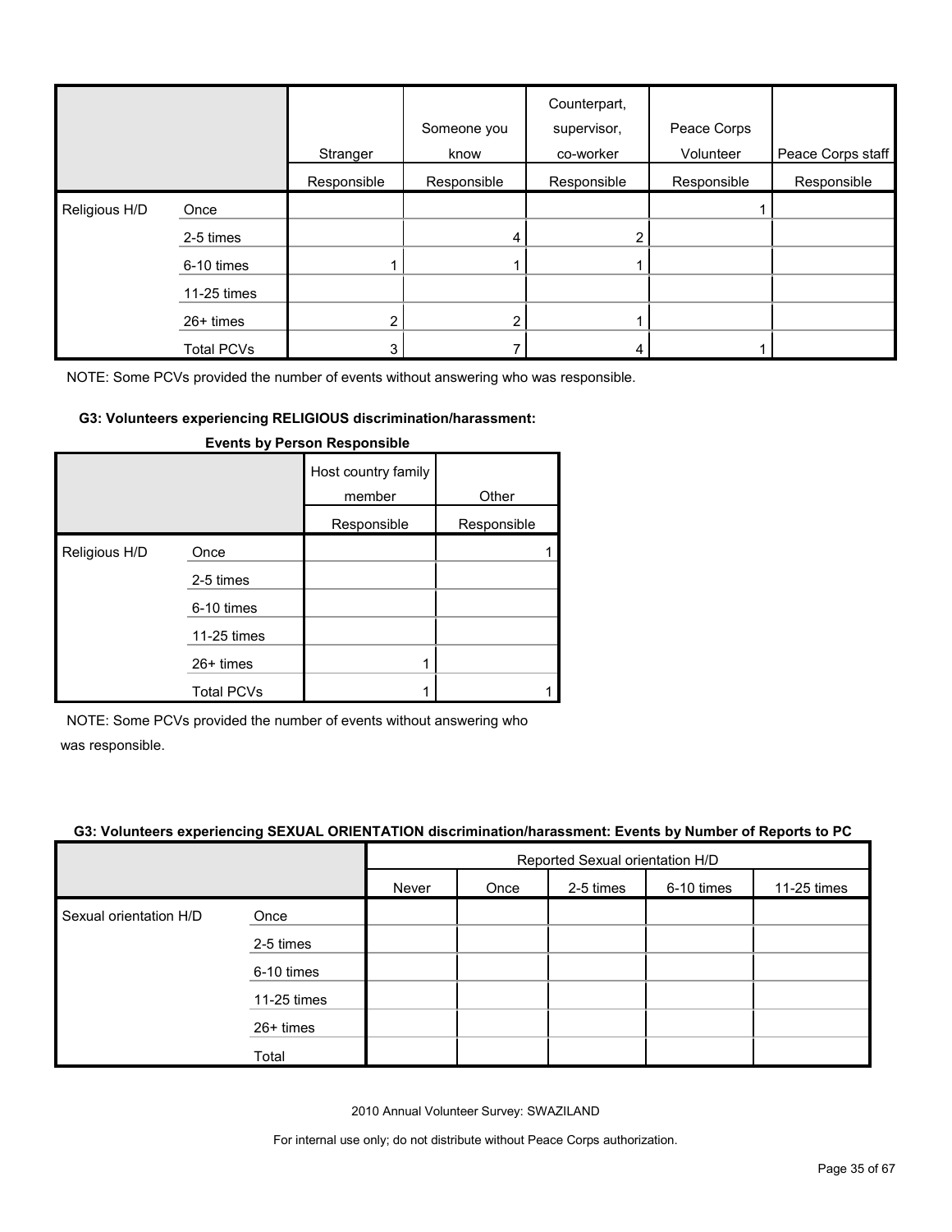| | | Stranger | Someone you know | Counterpart, supervisor, co-worker | Peace Corps Volunteer | Peace Corps staff |
|---|---|---|---|---|---|---|
| | | Responsible | Responsible | Responsible | Responsible | Responsible |
| Religious H/D | Once | | | | 1 | |
| | 2-5 times | | 4 | 2 | | |
| | 6-10 times | 1 | 1 | 1 | | |
| | 11-25 times | | | | | |
| | 26+ times | 2 | 2 | 1 | | |
| | Total PCVs | 3 | 7 | 4 | 1 | |

NOTE: Some PCVs provided the number of events without answering who was responsible.

**G3: Volunteers experiencing RELIGIOUS discrimination/harassment: Events by Person Responsible**

| | | Host country family member | Other |
|---|---|---|---|
| | | Responsible | Responsible |
| Religious H/D | Once | | 1 |
| | 2-5 times | | |
| | 6-10 times | | |
| | 11-25 times | | |
| | 26+ times | 1 | |
| | Total PCVs | 1 | 1 |

NOTE: Some PCVs provided the number of events without answering who was responsible.

**G3: Volunteers experiencing SEXUAL ORIENTATION discrimination/harassment: Events by Number of Reports to PC**

| | | Reported Sexual orientation H/D | | | | |
|---|---|---|---|---|---|---|
| | | Never | Once | 2-5 times | 6-10 times | 11-25 times |
| Sexual orientation H/D | Once | | | | | |
| | 2-5 times | | | | | |
| | 6-10 times | | | | | |
| | 11-25 times | | | | | |
| | 26+ times | | | | | |
| | Total | | | | | |

2010 Annual Volunteer Survey: SWAZILAND

For internal use only; do not distribute without Peace Corps authorization.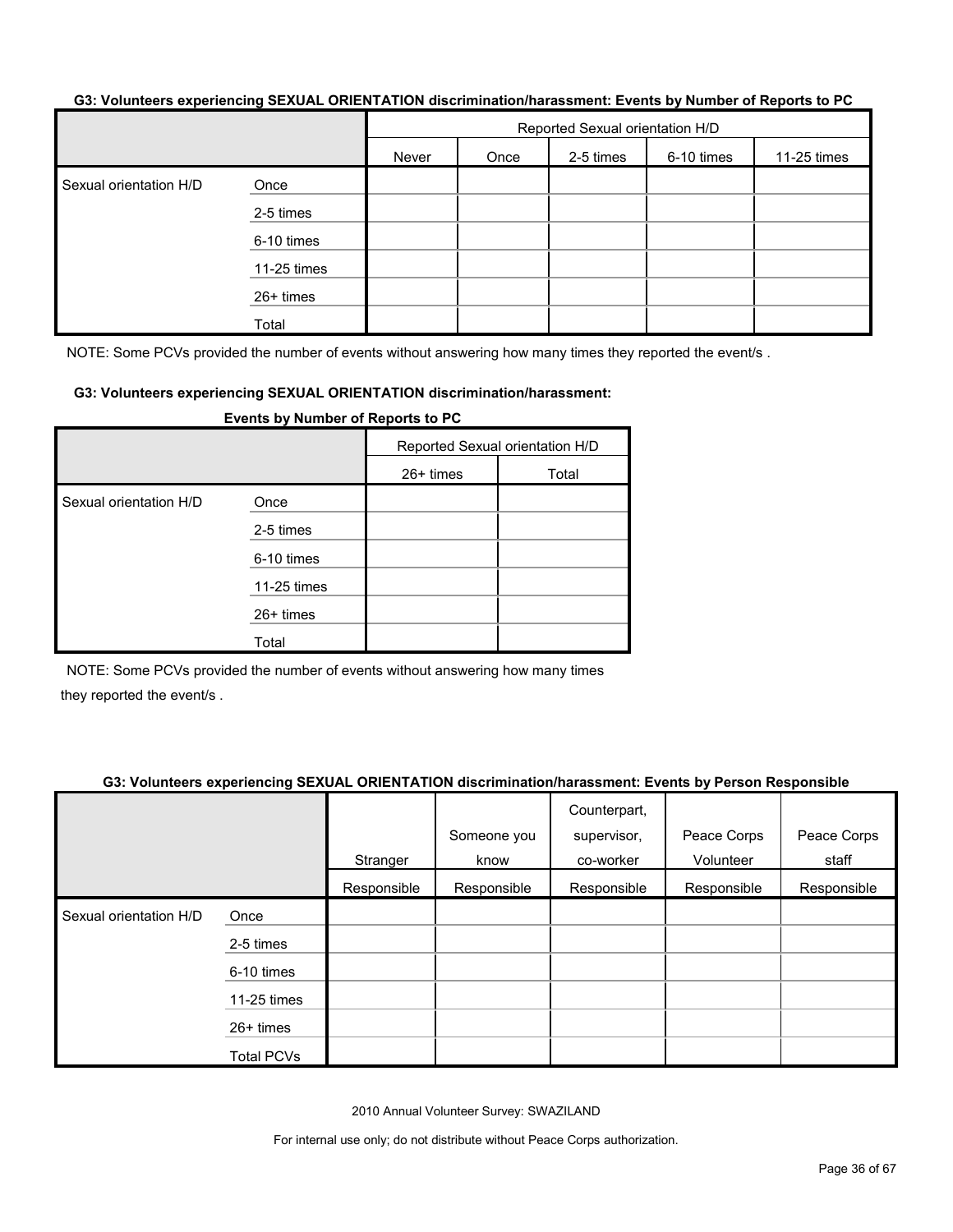**G3: Volunteers experiencing SEXUAL ORIENTATION discrimination/harassment: Events by Number of Reports to PC**

| | | Reported Sexual orientation H/D | | | | |
|---|---|---|---|---|---|---|
| | | Never | Once | 2-5 times | 6-10 times | 11-25 times |
| Sexual orientation H/D | Once | | | | | |
| | 2-5 times | | | | | |
| | 6-10 times | | | | | |
| | 11-25 times | | | | | |
| | 26+ times | | | | | |
| | Total | | | | | |

NOTE: Some PCVs provided the number of events without answering how many times they reported the event/s .

**G3: Volunteers experiencing SEXUAL ORIENTATION discrimination/harassment: Events by Number of Reports to PC**

| | | Reported Sexual orientation H/D | |
|---|---|---|---|
| | | 26+ times | Total |
| Sexual orientation H/D | Once | | |
| | 2-5 times | | |
| | 6-10 times | | |
| | 11-25 times | | |
| | 26+ times | | |
| | Total | | |

NOTE: Some PCVs provided the number of events without answering how many times they reported the event/s .

**G3: Volunteers experiencing SEXUAL ORIENTATION discrimination/harassment: Events by Person Responsible**

| | | Stranger | Someone you know | Counterpart, supervisor, co-worker | Peace Corps Volunteer | Peace Corps staff |
|---|---|---|---|---|---|---|
| | | Responsible | Responsible | Responsible | Responsible | Responsible |
| Sexual orientation H/D | Once | | | | | |
| | 2-5 times | | | | | |
| | 6-10 times | | | | | |
| | 11-25 times | | | | | |
| | 26+ times | | | | | |
| | Total PCVs | | | | | |

2010 Annual Volunteer Survey: SWAZILAND

For internal use only; do not distribute without Peace Corps authorization.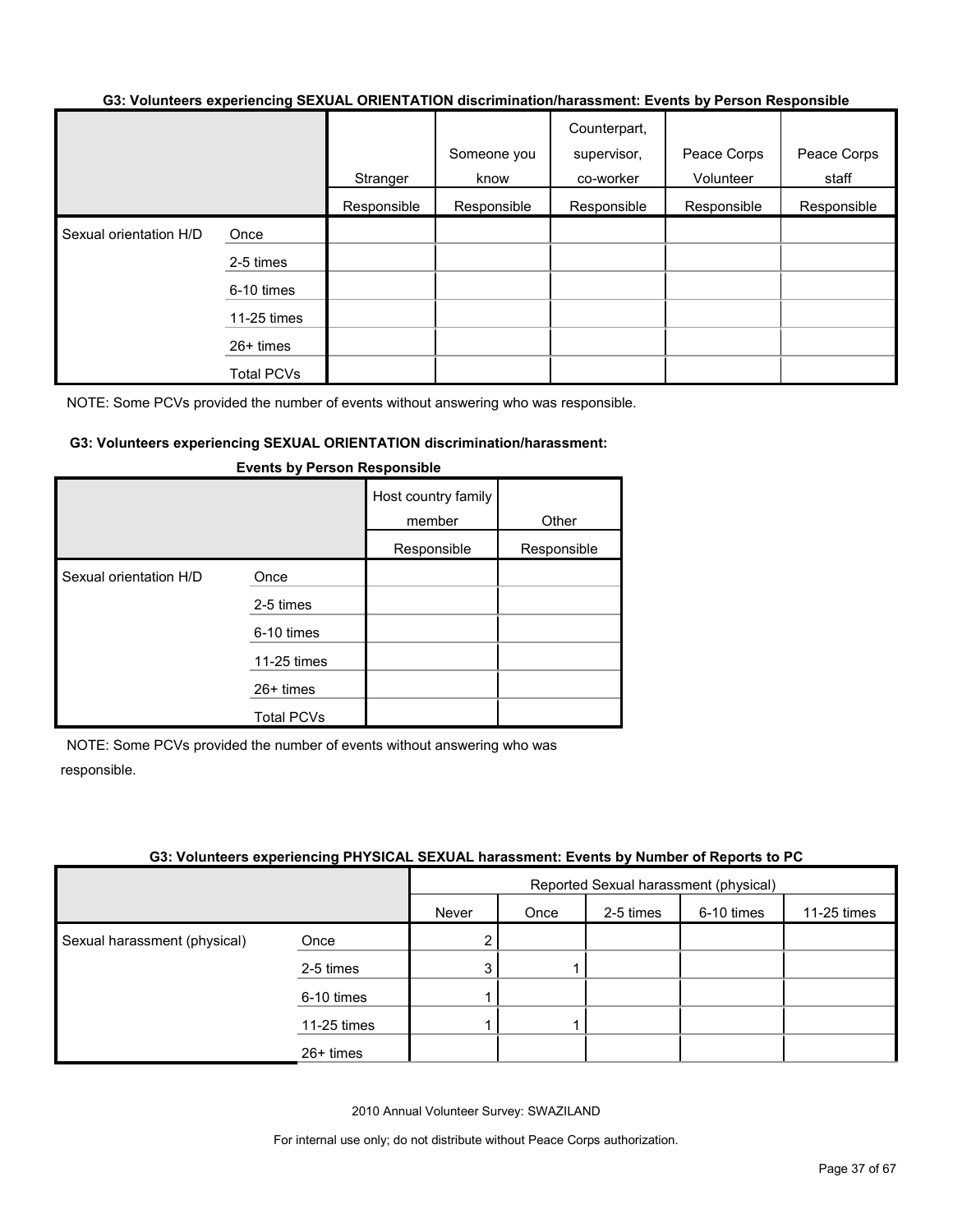#### G3: Volunteers experiencing SEXUAL ORIENTATION discrimination/harassment: Events by Person Responsible

| | | Stranger | Someone you know | Counterpart, supervisor, co-worker | Peace Corps Volunteer | Peace Corps staff |
|---|---|---|---|---|---|---|
| | | Responsible | Responsible | Responsible | Responsible | Responsible |
| Sexual orientation H/D | Once | | | | | |
| | 2-5 times | | | | | |
| | 6-10 times | | | | | |
| | 11-25 times | | | | | |
| | 26+ times | | | | | |
| | Total PCVs | | | | | |

NOTE: Some PCVs provided the number of events without answering who was responsible.

#### G3: Volunteers experiencing SEXUAL ORIENTATION discrimination/harassment: Events by Person Responsible

| | | Host country family member | Other |
|---|---|---|---|
| | | Responsible | Responsible |
| Sexual orientation H/D | Once | | |
| | 2-5 times | | |
| | 6-10 times | | |
| | 11-25 times | | |
| | 26+ times | | |
| | Total PCVs | | |

NOTE: Some PCVs provided the number of events without answering who was responsible.

#### G3: Volunteers experiencing PHYSICAL SEXUAL harassment: Events by Number of Reports to PC

| | | Reported Sexual harassment (physical) | | | | |
|---|---|---|---|---|---|---|
| | | Never | Once | 2-5 times | 6-10 times | 11-25 times |
| Sexual harassment (physical) | Once | 2 | | | | |
| | 2-5 times | 3 | 1 | | | |
| | 6-10 times | 1 | | | | |
| | 11-25 times | 1 | 1 | | | |
| | 26+ times | | | | | |

2010 Annual Volunteer Survey: SWAZILAND

For internal use only; do not distribute without Peace Corps authorization.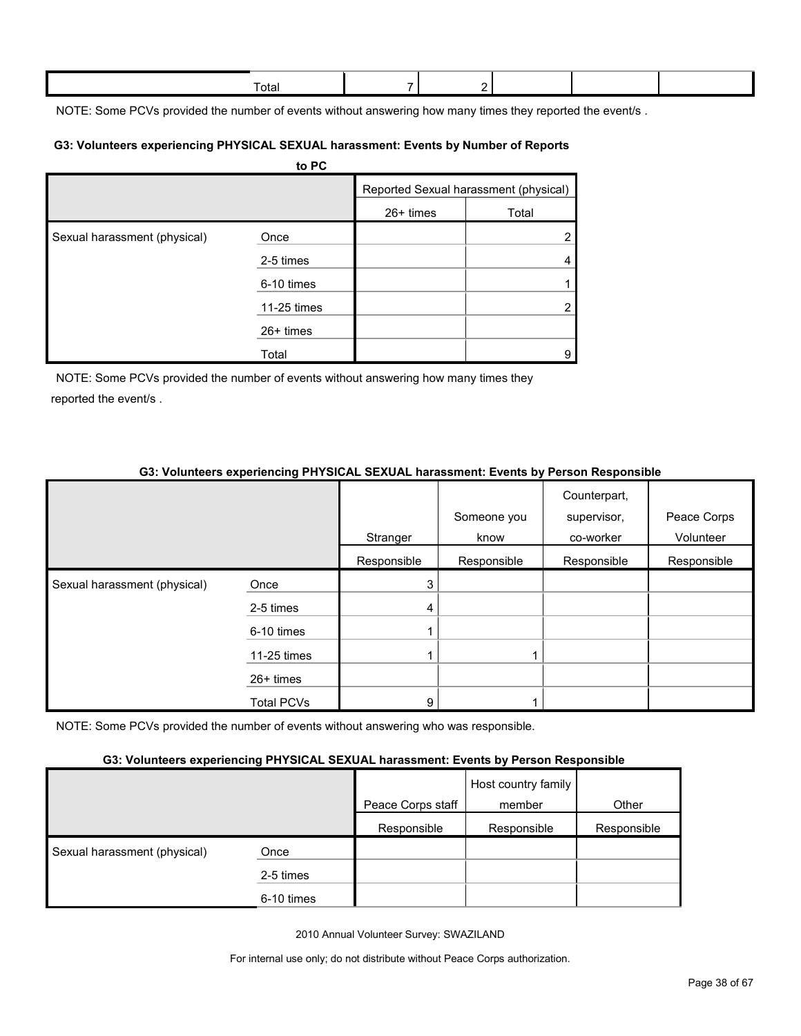| | Total | 7 | 2 | | | |
|---|---|---|---|---|---|---|

NOTE: Some PCVs provided the number of events without answering how many times they reported the event/s .

**G3: Volunteers experiencing PHYSICAL SEXUAL harassment: Events by Number of Reports to PC**

| | | Reported Sexual harassment (physical) | |
|---|---|---|---|
| | | 26+ times | Total |
| Sexual harassment (physical) | Once | | 2 |
| | 2-5 times | | 4 |
| | 6-10 times | | 1 |
| | 11-25 times | | 2 |
| | 26+ times | | |
| | Total | | 9 |

NOTE: Some PCVs provided the number of events without answering how many times they reported the event/s .

**G3: Volunteers experiencing PHYSICAL SEXUAL harassment: Events by Person Responsible**

| | | Stranger | Someone you know | Counterpart, supervisor, co-worker | Peace Corps Volunteer |
|---|---|---|---|---|---|
| | | Responsible | Responsible | Responsible | Responsible |
| Sexual harassment (physical) | Once | 3 | | | |
| | 2-5 times | 4 | | | |
| | 6-10 times | 1 | | | |
| | 11-25 times | 1 | 1 | | |
| | 26+ times | | | | |
| | Total PCVs | 9 | 1 | | |

NOTE: Some PCVs provided the number of events without answering who was responsible.

**G3: Volunteers experiencing PHYSICAL SEXUAL harassment: Events by Person Responsible**

| | | Peace Corps staff | Host country family member | Other |
|---|---|---|---|---|
| | | Responsible | Responsible | Responsible |
| Sexual harassment (physical) | Once | | | |
| | 2-5 times | | | |
| | 6-10 times | | | |

2010 Annual Volunteer Survey: SWAZILAND

For internal use only; do not distribute without Peace Corps authorization.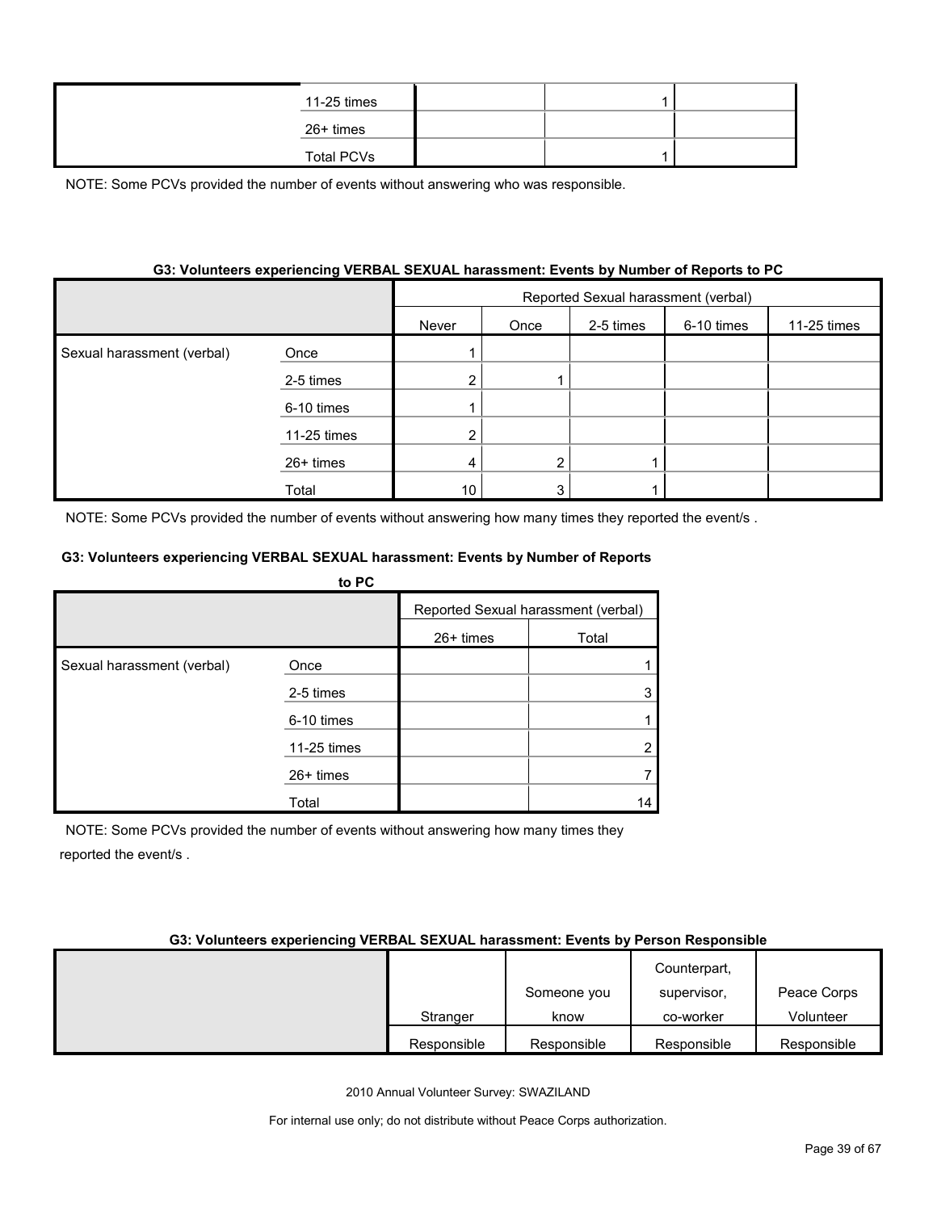| | | | | |
|---|---|---|---|---|
| | 11-25 times | | 1 | |
| | 26+ times | | | |
| | Total PCVs | | 1 | |

NOTE: Some PCVs provided the number of events without answering who was responsible.

**G3: Volunteers experiencing VERBAL SEXUAL harassment: Events by Number of Reports to PC**

| | | Reported Sexual harassment (verbal) | | | | | | |
|---|---|---|---|---|---|---|---|---|
| | | Never | Once | 2-5 times | 6-10 times | 11-25 times | 26+ times | Total |
| Sexual harassment (verbal) | Once | 1 | | | | | | 1 |
| | 2-5 times | 2 | 1 | | | | | 3 |
| | 6-10 times | 1 | | | | | | 1 |
| | 11-25 times | 2 | | | | | | 2 |
| | 26+ times | 4 | 2 | 1 | | | | 7 |
| | Total | 10 | 3 | 1 | | | | 14 |

NOTE: Some PCVs provided the number of events without answering how many times they reported the event/s .

**G3: Volunteers experiencing VERBAL SEXUAL harassment: Events by Person Responsible**

| | Stranger | Someone you know | Counterpart, supervisor, co-worker | Peace Corps Volunteer |
|---|---|---|---|---|
| | Responsible | Responsible | Responsible | Responsible |

2010 Annual Volunteer Survey: SWAZILAND

For internal use only; do not distribute without Peace Corps authorization.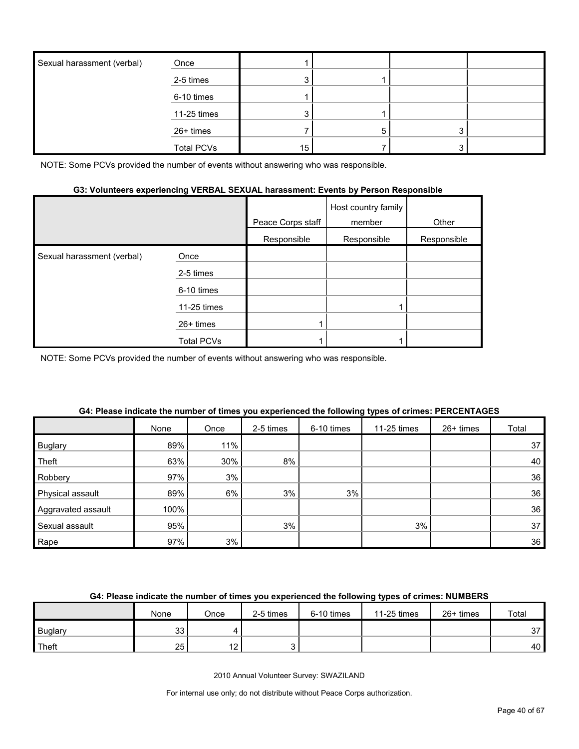| | | | | | |
|---|---|---|---|---|---|
| Sexual harassment (verbal) | Once | 1 | | | |
| | 2-5 times | 3 | 1 | | |
| | 6-10 times | 1 | | | |
| | 11-25 times | 3 | 1 | | |
| | 26+ times | 7 | 5 | 3 | |
| | Total PCVs | 15 | 7 | 3 | |

NOTE: Some PCVs provided the number of events without answering who was responsible.

**G3: Volunteers experiencing VERBAL SEXUAL harassment: Events by Person Responsible**

| | | Peace Corps staff | Host country family member | Other |
|---|---|---|---|---|
| | | Responsible | Responsible | Responsible |
| Sexual harassment (verbal) | Once | | | |
| | 2-5 times | | | |
| | 6-10 times | | | |
| | 11-25 times | | 1 | |
| | 26+ times | 1 | | |
| | Total PCVs | 1 | 1 | |

NOTE: Some PCVs provided the number of events without answering who was responsible.

**G4: Please indicate the number of times you experienced the following types of crimes: PERCENTAGES**

| | None | Once | 2-5 times | 6-10 times | 11-25 times | 26+ times | Total |
|---|---|---|---|---|---|---|---|
| Buglary | 89% | 11% | | | | | 37 |
| Theft | 63% | 30% | 8% | | | | 40 |
| Robbery | 97% | 3% | | | | | 36 |
| Physical assault | 89% | 6% | 3% | 3% | | | 36 |
| Aggravated assault | 100% | | | | | | 36 |
| Sexual assault | 95% | | 3% | | 3% | | 37 |
| Rape | 97% | 3% | | | | | 36 |

**G4: Please indicate the number of times you experienced the following types of crimes: NUMBERS**

| | None | Once | 2-5 times | 6-10 times | 11-25 times | 26+ times | Total |
|---|---|---|---|---|---|---|---|
| Buglary | 33 | 4 | | | | | 37 |
| Theft | 25 | 12 | 3 | | | | 40 |

2010 Annual Volunteer Survey: SWAZILAND

For internal use only; do not distribute without Peace Corps authorization.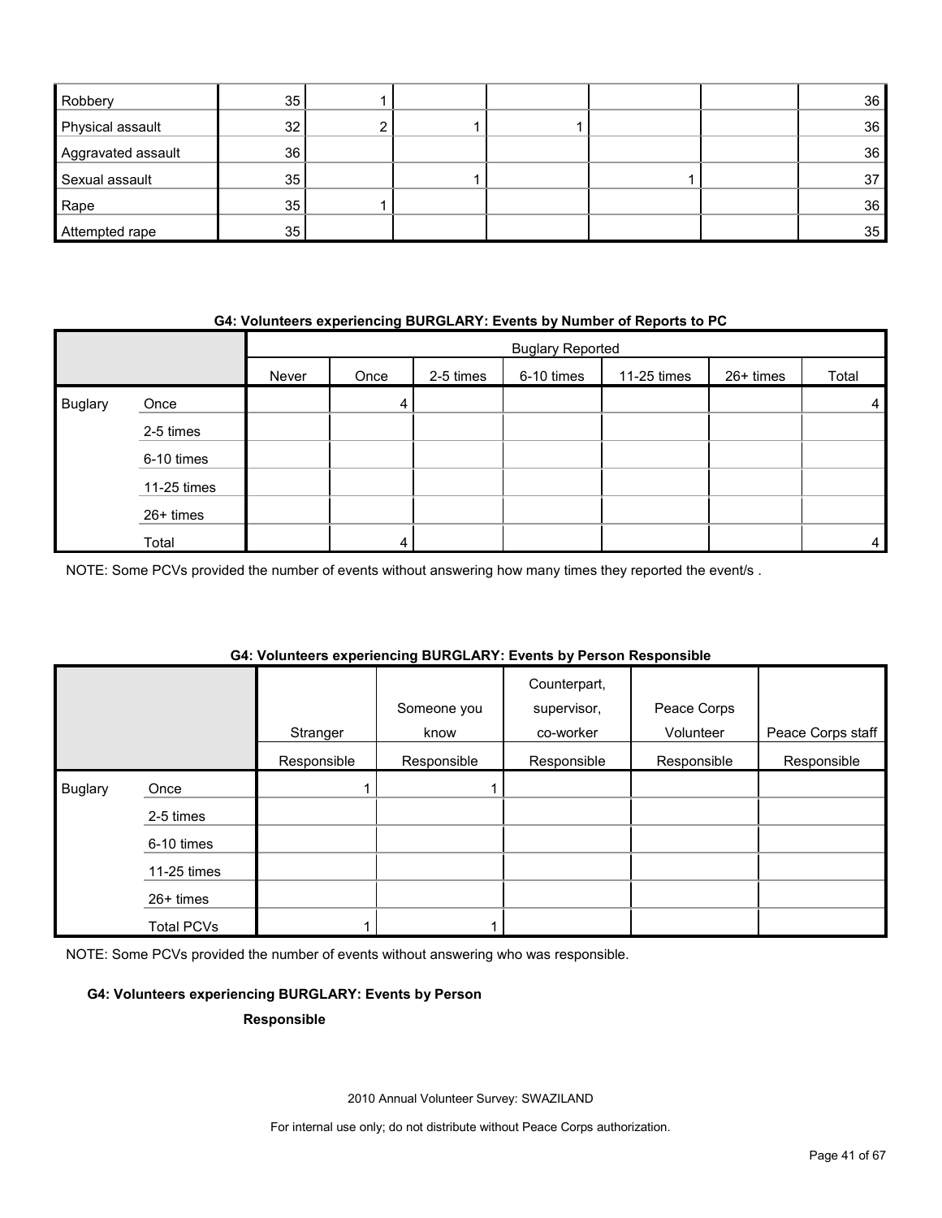| | | | | | | |
|---|---|---|---|---|---|---|
| Robbery | 35 | 1 | | | | 36 |
| Physical assault | 32 | 2 | 1 | 1 | | 36 |
| Aggravated assault | 36 | | | | | 36 |
| Sexual assault | 35 | | 1 | | 1 | 37 |
| Rape | 35 | 1 | | | | 36 |
| Attempted rape | 35 | | | | | 35 |

**G4: Volunteers experiencing BURGLARY: Events by Number of Reports to PC**

| | | Buglary Reported | | | | | | |
|---|---|---|---|---|---|---|---|---|
| | | Never | Once | 2-5 times | 6-10 times | 11-25 times | 26+ times | Total |
| Buglary | Once | | 4 | | | | | 4 |
| | 2-5 times | | | | | | | |
| | 6-10 times | | | | | | | |
| | 11-25 times | | | | | | | |
| | 26+ times | | | | | | | |
| | Total | | 4 | | | | | 4 |

NOTE: Some PCVs provided the number of events without answering how many times they reported the event/s .

**G4: Volunteers experiencing BURGLARY: Events by Person Responsible**

| | | Stranger | Someone you know | Counterpart, supervisor, co-worker | Peace Corps Volunteer | Peace Corps staff |
|---|---|---|---|---|---|---|
| | | Responsible | Responsible | Responsible | Responsible | Responsible |
| Buglary | Once | 1 | 1 | | | |
| | 2-5 times | | | | | |
| | 6-10 times | | | | | |
| | 11-25 times | | | | | |
| | 26+ times | | | | | |
| | Total PCVs | 1 | 1 | | | |

NOTE: Some PCVs provided the number of events without answering who was responsible.

**G4: Volunteers experiencing BURGLARY: Events by Person Responsible**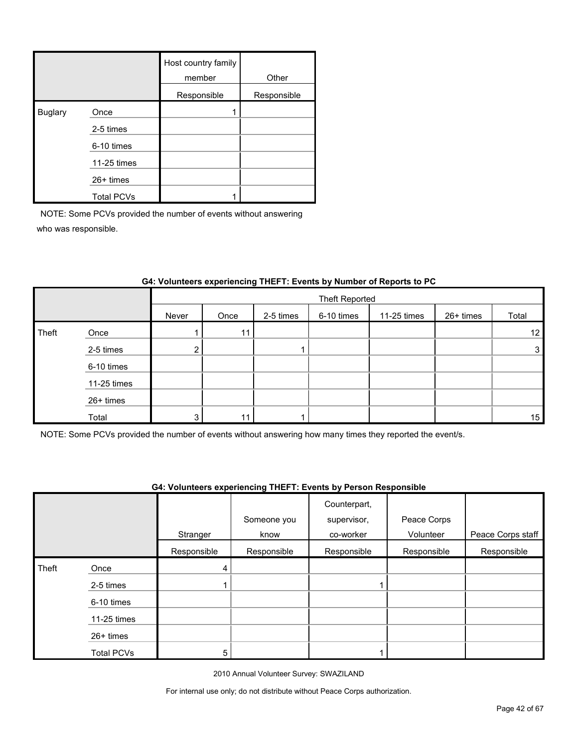| | | Host country family member | Other |
|---|---|---|---|
| | | Responsible | Responsible |
| Buglary | Once | 1 | |
| | 2-5 times | | |
| | 6-10 times | | |
| | 11-25 times | | |
| | 26+ times | | |
| | Total PCVs | 1 | |

NOTE: Some PCVs provided the number of events without answering who was responsible.

**G4: Volunteers experiencing THEFT: Events by Number of Reports to PC**

| | | Theft Reported | | | | | | |
|---|---|---|---|---|---|---|---|---|
| | | Never | Once | 2-5 times | 6-10 times | 11-25 times | 26+ times | Total |
| Theft | Once | 1 | 11 | | | | | 12 |
| | 2-5 times | 2 | | 1 | | | | 3 |
| | 6-10 times | | | | | | | |
| | 11-25 times | | | | | | | |
| | 26+ times | | | | | | | |
| | Total | 3 | 11 | 1 | | | | 15 |

NOTE: Some PCVs provided the number of events without answering how many times they reported the event/s.

**G4: Volunteers experiencing THEFT: Events by Person Responsible**

| | | Stranger | Someone you know | Counterpart, supervisor, co-worker | Peace Corps Volunteer | Peace Corps staff |
|---|---|---|---|---|---|---|
| | | Responsible | Responsible | Responsible | Responsible | Responsible |
| Theft | Once | 4 | | | | |
| | 2-5 times | 1 | | 1 | | |
| | 6-10 times | | | | | |
| | 11-25 times | | | | | |
| | 26+ times | | | | | |
| | Total PCVs | 5 | | 1 | | |

2010 Annual Volunteer Survey: SWAZILAND

For internal use only; do not distribute without Peace Corps authorization.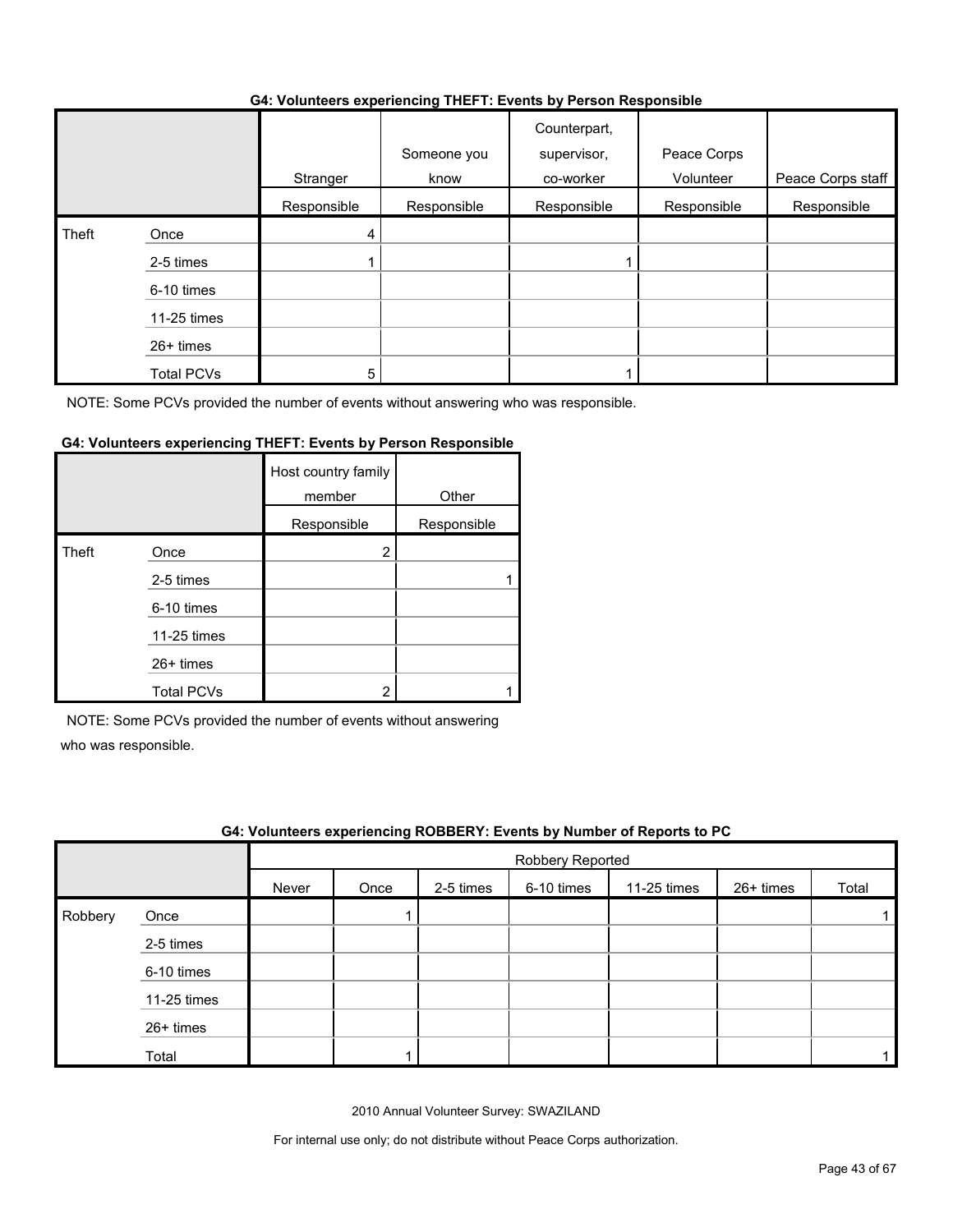**G4: Volunteers experiencing THEFT: Events by Person Responsible**

| | | Stranger | Someone you know | Counterpart, supervisor, co-worker | Peace Corps Volunteer | Peace Corps staff |
|---|---|---|---|---|---|---|
| | | Responsible | Responsible | Responsible | Responsible | Responsible |
| Theft | Once | 4 | | | | |
| | 2-5 times | 1 | | 1 | | |
| | 6-10 times | | | | | |
| | 11-25 times | | | | | |
| | 26+ times | | | | | |
| | Total PCVs | 5 | | 1 | | |

NOTE: Some PCVs provided the number of events without answering who was responsible.

**G4: Volunteers experiencing THEFT: Events by Person Responsible**

| | | Host country family member | Other |
|---|---|---|---|
| | | Responsible | Responsible |
| Theft | Once | 2 | |
| | 2-5 times | | 1 |
| | 6-10 times | | |
| | 11-25 times | | |
| | 26+ times | | |
| | Total PCVs | 2 | 1 |

NOTE: Some PCVs provided the number of events without answering who was responsible.

**G4: Volunteers experiencing ROBBERY: Events by Number of Reports to PC**

| | | Robbery Reported | | | | | | |
|---|---|---|---|---|---|---|---|---|
| | | Never | Once | 2-5 times | 6-10 times | 11-25 times | 26+ times | Total |
| Robbery | Once | | 1 | | | | | 1 |
| | 2-5 times | | | | | | | |
| | 6-10 times | | | | | | | |
| | 11-25 times | | | | | | | |
| | 26+ times | | | | | | | |
| | Total | | 1 | | | | | 1 |

2010 Annual Volunteer Survey: SWAZILAND

For internal use only; do not distribute without Peace Corps authorization.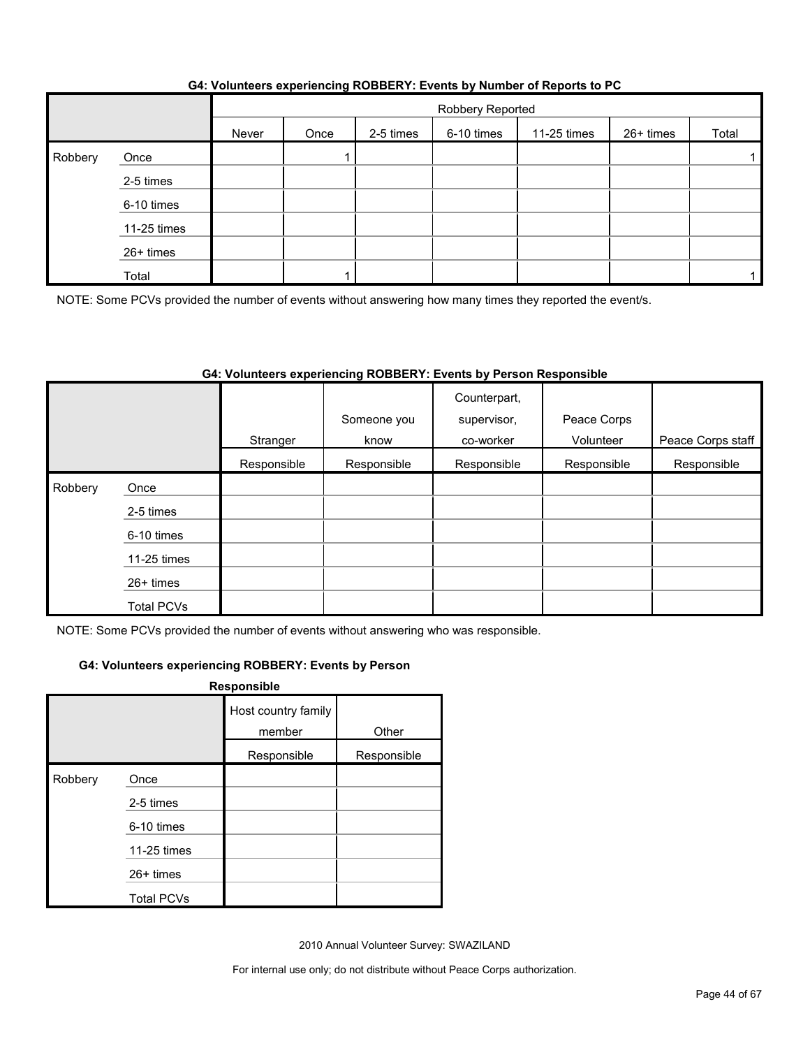### G4: Volunteers experiencing ROBBERY: Events by Number of Reports to PC

| | | Robbery Reported | | | | | | |
|---|---|---|---|---|---|---|---|---|
| | | Never | Once | 2-5 times | 6-10 times | 11-25 times | 26+ times | Total |
| Robbery | Once | | 1 | | | | | 1 |
| | 2-5 times | | | | | | | |
| | 6-10 times | | | | | | | |
| | 11-25 times | | | | | | | |
| | 26+ times | | | | | | | |
| | Total | | 1 | | | | | 1 |

NOTE: Some PCVs provided the number of events without answering how many times they reported the event/s.

### G4: Volunteers experiencing ROBBERY: Events by Person Responsible

| | | Stranger | Someone you know | Counterpart, supervisor, co-worker | Peace Corps Volunteer | Peace Corps staff |
|---|---|---|---|---|---|---|
| | | Responsible | Responsible | Responsible | Responsible | Responsible |
| Robbery | Once | | | | | |
| | 2-5 times | | | | | |
| | 6-10 times | | | | | |
| | 11-25 times | | | | | |
| | 26+ times | | | | | |
| | Total PCVs | | | | | |

NOTE: Some PCVs provided the number of events without answering who was responsible.

### G4: Volunteers experiencing ROBBERY: Events by Person Responsible

| | | Host country family member | Other |
|---|---|---|---|
| | | Responsible | Responsible |
| Robbery | Once | | |
| | 2-5 times | | |
| | 6-10 times | | |
| | 11-25 times | | |
| | 26+ times | | |
| | Total PCVs | | |

2010 Annual Volunteer Survey: SWAZILAND

For internal use only; do not distribute without Peace Corps authorization.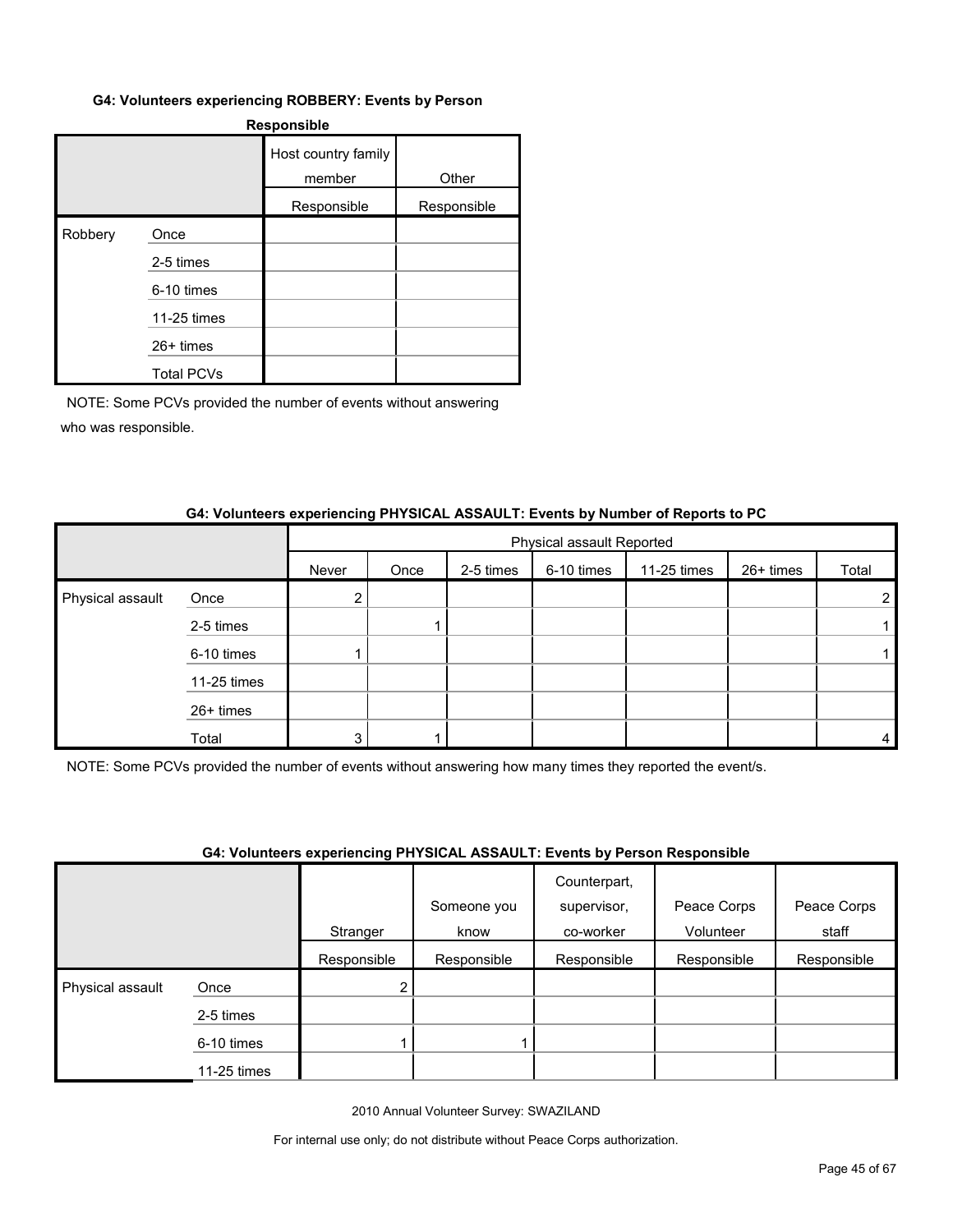#### G4: Volunteers experiencing ROBBERY: Events by Person Responsible

| | | Host country family member | Other |
|---|---|---|---|
| | | Responsible | Responsible |
| Robbery | Once | | |
| | 2-5 times | | |
| | 6-10 times | | |
| | 11-25 times | | |
| | 26+ times | | |
| | Total PCVs | | |

NOTE: Some PCVs provided the number of events without answering who was responsible.

#### G4: Volunteers experiencing PHYSICAL ASSAULT: Events by Number of Reports to PC

| | | Physical assault Reported | | | | | | |
|---|---|---|---|---|---|---|---|---|
| | | Never | Once | 2-5 times | 6-10 times | 11-25 times | 26+ times | Total |
| Physical assault | Once | 2 | | | | | | 2 |
| | 2-5 times | | 1 | | | | | 1 |
| | 6-10 times | 1 | | | | | | 1 |
| | 11-25 times | | | | | | | |
| | 26+ times | | | | | | | |
| | Total | 3 | 1 | | | | | 4 |

NOTE: Some PCVs provided the number of events without answering how many times they reported the event/s.

#### G4: Volunteers experiencing PHYSICAL ASSAULT: Events by Person Responsible

| | | Stranger | Someone you know | Counterpart, supervisor, co-worker | Peace Corps Volunteer | Peace Corps staff |
|---|---|---|---|---|---|---|
| | | Responsible | Responsible | Responsible | Responsible | Responsible |
| Physical assault | Once | 2 | | | | |
| | 2-5 times | | | | | |
| | 6-10 times | 1 | 1 | | | |
| | 11-25 times | | | | | |

2010 Annual Volunteer Survey: SWAZILAND

For internal use only; do not distribute without Peace Corps authorization.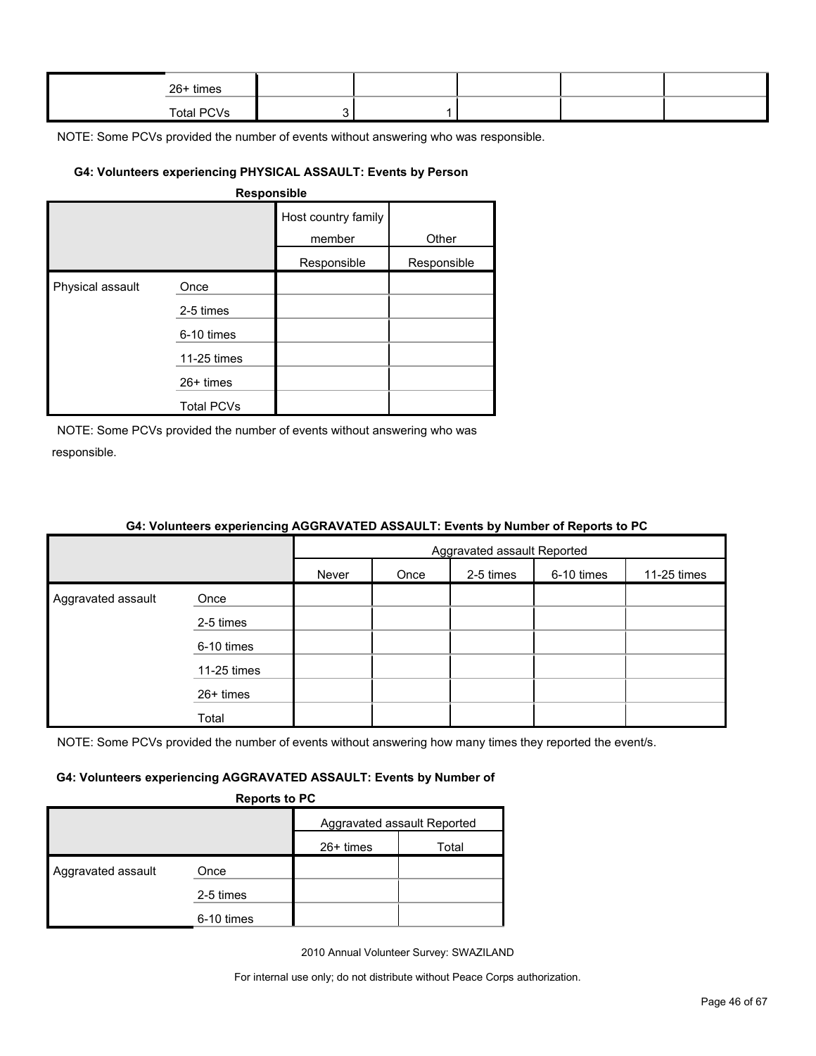| | | | | | | |
|---|---|---|---|---|---|---|
| | 26+ times | | | | | |
| | Total PCVs | 3 | 1 | | | |

NOTE: Some PCVs provided the number of events without answering who was responsible.

#### G4: Volunteers experiencing PHYSICAL ASSAULT: Events by Person Responsible

| | | Host country family member | Other |
|---|---|---|---|
| | | Responsible | Responsible |
| Physical assault | Once | | |
| | 2-5 times | | |
| | 6-10 times | | |
| | 11-25 times | | |
| | 26+ times | | |
| | Total PCVs | | |

NOTE: Some PCVs provided the number of events without answering who was responsible.

#### G4: Volunteers experiencing AGGRAVATED ASSAULT: Events by Number of Reports to PC

| | | Aggravated assault Reported | | | | |
|---|---|---|---|---|---|---|
| | | Never | Once | 2-5 times | 6-10 times | 11-25 times |
| Aggravated assault | Once | | | | | |
| | 2-5 times | | | | | |
| | 6-10 times | | | | | |
| | 11-25 times | | | | | |
| | 26+ times | | | | | |
| | Total | | | | | |

NOTE: Some PCVs provided the number of events without answering how many times they reported the event/s.

#### G4: Volunteers experiencing AGGRAVATED ASSAULT: Events by Number of Reports to PC

| | | Aggravated assault Reported | |
|---|---|---|---|
| | | 26+ times | Total |
| Aggravated assault | Once | | |
| | 2-5 times | | |
| | 6-10 times | | |

2010 Annual Volunteer Survey: SWAZILAND

For internal use only; do not distribute without Peace Corps authorization.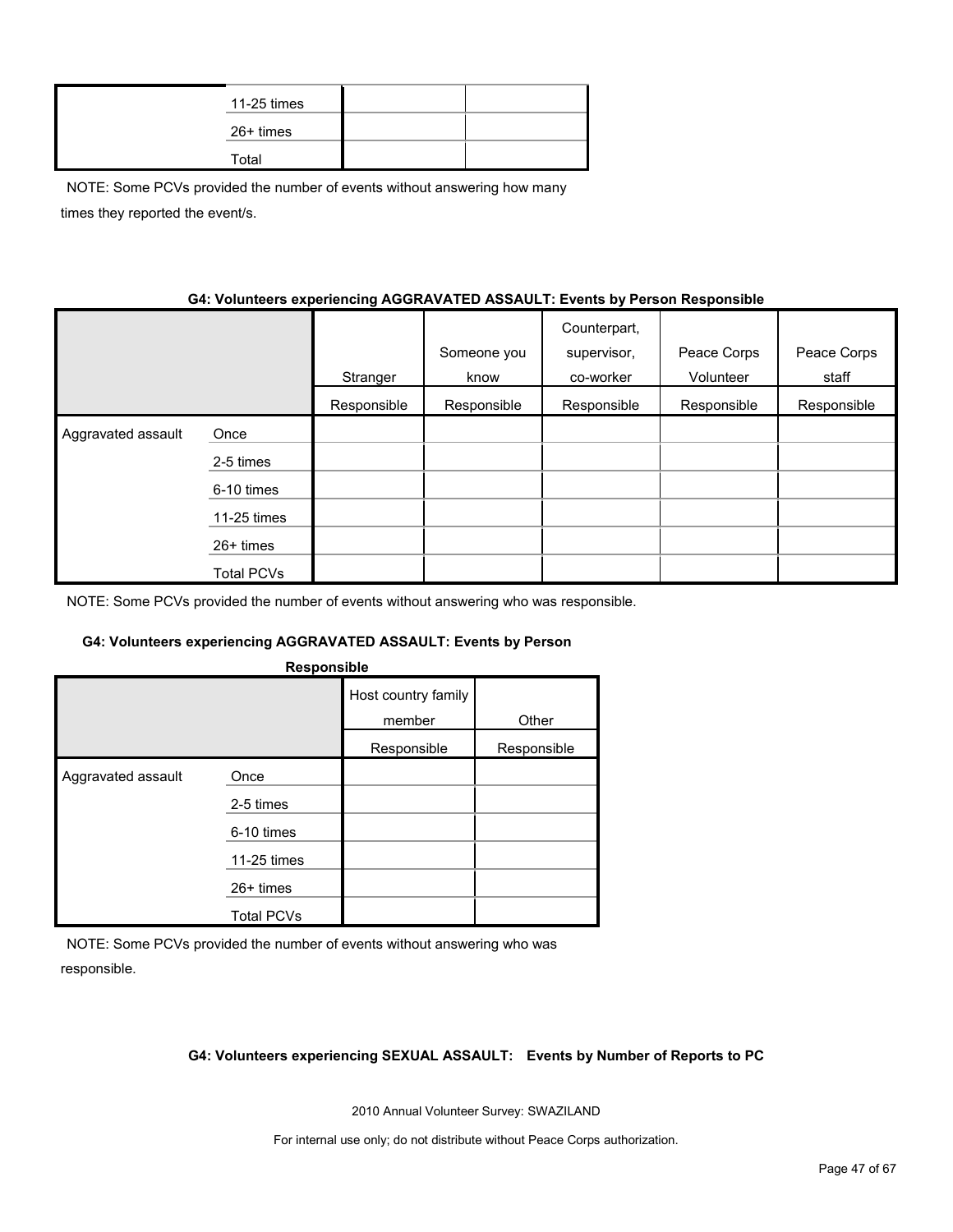| | | | |
|---|---|---|---|
| | 11-25 times | | |
| | 26+ times | | |
| | Total | | |

NOTE: Some PCVs provided the number of events without answering how many times they reported the event/s.

**G4: Volunteers experiencing AGGRAVATED ASSAULT: Events by Person Responsible**

| | | Stranger | Someone you know | Counterpart, supervisor, co-worker | Peace Corps Volunteer | Peace Corps staff |
|---|---|---|---|---|---|---|
| | | Responsible | Responsible | Responsible | Responsible | Responsible |
| Aggravated assault | Once | | | | | |
| | 2-5 times | | | | | |
| | 6-10 times | | | | | |
| | 11-25 times | | | | | |
| | 26+ times | | | | | |
| | Total PCVs | | | | | |

NOTE: Some PCVs provided the number of events without answering who was responsible.

**G4: Volunteers experiencing AGGRAVATED ASSAULT: Events by Person Responsible**

| | | Host country family member | Other |
|---|---|---|---|
| | | Responsible | Responsible |
| Aggravated assault | Once | | |
| | 2-5 times | | |
| | 6-10 times | | |
| | 11-25 times | | |
| | 26+ times | | |
| | Total PCVs | | |

NOTE: Some PCVs provided the number of events without answering who was responsible.

**G4: Volunteers experiencing SEXUAL ASSAULT: Events by Number of Reports to PC**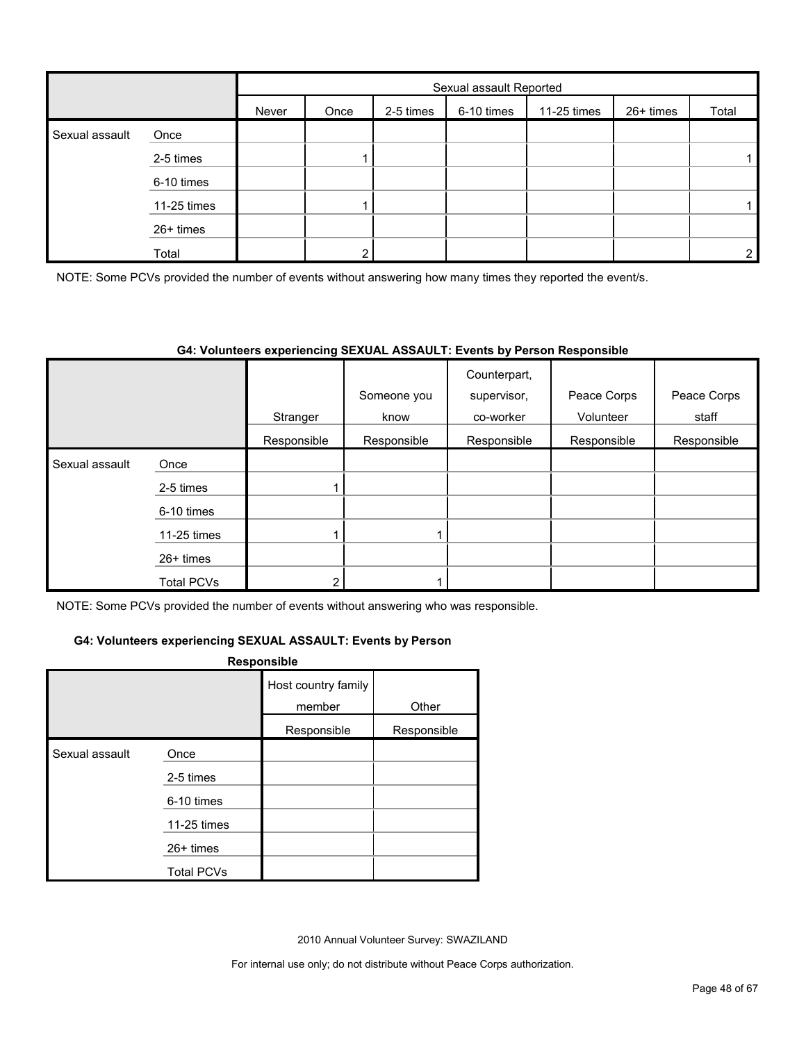| | | Sexual assault Reported | | | | | | |
|---|---|---|---|---|---|---|---|---|
| | | Never | Once | 2-5 times | 6-10 times | 11-25 times | 26+ times | Total |
| Sexual assault | Once | | | | | | | |
| | 2-5 times | | 1 | | | | | 1 |
| | 6-10 times | | | | | | | |
| | 11-25 times | | 1 | | | | | 1 |
| | 26+ times | | | | | | | |
| | Total | | 2 | | | | | 2 |

NOTE: Some PCVs provided the number of events without answering how many times they reported the event/s.

**G4: Volunteers experiencing SEXUAL ASSAULT: Events by Person Responsible**

| | | Stranger | Someone you know | Counterpart, supervisor, co-worker | Peace Corps Volunteer | Peace Corps staff |
|---|---|---|---|---|---|---|
| | | Responsible | Responsible | Responsible | Responsible | Responsible |
| Sexual assault | Once | | | | | |
| | 2-5 times | 1 | | | | |
| | 6-10 times | | | | | |
| | 11-25 times | 1 | 1 | | | |
| | 26+ times | | | | | |
| | Total PCVs | 2 | 1 | | | |

NOTE: Some PCVs provided the number of events without answering who was responsible.

**G4: Volunteers experiencing SEXUAL ASSAULT: Events by Person Responsible**

| | | Host country family member | Other |
|---|---|---|---|
| | | Responsible | Responsible |
| Sexual assault | Once | | |
| | 2-5 times | | |
| | 6-10 times | | |
| | 11-25 times | | |
| | 26+ times | | |
| | Total PCVs | | |

2010 Annual Volunteer Survey: SWAZILAND

For internal use only; do not distribute without Peace Corps authorization.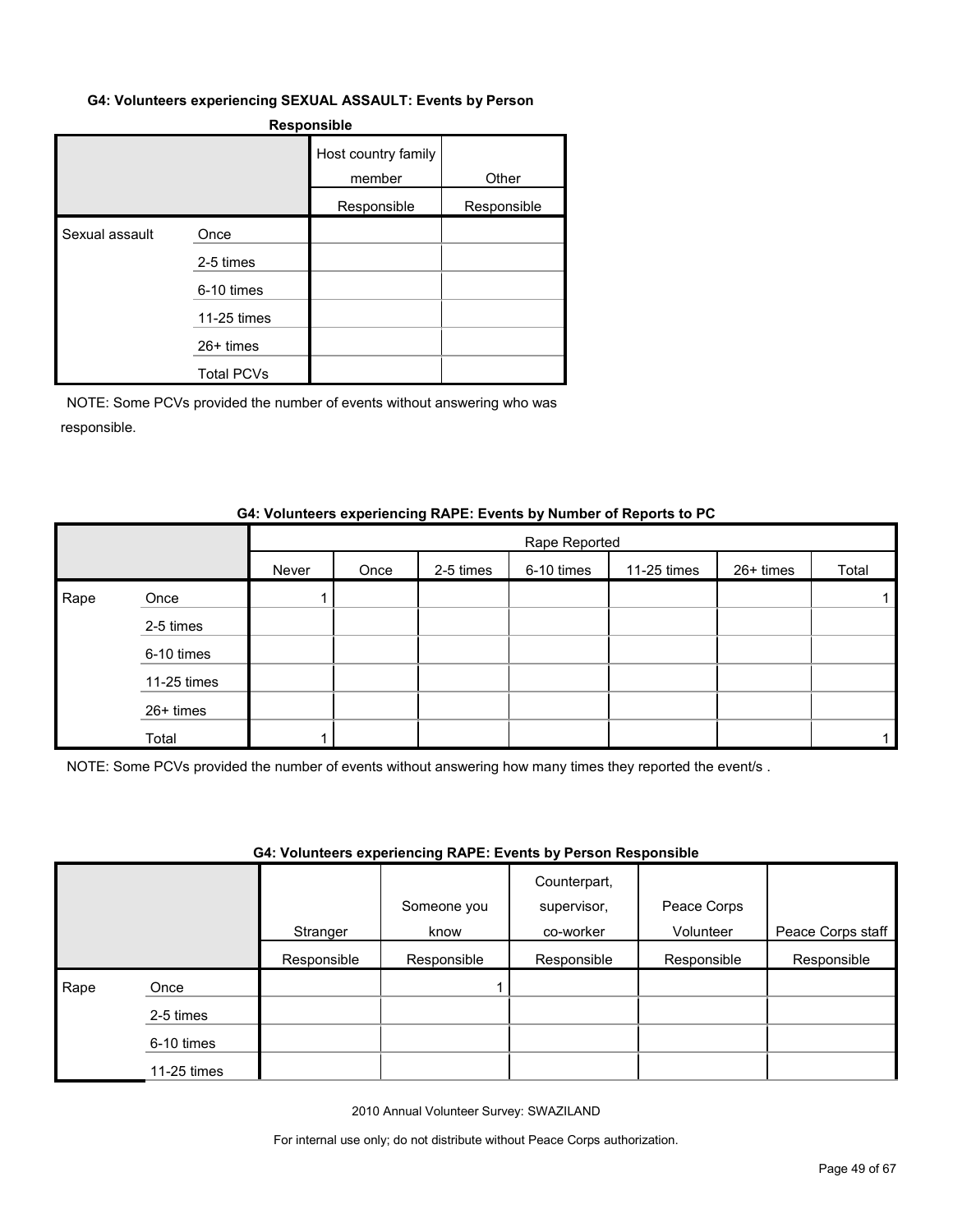**G4: Volunteers experiencing SEXUAL ASSAULT: Events by Person Responsible**

| | | Host country family member | Other |
|---|---|---|---|
| | | Responsible | Responsible |
| Sexual assault | Once | | |
| | 2-5 times | | |
| | 6-10 times | | |
| | 11-25 times | | |
| | 26+ times | | |
| | Total PCVs | | |

NOTE: Some PCVs provided the number of events without answering who was responsible.

**G4: Volunteers experiencing RAPE: Events by Number of Reports to PC**

| | | Rape Reported | | | | | | |
|---|---|---|---|---|---|---|---|---|
| | | Never | Once | 2-5 times | 6-10 times | 11-25 times | 26+ times | Total |
| Rape | Once | 1 | | | | | | 1 |
| | 2-5 times | | | | | | | |
| | 6-10 times | | | | | | | |
| | 11-25 times | | | | | | | |
| | 26+ times | | | | | | | |
| | Total | 1 | | | | | | 1 |

NOTE: Some PCVs provided the number of events without answering how many times they reported the event/s .

**G4: Volunteers experiencing RAPE: Events by Person Responsible**

| | | Stranger | Someone you know | Counterpart, supervisor, co-worker | Peace Corps Volunteer | Peace Corps staff |
|---|---|---|---|---|---|---|
| | | Responsible | Responsible | Responsible | Responsible | Responsible |
| Rape | Once | | 1 | | | |
| | 2-5 times | | | | | |
| | 6-10 times | | | | | |
| | 11-25 times | | | | | |

2010 Annual Volunteer Survey: SWAZILAND

For internal use only; do not distribute without Peace Corps authorization.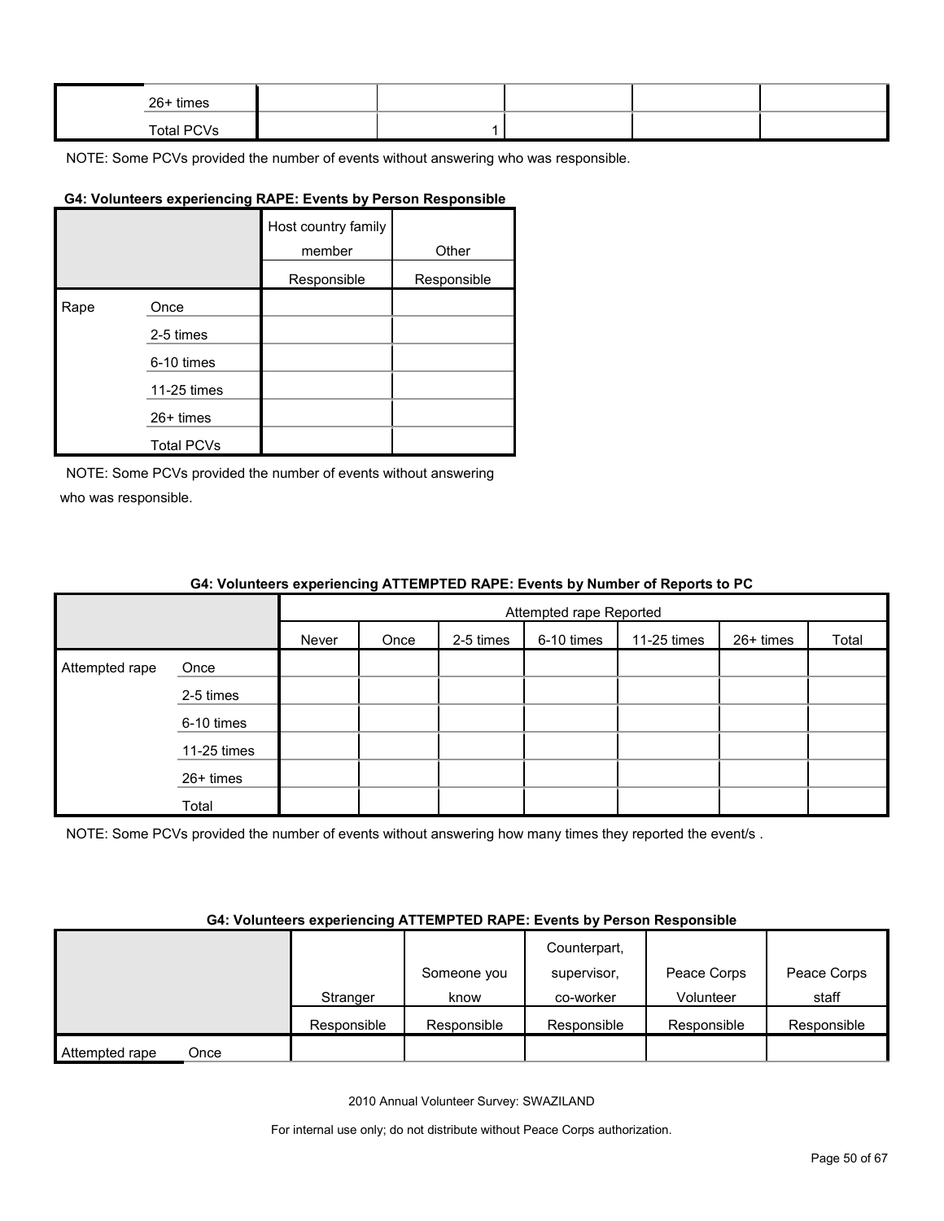|  |  |  |  |  |  |  |
|---|---|---|---|---|---|---|
|  | 26+ times |  |  |  |  |  |
|  | Total PCVs |  | 1 |  |  |  |

NOTE: Some PCVs provided the number of events without answering who was responsible.

**G4: Volunteers experiencing RAPE: Events by Person Responsible**

|  |  | Host country family member | Other |
|---|---|---|---|
|  |  | Responsible | Responsible |
| Rape | Once |  |  |
|  | 2-5 times |  |  |
|  | 6-10 times |  |  |
|  | 11-25 times |  |  |
|  | 26+ times |  |  |
|  | Total PCVs |  |  |

NOTE: Some PCVs provided the number of events without answering who was responsible.

**G4: Volunteers experiencing ATTEMPTED RAPE: Events by Number of Reports to PC**

|  |  | Attempted rape Reported |  |  |  |  |  |  |
|---|---|---|---|---|---|---|---|---|
|  |  | Never | Once | 2-5 times | 6-10 times | 11-25 times | 26+ times | Total |
| Attempted rape | Once |  |  |  |  |  |  |  |
|  | 2-5 times |  |  |  |  |  |  |  |
|  | 6-10 times |  |  |  |  |  |  |  |
|  | 11-25 times |  |  |  |  |  |  |  |
|  | 26+ times |  |  |  |  |  |  |  |
|  | Total |  |  |  |  |  |  |  |

NOTE: Some PCVs provided the number of events without answering how many times they reported the event/s .

**G4: Volunteers experiencing ATTEMPTED RAPE: Events by Person Responsible**

|  |  | Stranger | Someone you know | Counterpart, supervisor, co-worker | Peace Corps Volunteer | Peace Corps staff |
|---|---|---|---|---|---|---|
|  |  | Responsible | Responsible | Responsible | Responsible | Responsible |
| Attempted rape | Once |  |  |  |  |  |

2010 Annual Volunteer Survey: SWAZILAND

For internal use only; do not distribute without Peace Corps authorization.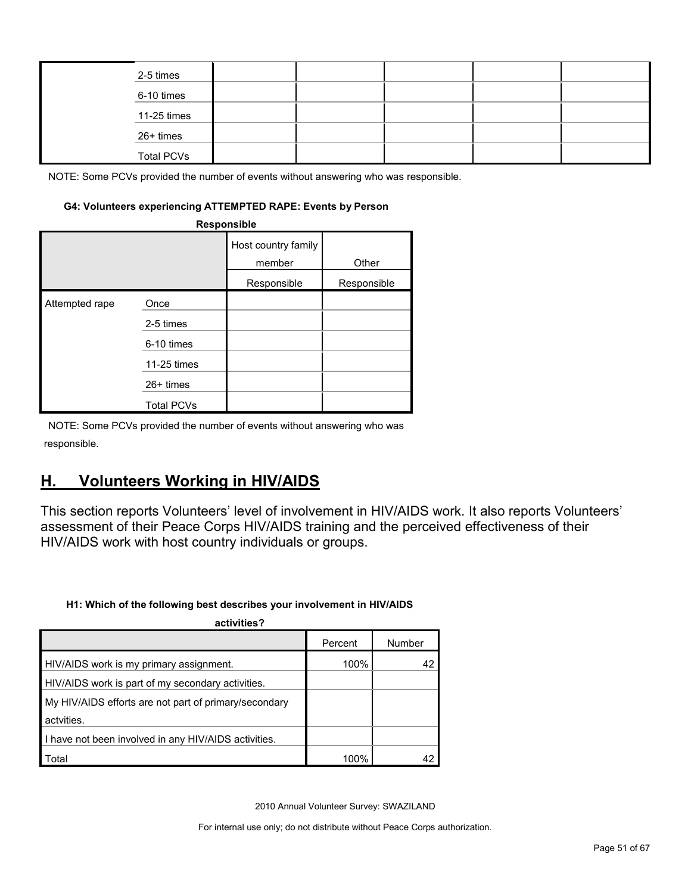| | | | | | | |
|---|---|---|---|---|---|---|
| | 2-5 times | | | | | |
| | 6-10 times | | | | | |
| | 11-25 times | | | | | |
| | 26+ times | | | | | |
| | Total PCVs | | | | | |

NOTE: Some PCVs provided the number of events without answering who was responsible.

#### G4: Volunteers experiencing ATTEMPTED RAPE: Events by Person Responsible

| | | Host country family member | Other |
|---|---|---|---|
| | | Responsible | Responsible |
| Attempted rape | Once | | |
| | 2-5 times | | |
| | 6-10 times | | |
| | 11-25 times | | |
| | 26+ times | | |
| | Total PCVs | | |

NOTE: Some PCVs provided the number of events without answering who was responsible.

## H. Volunteers Working in HIV/AIDS

This section reports Volunteers' level of involvement in HIV/AIDS work. It also reports Volunteers' assessment of their Peace Corps HIV/AIDS training and the perceived effectiveness of their HIV/AIDS work with host country individuals or groups.

#### H1: Which of the following best describes your involvement in HIV/AIDS activities?

| | Percent | Number |
|---|---|---|
| HIV/AIDS work is my primary assignment. | 100% | 42 |
| HIV/AIDS work is part of my secondary activities. | | |
| My HIV/AIDS efforts are not part of primary/secondary actvities. | | |
| I have not been involved in any HIV/AIDS activities. | | |
| Total | 100% | 42 |

2010 Annual Volunteer Survey: SWAZILAND

For internal use only; do not distribute without Peace Corps authorization.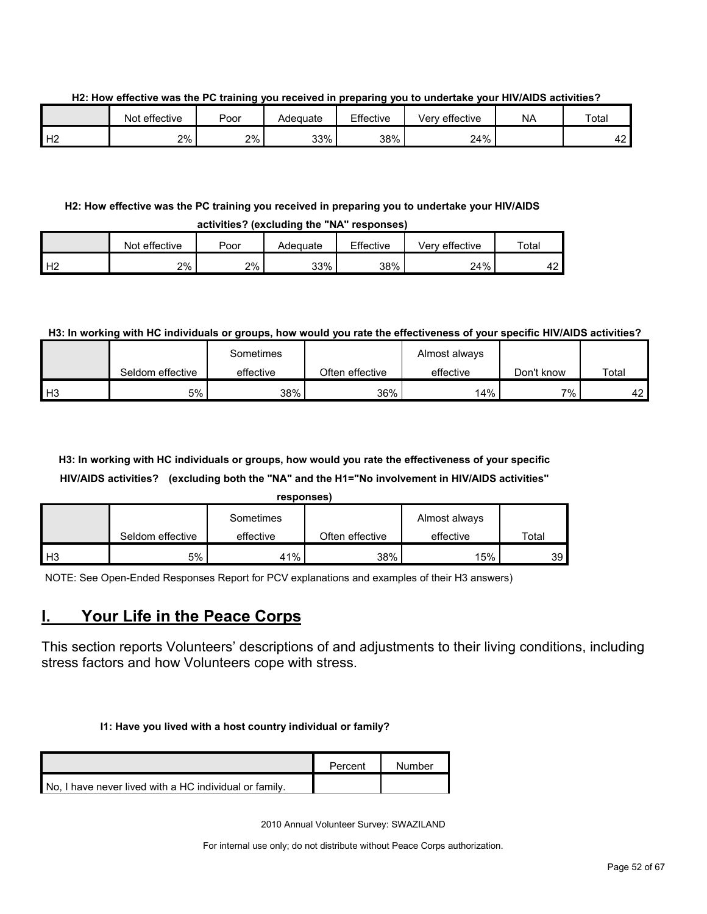**H2: How effective was the PC training you received in preparing you to undertake your HIV/AIDS activities?**

| | Not effective | Poor | Adequate | Effective | Very effective | NA | Total |
|---|---|---|---|---|---|---|---|
| H2 | 2% | 2% | 33% | 38% | 24% | | 42 |

**H2: How effective was the PC training you received in preparing you to undertake your HIV/AIDS activities? (excluding the "NA" responses)**

| | Not effective | Poor | Adequate | Effective | Very effective | Total |
|---|---|---|---|---|---|---|
| H2 | 2% | 2% | 33% | 38% | 24% | 42 |

**H3: In working with HC individuals or groups, how would you rate the effectiveness of your specific HIV/AIDS activities?**

| | Seldom effective | Sometimes effective | Often effective | Almost always effective | Don't know | Total |
|---|---|---|---|---|---|---|
| H3 | 5% | 38% | 36% | 14% | 7% | 42 |

**H3: In working with HC individuals or groups, how would you rate the effectiveness of your specific HIV/AIDS activities? (excluding both the "NA" and the H1="No involvement in HIV/AIDS activities" responses)**

| | Seldom effective | Sometimes effective | Often effective | Almost always effective | Total |
|---|---|---|---|---|---|
| H3 | 5% | 41% | 38% | 15% | 39 |

NOTE: See Open-Ended Responses Report for PCV explanations and examples of their H3 answers)

# I. Your Life in the Peace Corps

This section reports Volunteers' descriptions of and adjustments to their living conditions, including stress factors and how Volunteers cope with stress.

**I1: Have you lived with a host country individual or family?**

| | Percent | Number |
|---|---|---|
| No, I have never lived with a HC individual or family. | | |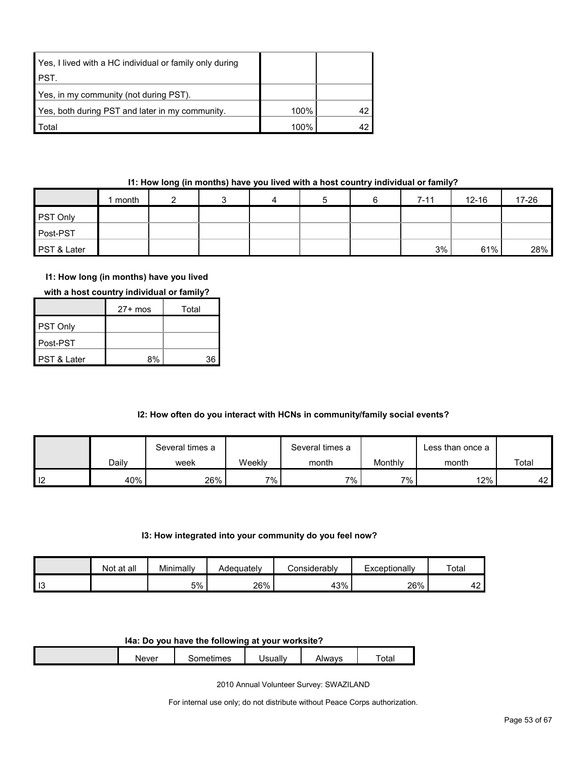| | | |
|---|---|---|
| Yes, I lived with a HC individual or family only during PST. | | |
| Yes, in my community (not during PST). | | |
| Yes, both during PST and later in my community. | 100% | 42 |
| Total | 100% | 42 |

**I1: How long (in months) have you lived with a host country individual or family?**

| | 1 month | 2 | 3 | 4 | 5 | 6 | 7-11 | 12-16 | 17-26 |
|---|---|---|---|---|---|---|---|---|---|
| PST Only | | | | | | | | | |
| Post-PST | | | | | | | | | |
| PST & Later | | | | | | | 3% | 61% | 28% |

**I1: How long (in months) have you lived with a host country individual or family?**

| | 27+ mos | Total |
|---|---|---|
| PST Only | | |
| Post-PST | | |
| PST & Later | 8% | 36 |

**I2: How often do you interact with HCNs in community/family social events?**

| | Daily | Several times a week | Weekly | Several times a month | Monthly | Less than once a month | Total |
|---|---|---|---|---|---|---|---|
| I2 | 40% | 26% | 7% | 7% | 7% | 12% | 42 |

**I3: How integrated into your community do you feel now?**

| | Not at all | Minimally | Adequately | Considerably | Exceptionally | Total |
|---|---|---|---|---|---|---|
| I3 | | 5% | 26% | 43% | 26% | 42 |

**I4a: Do you have the following at your worksite?**

| | Never | Sometimes | Usually | Always | Total |
|---|---|---|---|---|---|

2010 Annual Volunteer Survey: SWAZILAND

For internal use only; do not distribute without Peace Corps authorization.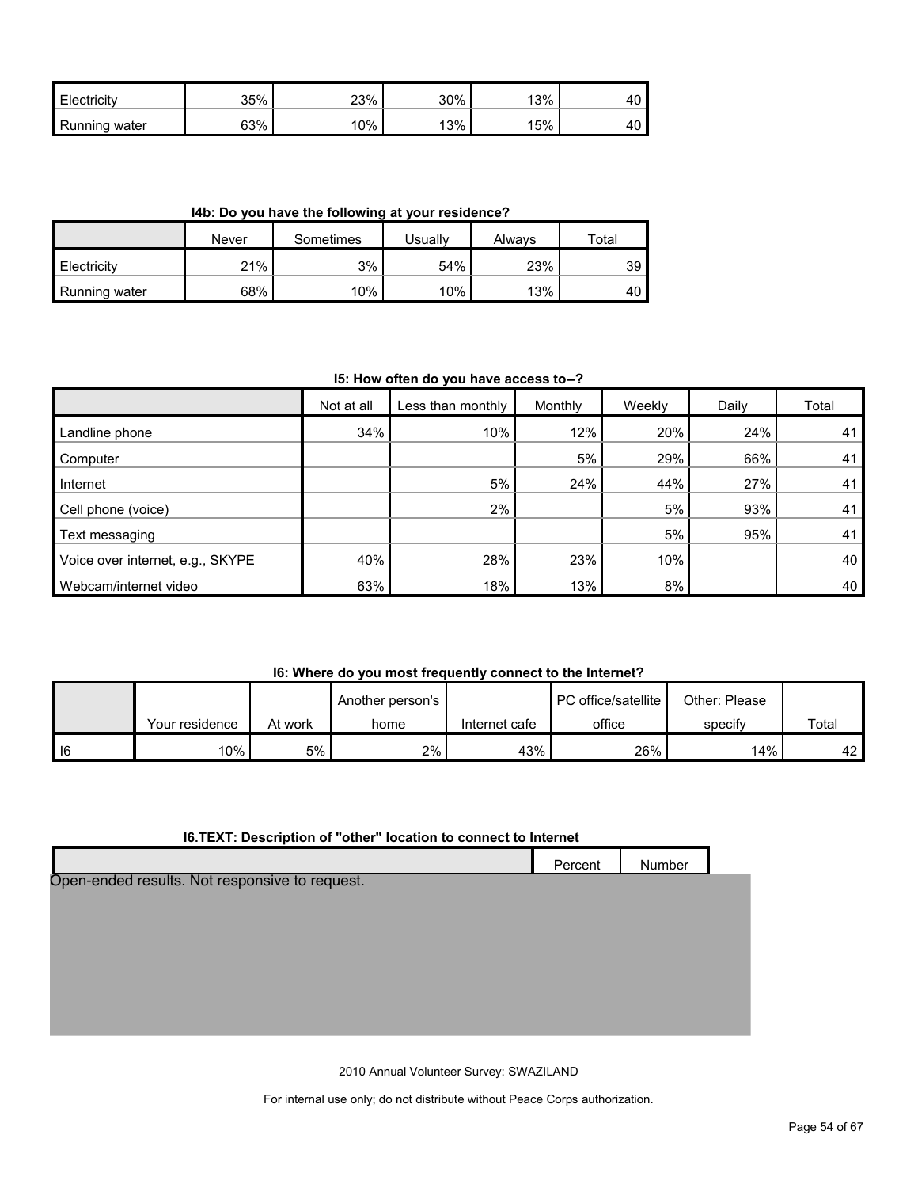| | | | | | |
|---|---|---|---|---|---|
| Electricity | 35% | 23% | 30% | 13% | 40 |
| Running water | 63% | 10% | 13% | 15% | 40 |

**I4b: Do you have the following at your residence?**

| | Never | Sometimes | Usually | Always | Total |
|---|---|---|---|---|---|
| Electricity | 21% | 3% | 54% | 23% | 39 |
| Running water | 68% | 10% | 10% | 13% | 40 |

**I5: How often do you have access to--?**

| | Not at all | Less than monthly | Monthly | Weekly | Daily | Total |
|---|---|---|---|---|---|---|
| Landline phone | 34% | 10% | 12% | 20% | 24% | 41 |
| Computer | | | 5% | 29% | 66% | 41 |
| Internet | | 5% | 24% | 44% | 27% | 41 |
| Cell phone (voice) | | 2% | | 5% | 93% | 41 |
| Text messaging | | | | 5% | 95% | 41 |
| Voice over internet, e.g., SKYPE | 40% | 28% | 23% | 10% | | 40 |
| Webcam/internet video | 63% | 18% | 13% | 8% | | 40 |

**I6: Where do you most frequently connect to the Internet?**

| | Your residence | At work | Another person's home | Internet cafe | PC office/satellite office | Other: Please specify | Total |
|---|---|---|---|---|---|---|---|
| I6 | 10% | 5% | 2% | 43% | 26% | 14% | 42 |

**I6.TEXT: Description of "other" location to connect to Internet**

| | Percent | Number |
|---|---|---|

Open-ended results. Not responsive to request.

2010 Annual Volunteer Survey: SWAZILAND

For internal use only; do not distribute without Peace Corps authorization.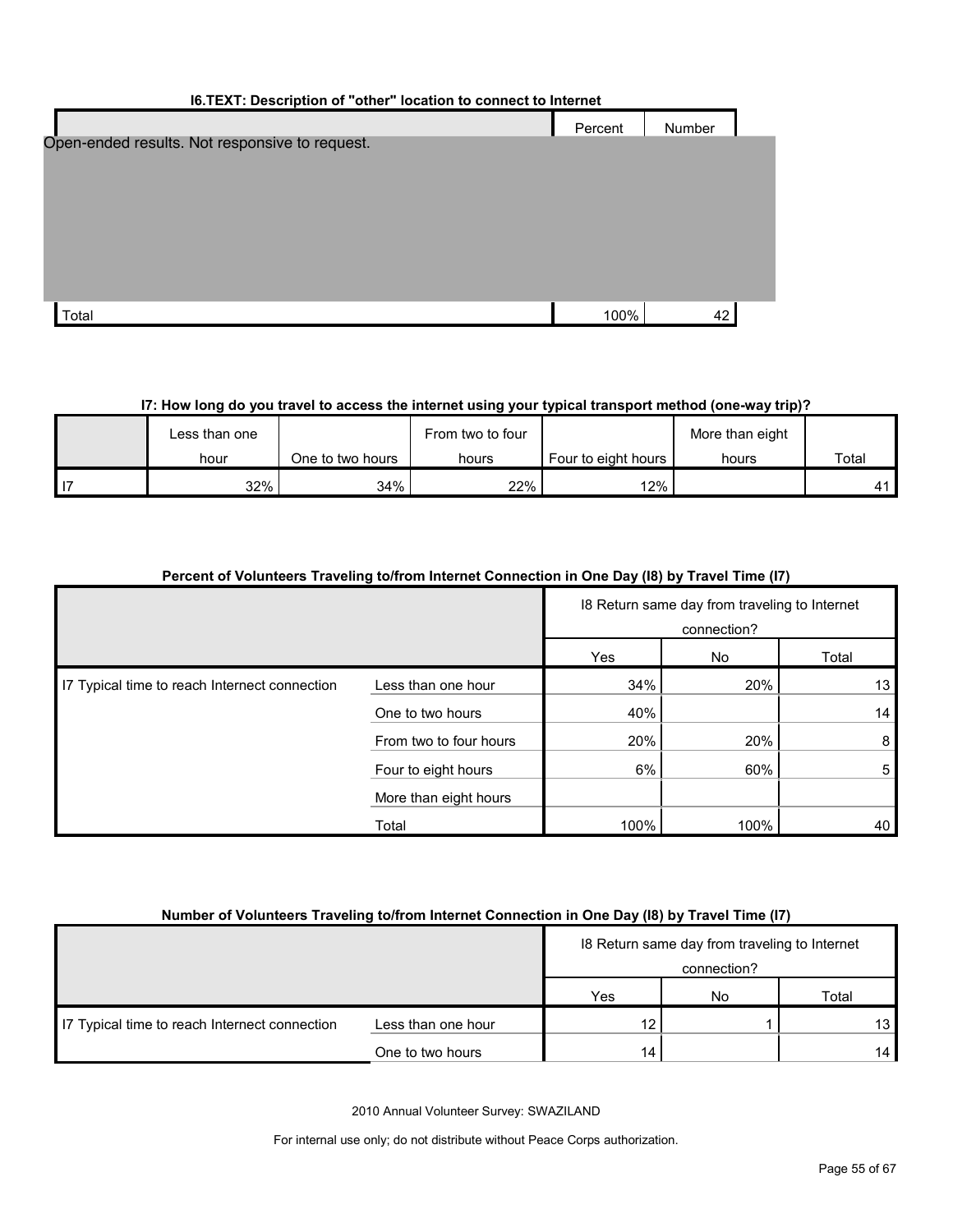### I6.TEXT: Description of "other" location to connect to Internet

| | Percent | Number |
|---|---|---|
| Open-ended results. Not responsive to request. | | |
| Total | 100% | 42 |

### I7: How long do you travel to access the internet using your typical transport method (one-way trip)?

| | Less than one hour | One to two hours | From two to four hours | Four to eight hours | More than eight hours | Total |
|---|---|---|---|---|---|---|
| I7 | 32% | 34% | 22% | 12% | | 41 |

### Percent of Volunteers Traveling to/from Internet Connection in One Day (I8) by Travel Time (I7)

| | | I8 Return same day from traveling to Internet connection? | | |
|---|---|---|---|---|
| | | Yes | No | Total |
| I7 Typical time to reach Internet connection | Less than one hour | 34% | 20% | 13 |
| | One to two hours | 40% | | 14 |
| | From two to four hours | 20% | 20% | 8 |
| | Four to eight hours | 6% | 60% | 5 |
| | More than eight hours | | | |
| | Total | 100% | 100% | 40 |

### Number of Volunteers Traveling to/from Internet Connection in One Day (I8) by Travel Time (I7)

| | | I8 Return same day from traveling to Internet connection? | | |
|---|---|---|---|---|
| | | Yes | No | Total |
| I7 Typical time to reach Internet connection | Less than one hour | 12 | 1 | 13 |
| | One to two hours | 14 | | 14 |

2010 Annual Volunteer Survey: SWAZILAND

For internal use only; do not distribute without Peace Corps authorization.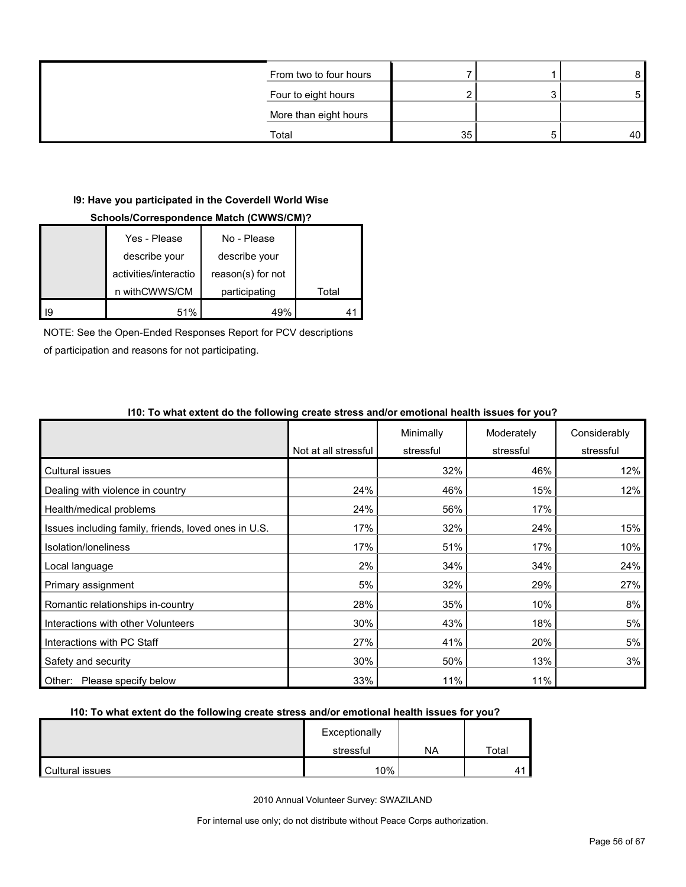| | | | | |
|---|---|---|---|---|
| | From two to four hours | 7 | 1 | 8 |
| | Four to eight hours | 2 | 3 | 5 |
| | More than eight hours | | | |
| | Total | 35 | 5 | 40 |

**I9: Have you participated in the Coverdell World Wise Schools/Correspondence Match (CWWS/CM)?**

| | Yes - Please describe your activities/interaction withCWWS/CM | No - Please describe your reason(s) for not participating | Total |
|---|---|---|---|
| I9 | 51% | 49% | 41 |

NOTE: See the Open-Ended Responses Report for PCV descriptions of participation and reasons for not participating.

**I10: To what extent do the following create stress and/or emotional health issues for you?**

| | Not at all stressful | Minimally stressful | Moderately stressful | Considerably stressful |
|---|---|---|---|---|
| Cultural issues | | 32% | 46% | 12% |
| Dealing with violence in country | 24% | 46% | 15% | 12% |
| Health/medical problems | 24% | 56% | 17% | |
| Issues including family, friends, loved ones in U.S. | 17% | 32% | 24% | 15% |
| Isolation/loneliness | 17% | 51% | 17% | 10% |
| Local language | 2% | 34% | 34% | 24% |
| Primary assignment | 5% | 32% | 29% | 27% |
| Romantic relationships in-country | 28% | 35% | 10% | 8% |
| Interactions with other Volunteers | 30% | 43% | 18% | 5% |
| Interactions with PC Staff | 27% | 41% | 20% | 5% |
| Safety and security | 30% | 50% | 13% | 3% |
| Other: Please specify below | 33% | 11% | 11% | |

**I10: To what extent do the following create stress and/or emotional health issues for you?**

| | Exceptionally stressful | NA | Total |
|---|---|---|---|
| Cultural issues | 10% | | 41 |

2010 Annual Volunteer Survey: SWAZILAND

For internal use only; do not distribute without Peace Corps authorization.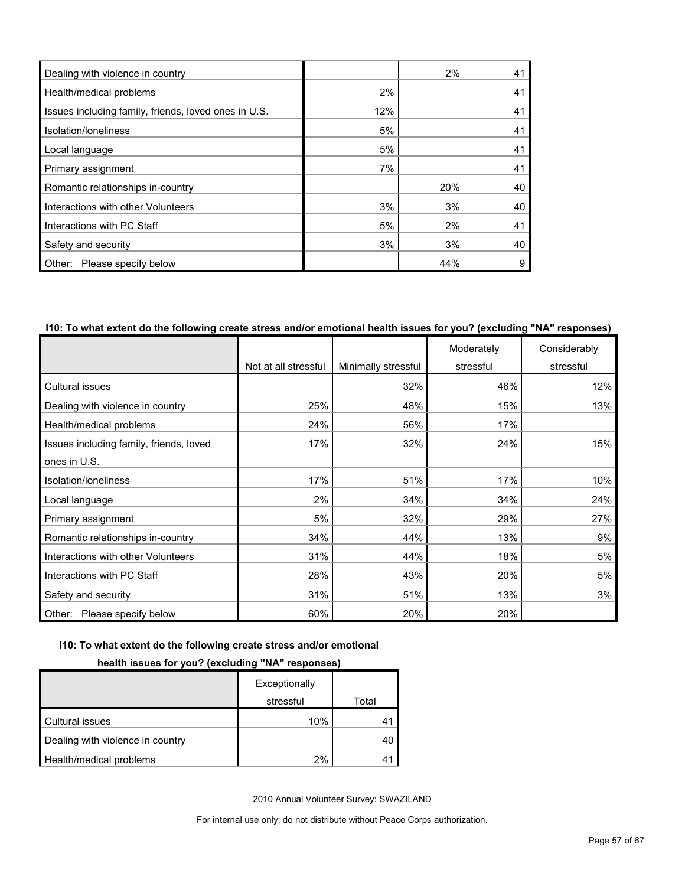| | | | |
|---|---|---|---|
| Dealing with violence in country | | 2% | 41 |
| Health/medical problems | 2% | | 41 |
| Issues including family, friends, loved ones in U.S. | 12% | | 41 |
| Isolation/loneliness | 5% | | 41 |
| Local language | 5% | | 41 |
| Primary assignment | 7% | | 41 |
| Romantic relationships in-country | | 20% | 40 |
| Interactions with other Volunteers | 3% | 3% | 40 |
| Interactions with PC Staff | 5% | 2% | 41 |
| Safety and security | 3% | 3% | 40 |
| Other: Please specify below | | 44% | 9 |

**I10: To what extent do the following create stress and/or emotional health issues for you? (excluding "NA" responses)**

| | Not at all stressful | Minimally stressful | Moderately stressful | Considerably stressful |
|---|---|---|---|---|
| Cultural issues | | 32% | 46% | 12% |
| Dealing with violence in country | 25% | 48% | 15% | 13% |
| Health/medical problems | 24% | 56% | 17% | |
| Issues including family, friends, loved ones in U.S. | 17% | 32% | 24% | 15% |
| Isolation/loneliness | 17% | 51% | 17% | 10% |
| Local language | 2% | 34% | 34% | 24% |
| Primary assignment | 5% | 32% | 29% | 27% |
| Romantic relationships in-country | 34% | 44% | 13% | 9% |
| Interactions with other Volunteers | 31% | 44% | 18% | 5% |
| Interactions with PC Staff | 28% | 43% | 20% | 5% |
| Safety and security | 31% | 51% | 13% | 3% |
| Other: Please specify below | 60% | 20% | 20% | |

**I10: To what extent do the following create stress and/or emotional health issues for you? (excluding "NA" responses)**

| | Exceptionally stressful | Total |
|---|---|---|
| Cultural issues | 10% | 41 |
| Dealing with violence in country | | 40 |
| Health/medical problems | 2% | 41 |

2010 Annual Volunteer Survey: SWAZILAND

For internal use only; do not distribute without Peace Corps authorization.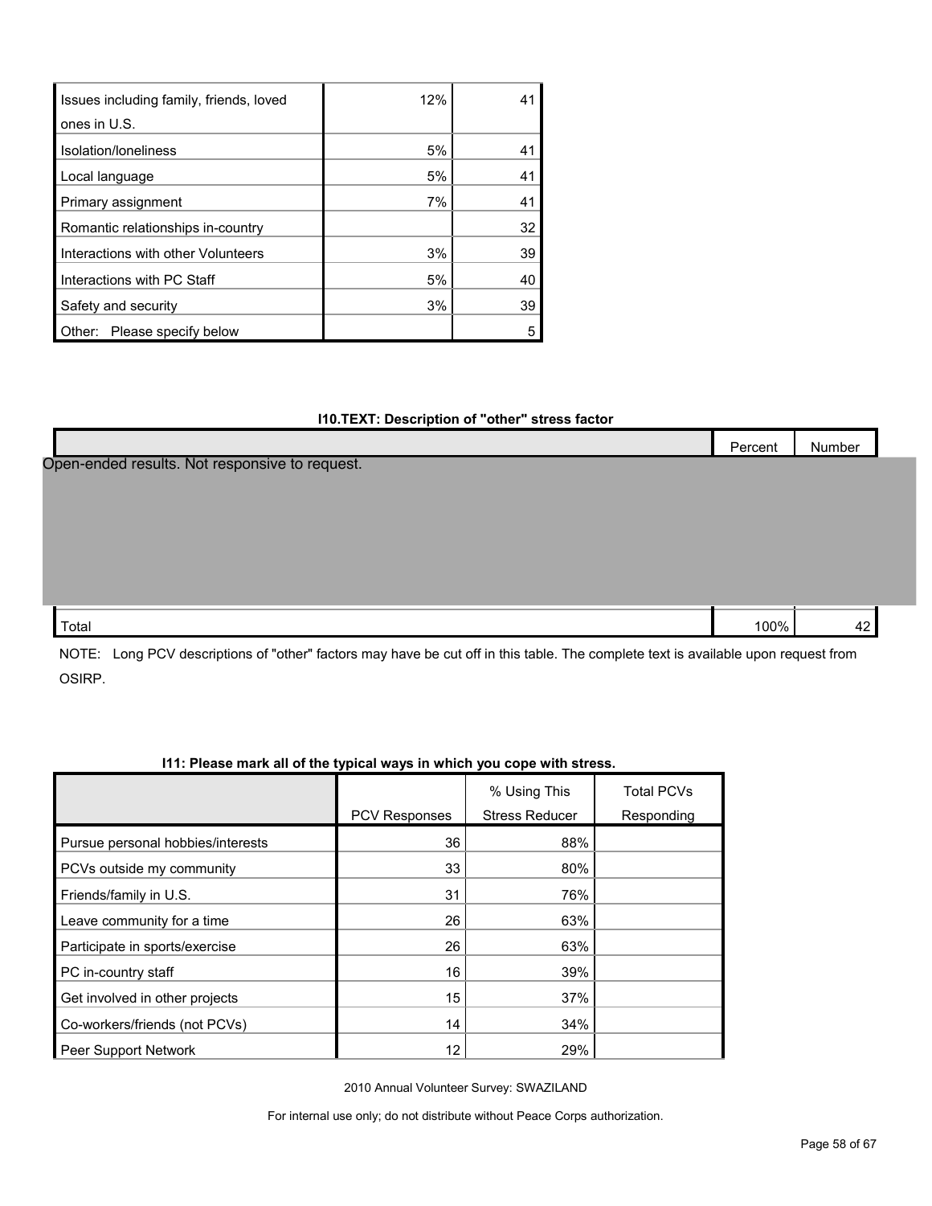| | | |
|---|---|---|
| Issues including family, friends, loved ones in U.S. | 12% | 41 |
| Isolation/loneliness | 5% | 41 |
| Local language | 5% | 41 |
| Primary assignment | 7% | 41 |
| Romantic relationships in-country | | 32 |
| Interactions with other Volunteers | 3% | 39 |
| Interactions with PC Staff | 5% | 40 |
| Safety and security | 3% | 39 |
| Other: Please specify below | | 5 |

**I10.TEXT: Description of "other" stress factor**

| | Percent | Number |
|---|---|---|
| Open-ended results. Not responsive to request. | | |
| Total | 100% | 42 |

NOTE: Long PCV descriptions of "other" factors may have be cut off in this table. The complete text is available upon request from OSIRP.

**I11: Please mark all of the typical ways in which you cope with stress.**

| | PCV Responses | % Using This Stress Reducer | Total PCVs Responding |
|---|---|---|---|
| Pursue personal hobbies/interests | 36 | 88% | |
| PCVs outside my community | 33 | 80% | |
| Friends/family in U.S. | 31 | 76% | |
| Leave community for a time | 26 | 63% | |
| Participate in sports/exercise | 26 | 63% | |
| PC in-country staff | 16 | 39% | |
| Get involved in other projects | 15 | 37% | |
| Co-workers/friends (not PCVs) | 14 | 34% | |
| Peer Support Network | 12 | 29% | |

2010 Annual Volunteer Survey: SWAZILAND

For internal use only; do not distribute without Peace Corps authorization.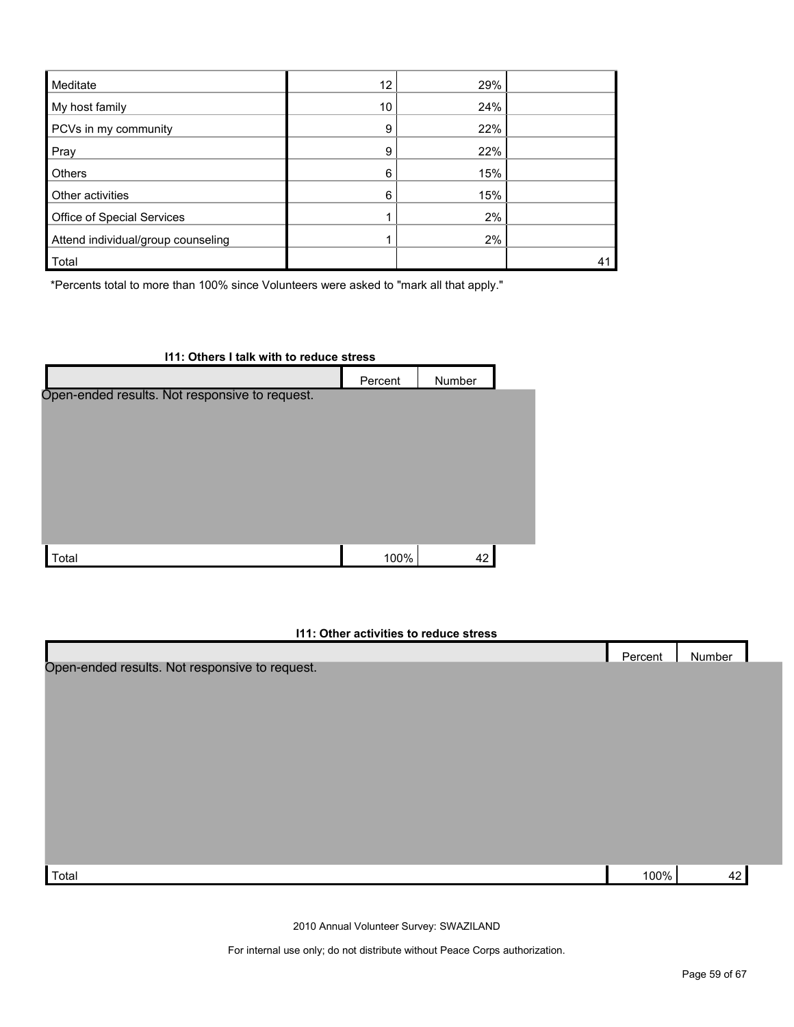| | | | |
|---|---|---|---|
| Meditate | 12 | 29% | |
| My host family | 10 | 24% | |
| PCVs in my community | 9 | 22% | |
| Pray | 9 | 22% | |
| Others | 6 | 15% | |
| Other activities | 6 | 15% | |
| Office of Special Services | 1 | 2% | |
| Attend individual/group counseling | 1 | 2% | |
| Total | | | 41 |

*Percents total to more than 100% since Volunteers were asked to "mark all that apply."

**I11: Others I talk with to reduce stress**

| | Percent | Number |
|---|---|---|
| Open-ended results. Not responsive to request. | | |
| Total | 100% | 42 |

**I11: Other activities to reduce stress**

| | Percent | Number |
|---|---|---|
| Open-ended results. Not responsive to request. | | |
| Total | 100% | 42 |

2010 Annual Volunteer Survey: SWAZILAND

For internal use only; do not distribute without Peace Corps authorization.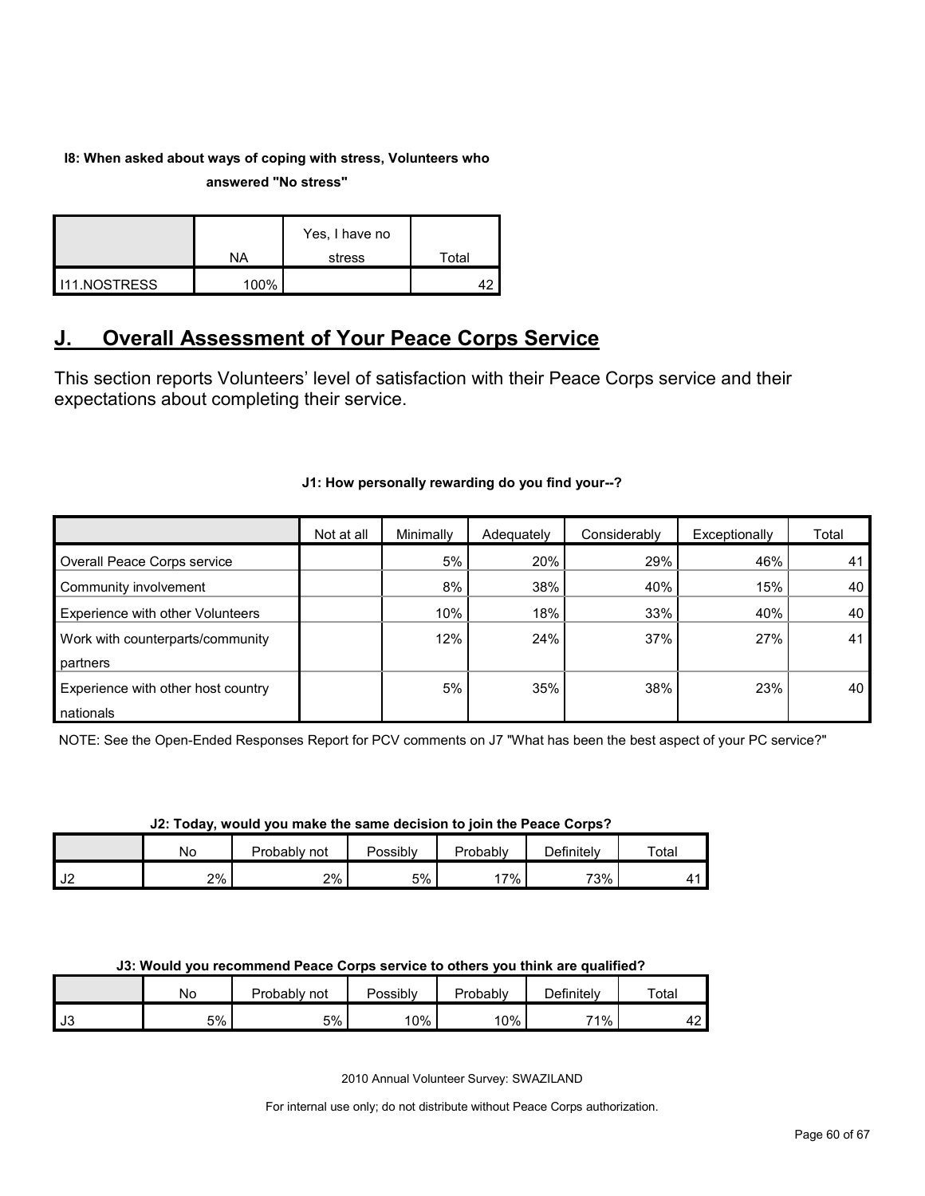**I8: When asked about ways of coping with stress, Volunteers who answered "No stress"**

| | NA | Yes, I have no stress | Total |
|---|---|---|---|
| I11.NOSTRESS | 100% | | 42 |

## J. Overall Assessment of Your Peace Corps Service

This section reports Volunteers' level of satisfaction with their Peace Corps service and their expectations about completing their service.

**J1: How personally rewarding do you find your--?**

| | Not at all | Minimally | Adequately | Considerably | Exceptionally | Total |
|---|---|---|---|---|---|---|
| Overall Peace Corps service | | 5% | 20% | 29% | 46% | 41 |
| Community involvement | | 8% | 38% | 40% | 15% | 40 |
| Experience with other Volunteers | | 10% | 18% | 33% | 40% | 40 |
| Work with counterparts/community partners | | 12% | 24% | 37% | 27% | 41 |
| Experience with other host country nationals | | 5% | 35% | 38% | 23% | 40 |

NOTE: See the Open-Ended Responses Report for PCV comments on J7 "What has been the best aspect of your PC service?"

**J2: Today, would you make the same decision to join the Peace Corps?**

| | No | Probably not | Possibly | Probably | Definitely | Total |
|---|---|---|---|---|---|---|
| J2 | 2% | 2% | 5% | 17% | 73% | 41 |

**J3: Would you recommend Peace Corps service to others you think are qualified?**

| | No | Probably not | Possibly | Probably | Definitely | Total |
|---|---|---|---|---|---|---|
| J3 | 5% | 5% | 10% | 10% | 71% | 42 |

2010 Annual Volunteer Survey: SWAZILAND

For internal use only; do not distribute without Peace Corps authorization.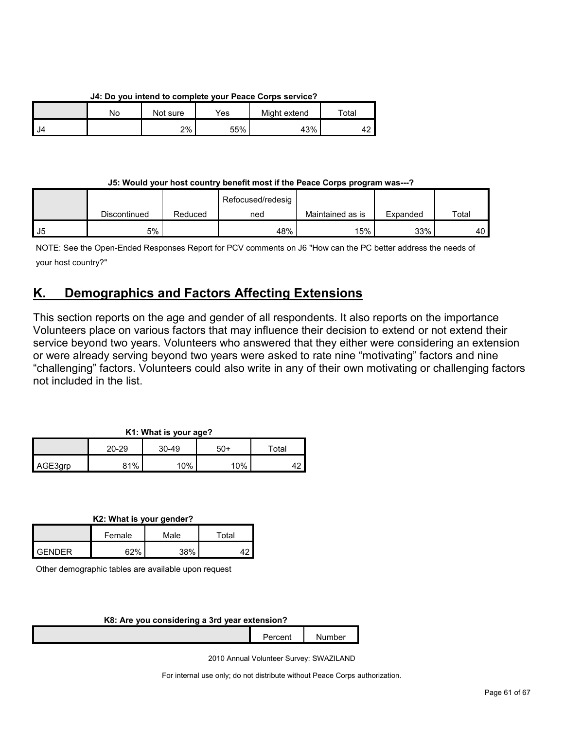**J4: Do you intend to complete your Peace Corps service?**

| | No | Not sure | Yes | Might extend | Total |
|---|---|---|---|---|---|
| J4 | | 2% | 55% | 43% | 42 |

**J5: Would your host country benefit most if the Peace Corps program was---?**

| | Discontinued | Reduced | Refocused/redesigned | Maintained as is | Expanded | Total |
|---|---|---|---|---|---|---|
| J5 | 5% | | 48% | 15% | 33% | 40 |

NOTE: See the Open-Ended Responses Report for PCV comments on J6 "How can the PC better address the needs of your host country?"

## K. Demographics and Factors Affecting Extensions

This section reports on the age and gender of all respondents. It also reports on the importance Volunteers place on various factors that may influence their decision to extend or not extend their service beyond two years. Volunteers who answered that they either were considering an extension or were already serving beyond two years were asked to rate nine "motivating" factors and nine "challenging" factors. Volunteers could also write in any of their own motivating or challenging factors not included in the list.

**K1: What is your age?**

| | 20-29 | 30-49 | 50+ | Total |
|---|---|---|---|---|
| AGE3grp | 81% | 10% | 10% | 42 |

**K2: What is your gender?**

| | Female | Male | Total |
|---|---|---|---|
| GENDER | 62% | 38% | 42 |

Other demographic tables are available upon request

**K8: Are you considering a 3rd year extension?**

| | Percent | Number |
|---|---|---|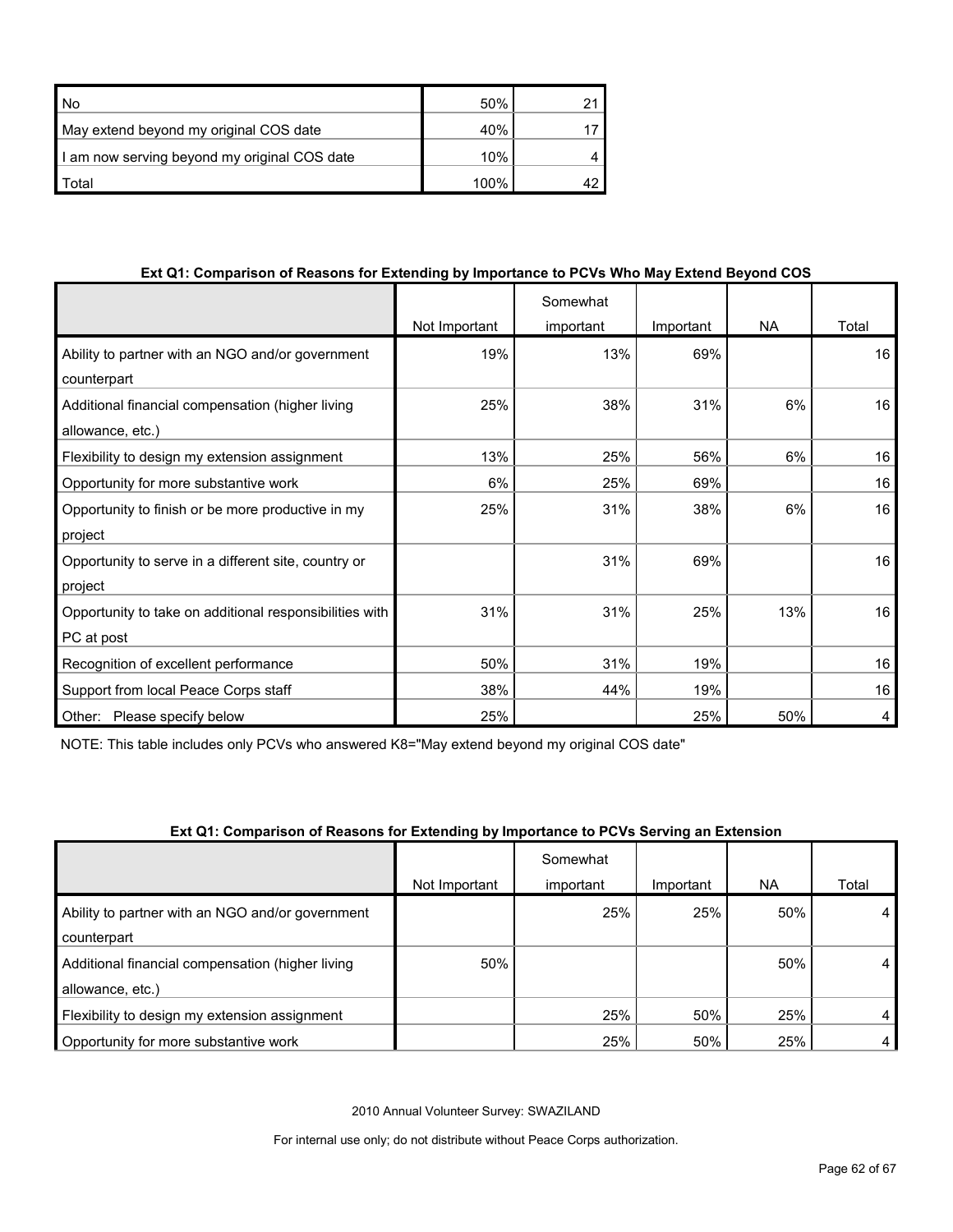| | | |
|---|---|---|
| No | 50% | 21 |
| May extend beyond my original COS date | 40% | 17 |
| I am now serving beyond my original COS date | 10% | 4 |
| Total | 100% | 42 |

**Ext Q1: Comparison of Reasons for Extending by Importance to PCVs Who May Extend Beyond COS**

| | Not Important | Somewhat important | Important | NA | Total |
|---|---|---|---|---|---|
| Ability to partner with an NGO and/or government counterpart | 19% | 13% | 69% | | 16 |
| Additional financial compensation (higher living allowance, etc.) | 25% | 38% | 31% | 6% | 16 |
| Flexibility to design my extension assignment | 13% | 25% | 56% | 6% | 16 |
| Opportunity for more substantive work | 6% | 25% | 69% | | 16 |
| Opportunity to finish or be more productive in my project | 25% | 31% | 38% | 6% | 16 |
| Opportunity to serve in a different site, country or project | | 31% | 69% | | 16 |
| Opportunity to take on additional responsibilities with PC at post | 31% | 31% | 25% | 13% | 16 |
| Recognition of excellent performance | 50% | 31% | 19% | | 16 |
| Support from local Peace Corps staff | 38% | 44% | 19% | | 16 |
| Other: Please specify below | 25% | | 25% | 50% | 4 |

NOTE: This table includes only PCVs who answered K8="May extend beyond my original COS date"

**Ext Q1: Comparison of Reasons for Extending by Importance to PCVs Serving an Extension**

| | Not Important | Somewhat important | Important | NA | Total |
|---|---|---|---|---|---|
| Ability to partner with an NGO and/or government counterpart | | 25% | 25% | 50% | 4 |
| Additional financial compensation (higher living allowance, etc.) | 50% | | | 50% | 4 |
| Flexibility to design my extension assignment | | 25% | 50% | 25% | 4 |
| Opportunity for more substantive work | | 25% | 50% | 25% | 4 |

2010 Annual Volunteer Survey: SWAZILAND

For internal use only; do not distribute without Peace Corps authorization.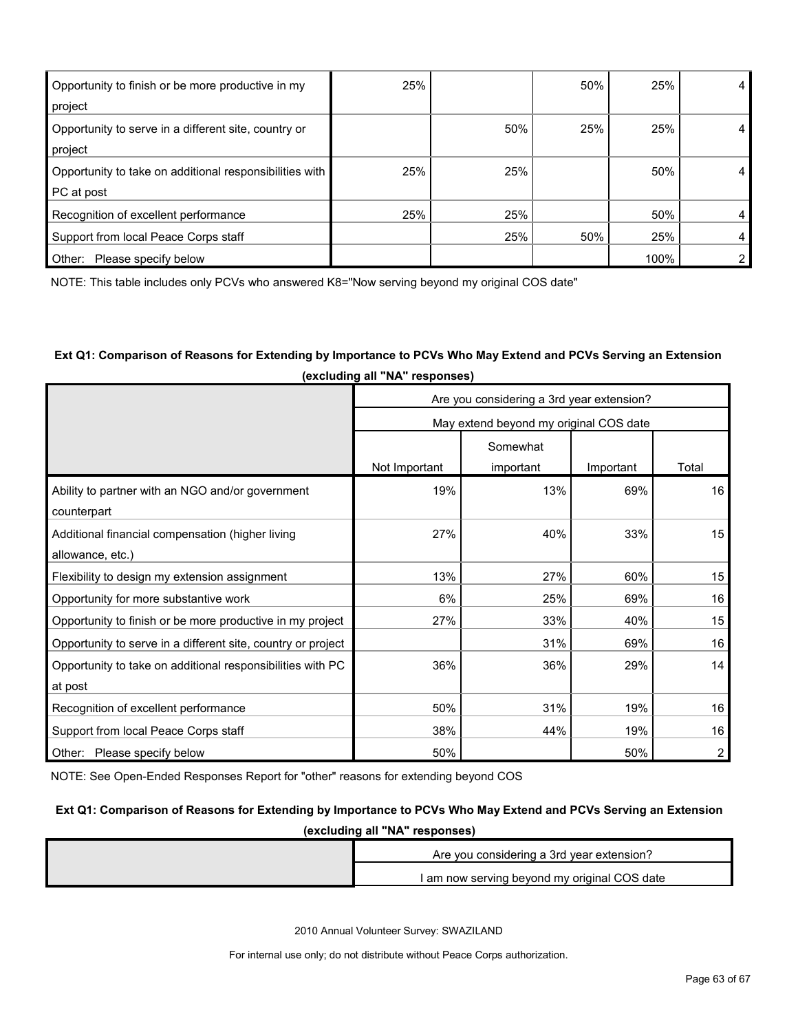| | | | | | |
|---|---|---|---|---|---|
| Opportunity to finish or be more productive in my project | 25% | | 50% | 25% | 4 |
| Opportunity to serve in a different site, country or project | | 50% | 25% | 25% | 4 |
| Opportunity to take on additional responsibilities with PC at post | 25% | 25% | | 50% | 4 |
| Recognition of excellent performance | 25% | 25% | | 50% | 4 |
| Support from local Peace Corps staff | | 25% | 50% | 25% | 4 |
| Other: Please specify below | | | | 100% | 2 |

NOTE: This table includes only PCVs who answered K8="Now serving beyond my original COS date"

**Ext Q1: Comparison of Reasons for Extending by Importance to PCVs Who May Extend and PCVs Serving an Extension (excluding all "NA" responses)**

| | Are you considering a 3rd year extension? | | | |
|---|---|---|---|---|
| | May extend beyond my original COS date | | | |
| | Not Important | Somewhat important | Important | Total |
| Ability to partner with an NGO and/or government counterpart | 19% | 13% | 69% | 16 |
| Additional financial compensation (higher living allowance, etc.) | 27% | 40% | 33% | 15 |
| Flexibility to design my extension assignment | 13% | 27% | 60% | 15 |
| Opportunity for more substantive work | 6% | 25% | 69% | 16 |
| Opportunity to finish or be more productive in my project | 27% | 33% | 40% | 15 |
| Opportunity to serve in a different site, country or project | | 31% | 69% | 16 |
| Opportunity to take on additional responsibilities with PC at post | 36% | 36% | 29% | 14 |
| Recognition of excellent performance | 50% | 31% | 19% | 16 |
| Support from local Peace Corps staff | 38% | 44% | 19% | 16 |
| Other: Please specify below | 50% | | 50% | 2 |

NOTE: See Open-Ended Responses Report for "other" reasons for extending beyond COS

**Ext Q1: Comparison of Reasons for Extending by Importance to PCVs Who May Extend and PCVs Serving an Extension (excluding all "NA" responses)**

| | Are you considering a 3rd year extension? |
|---|---|
| | I am now serving beyond my original COS date |

2010 Annual Volunteer Survey: SWAZILAND

For internal use only; do not distribute without Peace Corps authorization.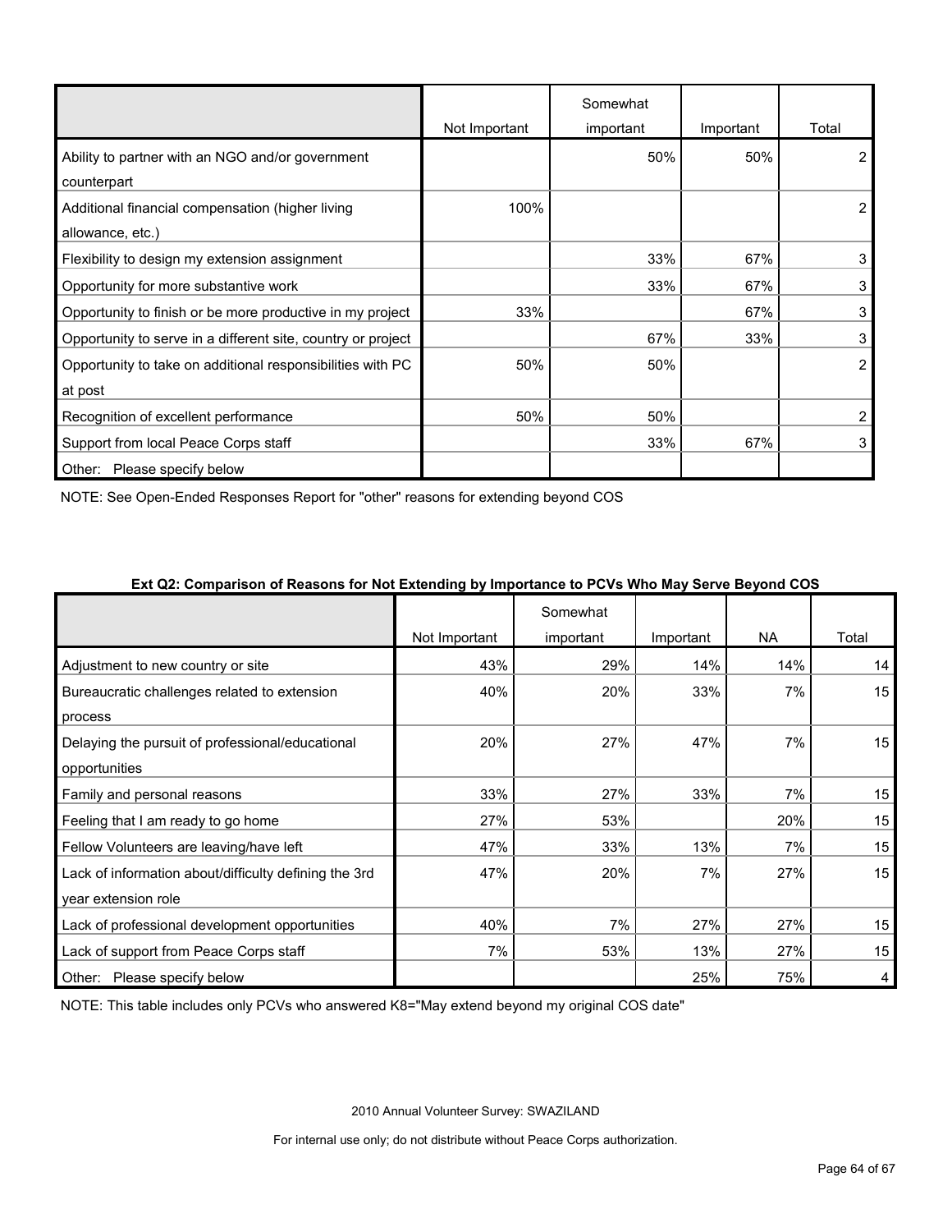| | Not Important | Somewhat important | Important | Total |
|---|---|---|---|---|
| Ability to partner with an NGO and/or government counterpart | | 50% | 50% | 2 |
| Additional financial compensation (higher living allowance, etc.) | 100% | | | 2 |
| Flexibility to design my extension assignment | | 33% | 67% | 3 |
| Opportunity for more substantive work | | 33% | 67% | 3 |
| Opportunity to finish or be more productive in my project | 33% | | 67% | 3 |
| Opportunity to serve in a different site, country or project | | 67% | 33% | 3 |
| Opportunity to take on additional responsibilities with PC at post | 50% | 50% | | 2 |
| Recognition of excellent performance | 50% | 50% | | 2 |
| Support from local Peace Corps staff | | 33% | 67% | 3 |
| Other: Please specify below | | | | |

NOTE: See Open-Ended Responses Report for "other" reasons for extending beyond COS

**Ext Q2: Comparison of Reasons for Not Extending by Importance to PCVs Who May Serve Beyond COS**

| | Not Important | Somewhat important | Important | NA | Total |
|---|---|---|---|---|---|
| Adjustment to new country or site | 43% | 29% | 14% | 14% | 14 |
| Bureaucratic challenges related to extension process | 40% | 20% | 33% | 7% | 15 |
| Delaying the pursuit of professional/educational opportunities | 20% | 27% | 47% | 7% | 15 |
| Family and personal reasons | 33% | 27% | 33% | 7% | 15 |
| Feeling that I am ready to go home | 27% | 53% | | 20% | 15 |
| Fellow Volunteers are leaving/have left | 47% | 33% | 13% | 7% | 15 |
| Lack of information about/difficulty defining the 3rd year extension role | 47% | 20% | 7% | 27% | 15 |
| Lack of professional development opportunities | 40% | 7% | 27% | 27% | 15 |
| Lack of support from Peace Corps staff | 7% | 53% | 13% | 27% | 15 |
| Other: Please specify below | | | 25% | 75% | 4 |

NOTE: This table includes only PCVs who answered K8="May extend beyond my original COS date"

2010 Annual Volunteer Survey: SWAZILAND

For internal use only; do not distribute without Peace Corps authorization.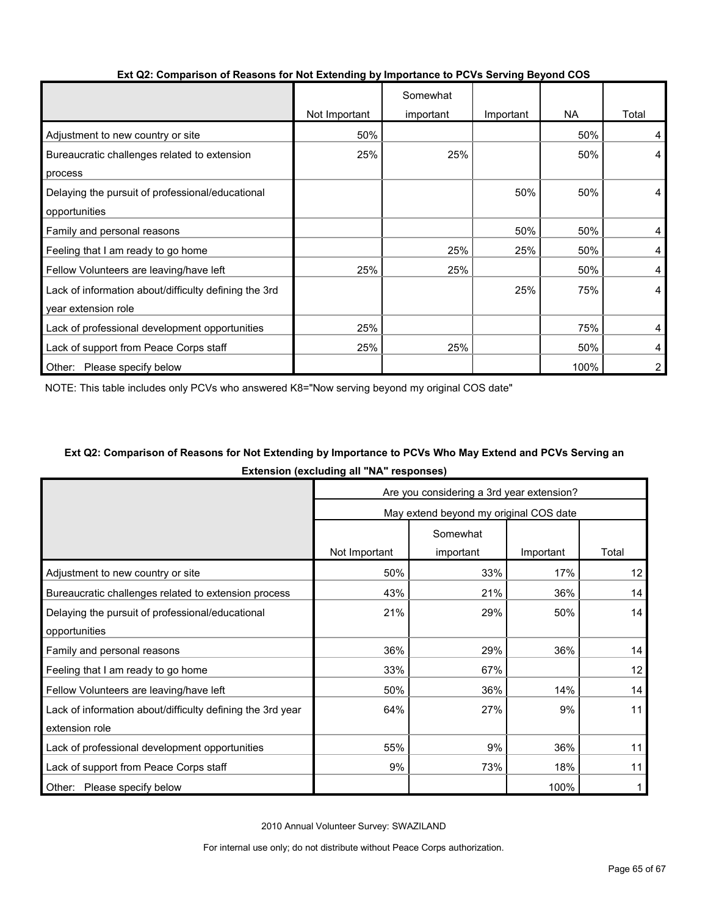### Ext Q2: Comparison of Reasons for Not Extending by Importance to PCVs Serving Beyond COS

| | Not Important | Somewhat important | Important | NA | Total |
|---|---|---|---|---|---|
| Adjustment to new country or site | 50% | | | 50% | 4 |
| Bureaucratic challenges related to extension process | 25% | 25% | | 50% | 4 |
| Delaying the pursuit of professional/educational opportunities | | | 50% | 50% | 4 |
| Family and personal reasons | | | 50% | 50% | 4 |
| Feeling that I am ready to go home | | 25% | 25% | 50% | 4 |
| Fellow Volunteers are leaving/have left | 25% | 25% | | 50% | 4 |
| Lack of information about/difficulty defining the 3rd year extension role | | | 25% | 75% | 4 |
| Lack of professional development opportunities | 25% | | | 75% | 4 |
| Lack of support from Peace Corps staff | 25% | 25% | | 50% | 4 |
| Other: Please specify below | | | | 100% | 2 |

NOTE: This table includes only PCVs who answered K8="Now serving beyond my original COS date"

### Ext Q2: Comparison of Reasons for Not Extending by Importance to PCVs Who May Extend and PCVs Serving an Extension (excluding all "NA" responses)

| | Are you considering a 3rd year extension? | | | |
|---|---|---|---|---|
| | May extend beyond my original COS date | | | |
| | Not Important | Somewhat important | Important | Total |
| Adjustment to new country or site | 50% | 33% | 17% | 12 |
| Bureaucratic challenges related to extension process | 43% | 21% | 36% | 14 |
| Delaying the pursuit of professional/educational opportunities | 21% | 29% | 50% | 14 |
| Family and personal reasons | 36% | 29% | 36% | 14 |
| Feeling that I am ready to go home | 33% | 67% | | 12 |
| Fellow Volunteers are leaving/have left | 50% | 36% | 14% | 14 |
| Lack of information about/difficulty defining the 3rd year extension role | 64% | 27% | 9% | 11 |
| Lack of professional development opportunities | 55% | 9% | 36% | 11 |
| Lack of support from Peace Corps staff | 9% | 73% | 18% | 11 |
| Other: Please specify below | | | 100% | 1 |

2010 Annual Volunteer Survey: SWAZILAND

For internal use only; do not distribute without Peace Corps authorization.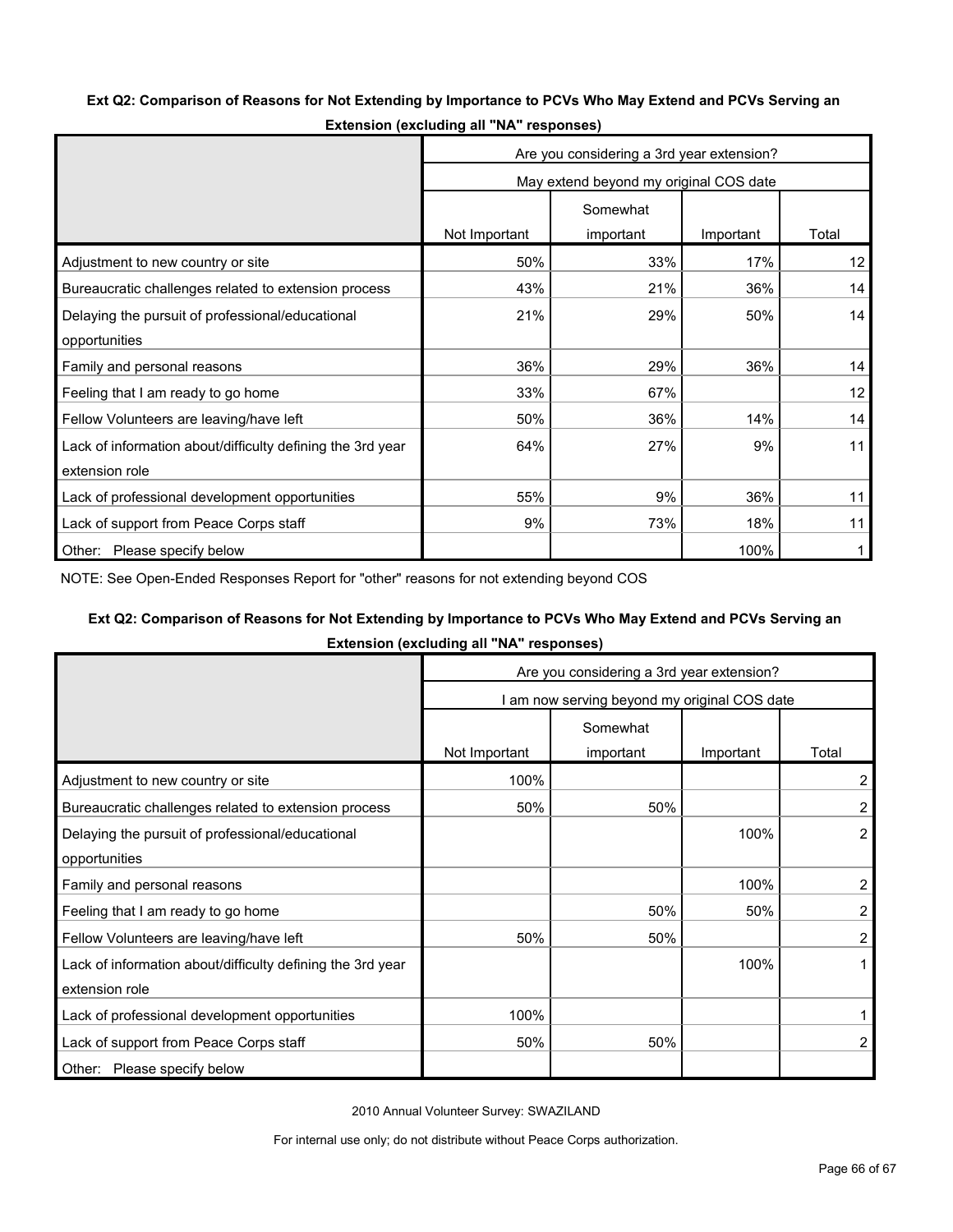**Ext Q2: Comparison of Reasons for Not Extending by Importance to PCVs Who May Extend and PCVs Serving an Extension (excluding all "NA" responses)**

| | Are you considering a 3rd year extension? | | | |
|---|---|---|---|---|
| | May extend beyond my original COS date | | | |
| | Not Important | Somewhat important | Important | Total |
| Adjustment to new country or site | 50% | 33% | 17% | 12 |
| Bureaucratic challenges related to extension process | 43% | 21% | 36% | 14 |
| Delaying the pursuit of professional/educational opportunities | 21% | 29% | 50% | 14 |
| Family and personal reasons | 36% | 29% | 36% | 14 |
| Feeling that I am ready to go home | 33% | 67% | | 12 |
| Fellow Volunteers are leaving/have left | 50% | 36% | 14% | 14 |
| Lack of information about/difficulty defining the 3rd year extension role | 64% | 27% | 9% | 11 |
| Lack of professional development opportunities | 55% | 9% | 36% | 11 |
| Lack of support from Peace Corps staff | 9% | 73% | 18% | 11 |
| Other: Please specify below | | | 100% | 1 |

NOTE: See Open-Ended Responses Report for "other" reasons for not extending beyond COS

**Ext Q2: Comparison of Reasons for Not Extending by Importance to PCVs Who May Extend and PCVs Serving an Extension (excluding all "NA" responses)**

| | Are you considering a 3rd year extension? | | | |
|---|---|---|---|---|
| | I am now serving beyond my original COS date | | | |
| | Not Important | Somewhat important | Important | Total |
| Adjustment to new country or site | 100% | | | 2 |
| Bureaucratic challenges related to extension process | 50% | 50% | | 2 |
| Delaying the pursuit of professional/educational opportunities | | | 100% | 2 |
| Family and personal reasons | | | 100% | 2 |
| Feeling that I am ready to go home | | 50% | 50% | 2 |
| Fellow Volunteers are leaving/have left | 50% | 50% | | 2 |
| Lack of information about/difficulty defining the 3rd year extension role | | | 100% | 1 |
| Lack of professional development opportunities | 100% | | | 1 |
| Lack of support from Peace Corps staff | 50% | 50% | | 2 |
| Other: Please specify below | | | | |

2010 Annual Volunteer Survey: SWAZILAND

For internal use only; do not distribute without Peace Corps authorization.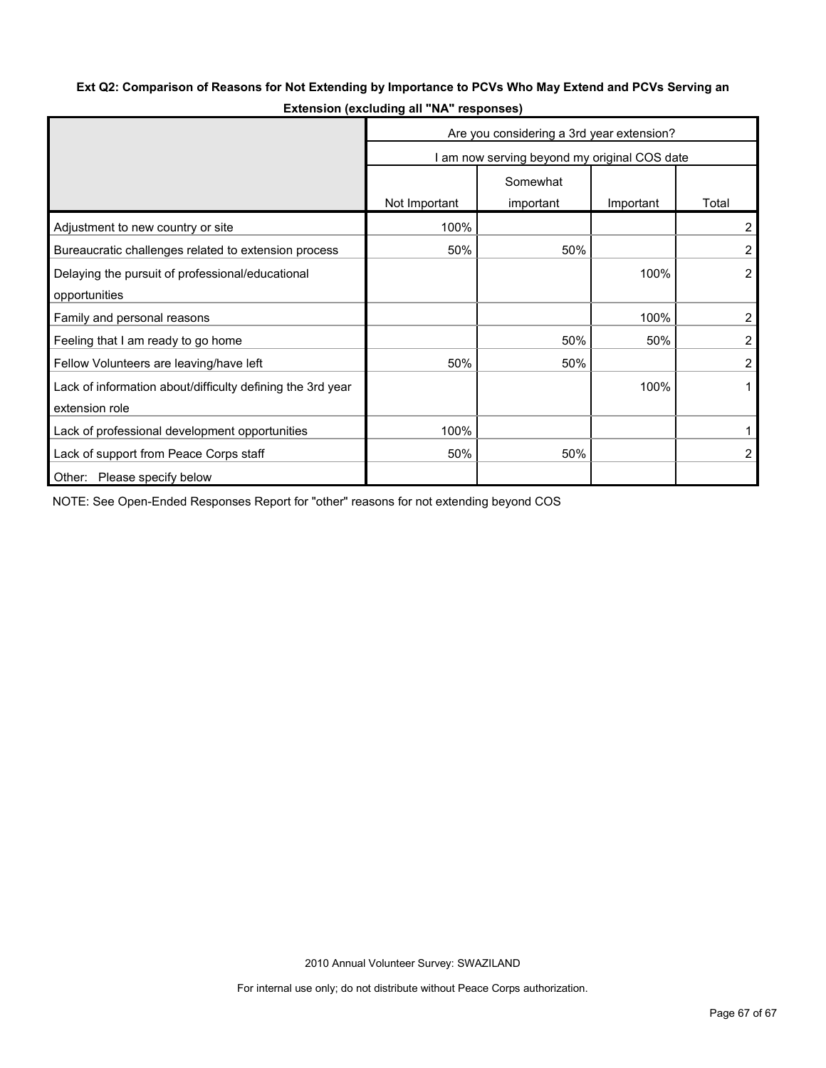**Ext Q2: Comparison of Reasons for Not Extending by Importance to PCVs Who May Extend and PCVs Serving an Extension (excluding all "NA" responses)**

| | Are you considering a 3rd year extension? | | | |
|---|---|---|---|---|
| | I am now serving beyond my original COS date | | | |
| | Not Important | Somewhat important | Important | Total |
| Adjustment to new country or site | 100% | | | 2 |
| Bureaucratic challenges related to extension process | 50% | 50% | | 2 |
| Delaying the pursuit of professional/educational opportunities | | | 100% | 2 |
| Family and personal reasons | | | 100% | 2 |
| Feeling that I am ready to go home | | 50% | 50% | 2 |
| Fellow Volunteers are leaving/have left | 50% | 50% | | 2 |
| Lack of information about/difficulty defining the 3rd year extension role | | | 100% | 1 |
| Lack of professional development opportunities | 100% | | | 1 |
| Lack of support from Peace Corps staff | 50% | 50% | | 2 |
| Other: Please specify below | | | | |

NOTE: See Open-Ended Responses Report for "other" reasons for not extending beyond COS

2010 Annual Volunteer Survey: SWAZILAND

For internal use only; do not distribute without Peace Corps authorization.